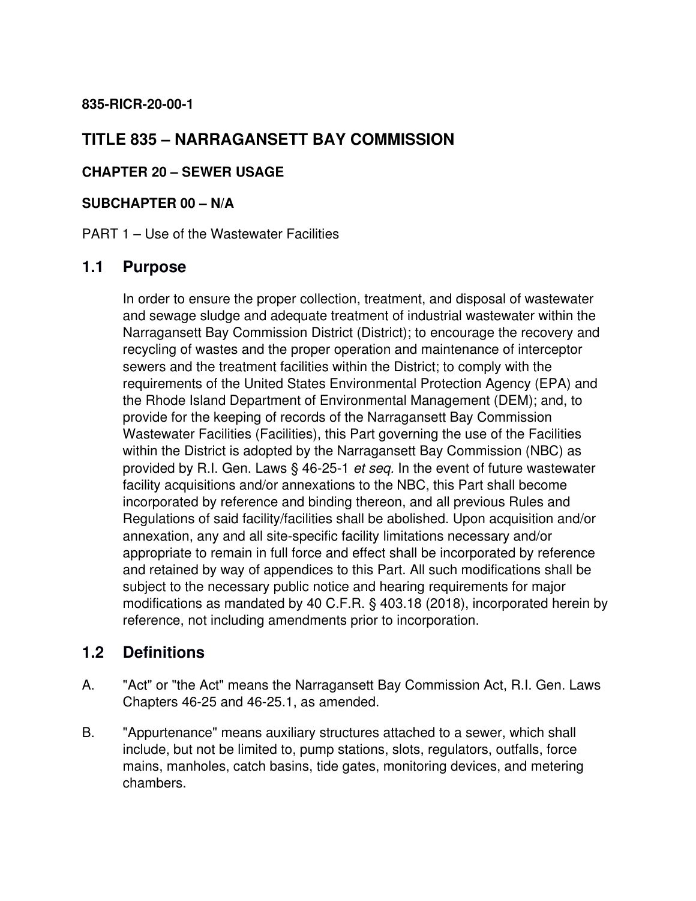**835-RICR-20-00-1**

# TITLE 835 – NARRAGANSETT BAY COMMISSION

### CHAPTER 20 – SEWER USAGE

### SUBCHAPTER 00 – N/A

PART 1 – Use of the Wastewater Facilities

## 1.1 Purpose

In order to ensure the proper collection, treatment, and disposal of wastewater and sewage sludge and adequate treatment of industrial wastewater within the Narragansett Bay Commission District (District); to encourage the recovery and recycling of wastes and the proper operation and maintenance of interceptor sewers and the treatment facilities within the District; to comply with the requirements of the United States Environmental Protection Agency (EPA) and the Rhode Island Department of Environmental Management (DEM); and, to provide for the keeping of records of the Narragansett Bay Commission Wastewater Facilities (Facilities), this Part governing the use of the Facilities within the District is adopted by the Narragansett Bay Commission (NBC) as provided by R.I. Gen. Laws § 46-25-1 *et seq.* In the event of future wastewater facility acquisitions and/or annexations to the NBC, this Part shall become incorporated by reference and binding thereon, and all previous Rules and Regulations of said facility/facilities shall be abolished. Upon acquisition and/or annexation, any and all site-specific facility limitations necessary and/or appropriate to remain in full force and effect shall be incorporated by reference and retained by way of appendices to this Part. All such modifications shall be subject to the necessary public notice and hearing requirements for major modifications as mandated by 40 C.F.R. § 403.18 (2018), incorporated herein by reference, not including amendments prior to incorporation.

## 1.2 Definitions

A. "Act" or "the Act" means the Narragansett Bay Commission Act, R.I. Gen. Laws Chapters 46-25 and 46-25.1, as amended.

B. "Appurtenance" means auxiliary structures attached to a sewer, which shall include, but not be limited to, pump stations, slots, regulators, outfalls, force mains, manholes, catch basins, tide gates, monitoring devices, and metering chambers.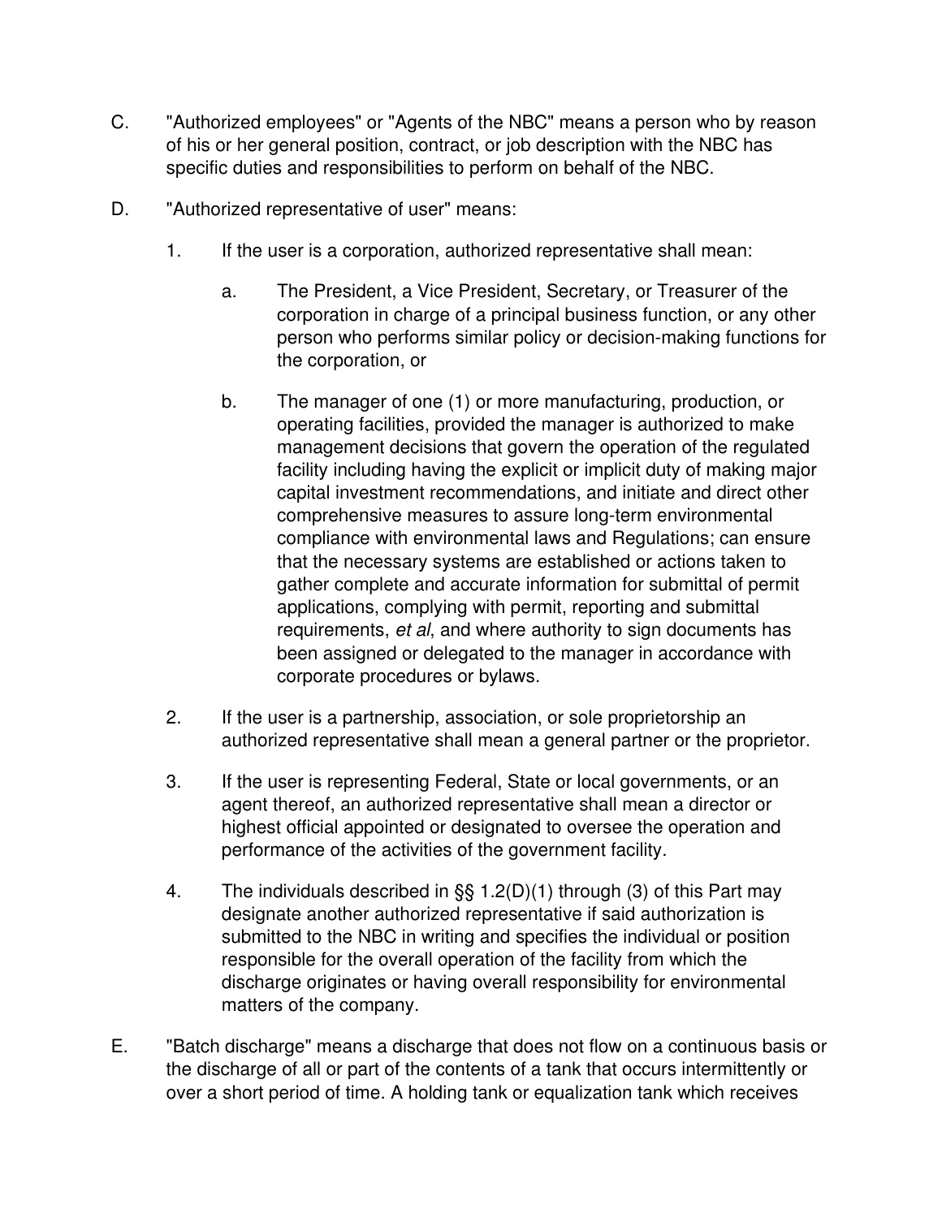C. "Authorized employees" or "Agents of the NBC" means a person who by reason of his or her general position, contract, or job description with the NBC has specific duties and responsibilities to perform on behalf of the NBC.

D. "Authorized representative of user" means:

1. If the user is a corporation, authorized representative shall mean:

   a. The President, a Vice President, Secretary, or Treasurer of the corporation in charge of a principal business function, or any other person who performs similar policy or decision-making functions for the corporation, or

   b. The manager of one (1) or more manufacturing, production, or operating facilities, provided the manager is authorized to make management decisions that govern the operation of the regulated facility including having the explicit or implicit duty of making major capital investment recommendations, and initiate and direct other comprehensive measures to assure long-term environmental compliance with environmental laws and Regulations; can ensure that the necessary systems are established or actions taken to gather complete and accurate information for submittal of permit applications, complying with permit, reporting and submittal requirements, *et al*, and where authority to sign documents has been assigned or delegated to the manager in accordance with corporate procedures or bylaws.

2. If the user is a partnership, association, or sole proprietorship an authorized representative shall mean a general partner or the proprietor.

3. If the user is representing Federal, State or local governments, or an agent thereof, an authorized representative shall mean a director or highest official appointed or designated to oversee the operation and performance of the activities of the government facility.

4. The individuals described in §§ 1.2(D)(1) through (3) of this Part may designate another authorized representative if said authorization is submitted to the NBC in writing and specifies the individual or position responsible for the overall operation of the facility from which the discharge originates or having overall responsibility for environmental matters of the company.

E. "Batch discharge" means a discharge that does not flow on a continuous basis or the discharge of all or part of the contents of a tank that occurs intermittently or over a short period of time. A holding tank or equalization tank which receives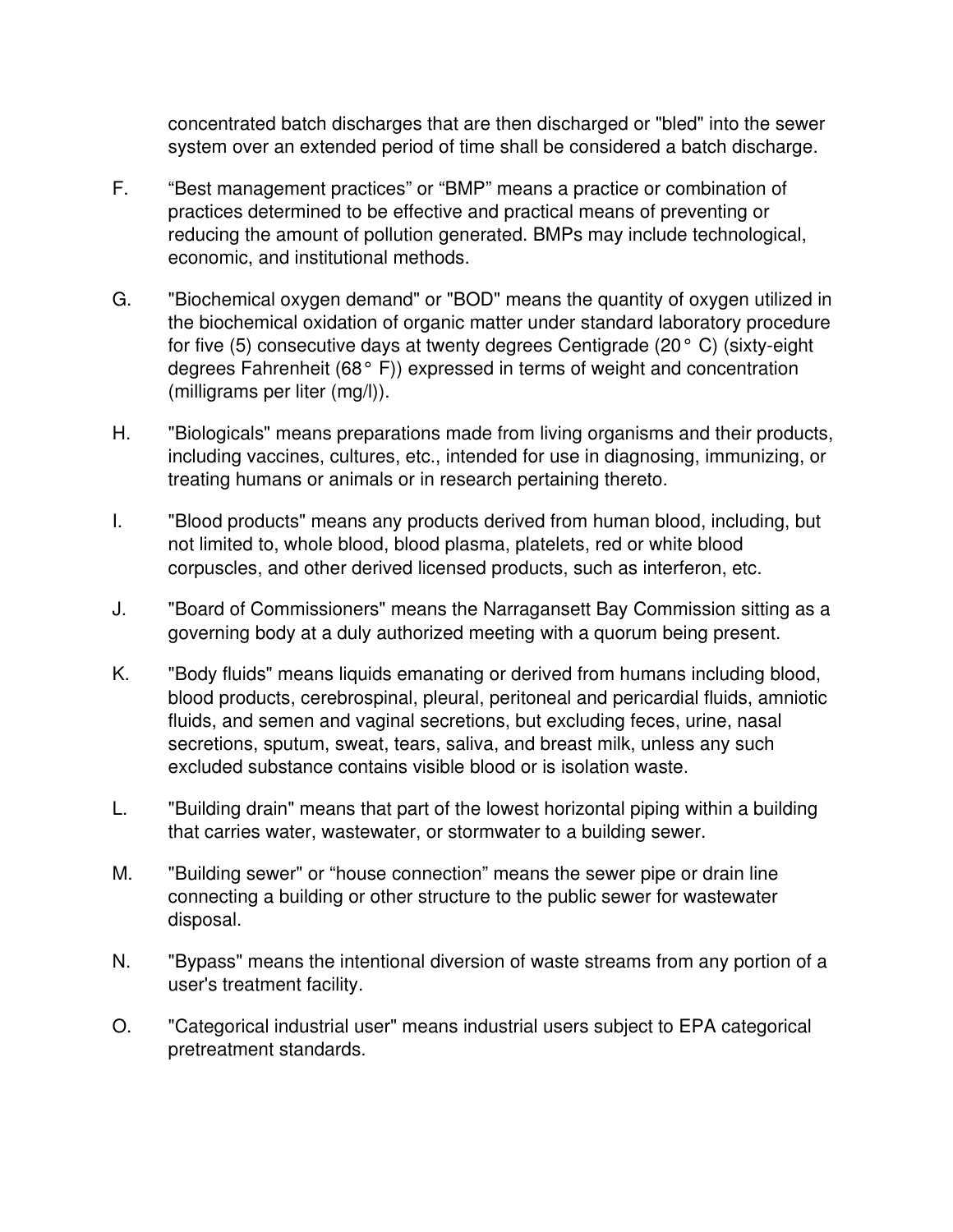concentrated batch discharges that are then discharged or "bled" into the sewer system over an extended period of time shall be considered a batch discharge.

F. “Best management practices” or “BMP” means a practice or combination of practices determined to be effective and practical means of preventing or reducing the amount of pollution generated. BMPs may include technological, economic, and institutional methods.

G. "Biochemical oxygen demand" or "BOD" means the quantity of oxygen utilized in the biochemical oxidation of organic matter under standard laboratory procedure for five (5) consecutive days at twenty degrees Centigrade (20° C) (sixty-eight degrees Fahrenheit (68° F)) expressed in terms of weight and concentration (milligrams per liter (mg/l)).

H. "Biologicals" means preparations made from living organisms and their products, including vaccines, cultures, etc., intended for use in diagnosing, immunizing, or treating humans or animals or in research pertaining thereto.

I. "Blood products" means any products derived from human blood, including, but not limited to, whole blood, blood plasma, platelets, red or white blood corpuscles, and other derived licensed products, such as interferon, etc.

J. "Board of Commissioners" means the Narragansett Bay Commission sitting as a governing body at a duly authorized meeting with a quorum being present.

K. "Body fluids" means liquids emanating or derived from humans including blood, blood products, cerebrospinal, pleural, peritoneal and pericardial fluids, amniotic fluids, and semen and vaginal secretions, but excluding feces, urine, nasal secretions, sputum, sweat, tears, saliva, and breast milk, unless any such excluded substance contains visible blood or is isolation waste.

L. "Building drain" means that part of the lowest horizontal piping within a building that carries water, wastewater, or stormwater to a building sewer.

M. "Building sewer" or “house connection” means the sewer pipe or drain line connecting a building or other structure to the public sewer for wastewater disposal.

N. "Bypass" means the intentional diversion of waste streams from any portion of a user's treatment facility.

O. "Categorical industrial user" means industrial users subject to EPA categorical pretreatment standards.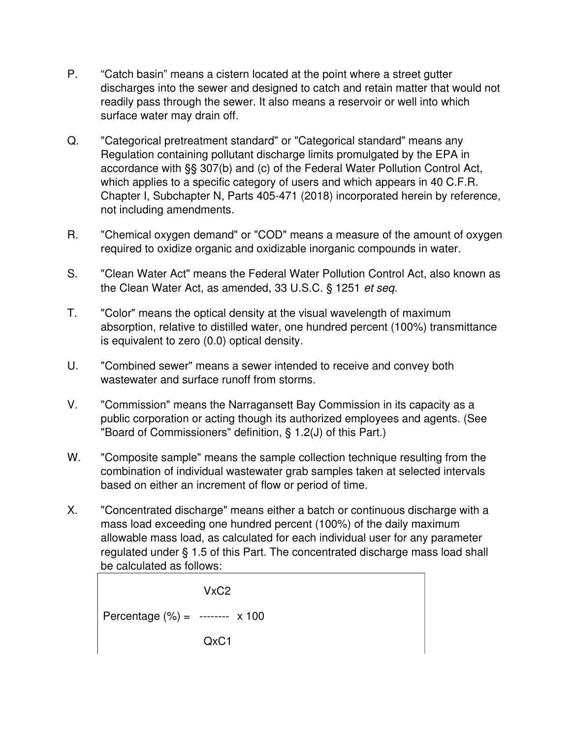P. "Catch basin" means a cistern located at the point where a street gutter discharges into the sewer and designed to catch and retain matter that would not readily pass through the sewer. It also means a reservoir or well into which surface water may drain off.

Q. "Categorical pretreatment standard" or "Categorical standard" means any Regulation containing pollutant discharge limits promulgated by the EPA in accordance with §§ 307(b) and (c) of the Federal Water Pollution Control Act, which applies to a specific category of users and which appears in 40 C.F.R. Chapter I, Subchapter N, Parts 405-471 (2018) incorporated herein by reference, not including amendments.

R. "Chemical oxygen demand" or "COD" means a measure of the amount of oxygen required to oxidize organic and oxidizable inorganic compounds in water.

S. "Clean Water Act" means the Federal Water Pollution Control Act, also known as the Clean Water Act, as amended, 33 U.S.C. § 1251 *et seq.*

T. "Color" means the optical density at the visual wavelength of maximum absorption, relative to distilled water, one hundred percent (100%) transmittance is equivalent to zero (0.0) optical density.

U. "Combined sewer" means a sewer intended to receive and convey both wastewater and surface runoff from storms.

V. "Commission" means the Narragansett Bay Commission in its capacity as a public corporation or acting though its authorized employees and agents. (See "Board of Commissioners" definition, § 1.2(J) of this Part.)

W. "Composite sample" means the sample collection technique resulting from the combination of individual wastewater grab samples taken at selected intervals based on either an increment of flow or period of time.

X. "Concentrated discharge" means either a batch or continuous discharge with a mass load exceeding one hundred percent (100%) of the daily maximum allowable mass load, as calculated for each individual user for any parameter regulated under § 1.5 of this Part. The concentrated discharge mass load shall be calculated as follows:

$$\text{Percentage (\%)} = \frac{V \times C2}{Q \times C1} \times 100$$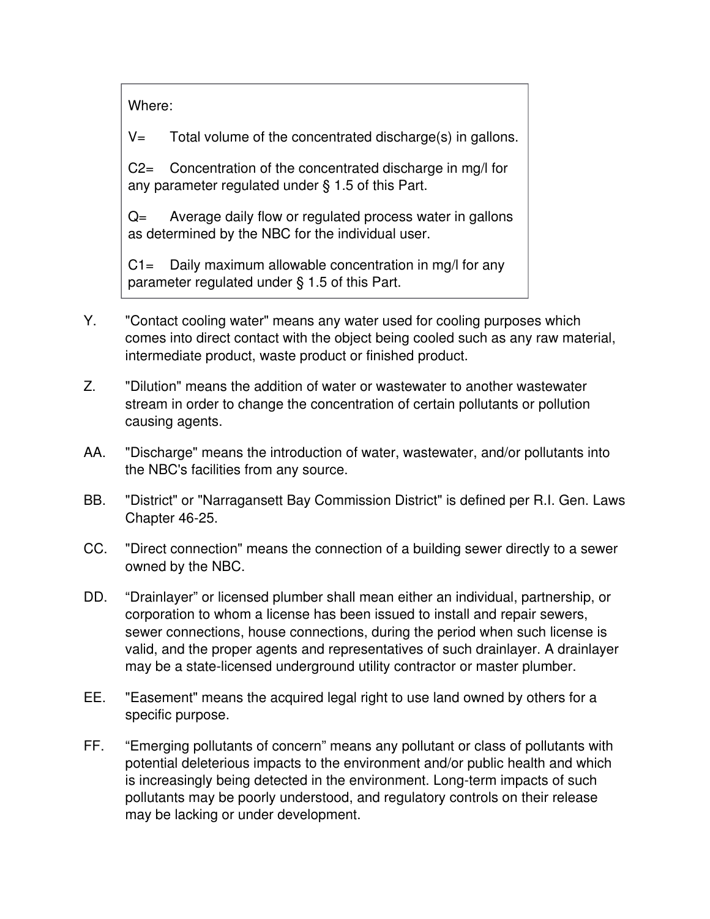Where:

$V$= Total volume of the concentrated discharge(s) in gallons.

$C2$= Concentration of the concentrated discharge in mg/l for any parameter regulated under § 1.5 of this Part.

$Q$= Average daily flow or regulated process water in gallons as determined by the NBC for the individual user.

$C1$= Daily maximum allowable concentration in mg/l for any parameter regulated under § 1.5 of this Part.

Y. "Contact cooling water" means any water used for cooling purposes which comes into direct contact with the object being cooled such as any raw material, intermediate product, waste product or finished product.

Z. "Dilution" means the addition of water or wastewater to another wastewater stream in order to change the concentration of certain pollutants or pollution causing agents.

AA. "Discharge" means the introduction of water, wastewater, and/or pollutants into the NBC's facilities from any source.

BB. "District" or "Narragansett Bay Commission District" is defined per R.I. Gen. Laws Chapter 46-25.

CC. "Direct connection" means the connection of a building sewer directly to a sewer owned by the NBC.

DD. “Drainlayer” or licensed plumber shall mean either an individual, partnership, or corporation to whom a license has been issued to install and repair sewers, sewer connections, house connections, during the period when such license is valid, and the proper agents and representatives of such drainlayer. A drainlayer may be a state-licensed underground utility contractor or master plumber.

EE. "Easement" means the acquired legal right to use land owned by others for a specific purpose.

FF. “Emerging pollutants of concern” means any pollutant or class of pollutants with potential deleterious impacts to the environment and/or public health and which is increasingly being detected in the environment. Long-term impacts of such pollutants may be poorly understood, and regulatory controls on their release may be lacking or under development.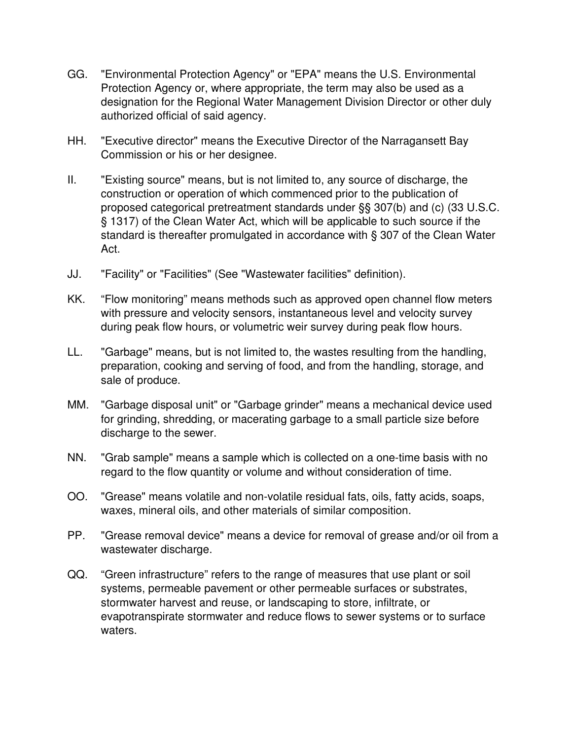GG. "Environmental Protection Agency" or "EPA" means the U.S. Environmental Protection Agency or, where appropriate, the term may also be used as a designation for the Regional Water Management Division Director or other duly authorized official of said agency.

HH. "Executive director" means the Executive Director of the Narragansett Bay Commission or his or her designee.

II. "Existing source" means, but is not limited to, any source of discharge, the construction or operation of which commenced prior to the publication of proposed categorical pretreatment standards under §§ 307(b) and (c) (33 U.S.C. § 1317) of the Clean Water Act, which will be applicable to such source if the standard is thereafter promulgated in accordance with § 307 of the Clean Water Act.

JJ. "Facility" or "Facilities" (See "Wastewater facilities" definition).

KK. “Flow monitoring” means methods such as approved open channel flow meters with pressure and velocity sensors, instantaneous level and velocity survey during peak flow hours, or volumetric weir survey during peak flow hours.

LL. "Garbage" means, but is not limited to, the wastes resulting from the handling, preparation, cooking and serving of food, and from the handling, storage, and sale of produce.

MM. "Garbage disposal unit" or "Garbage grinder" means a mechanical device used for grinding, shredding, or macerating garbage to a small particle size before discharge to the sewer.

NN. "Grab sample" means a sample which is collected on a one-time basis with no regard to the flow quantity or volume and without consideration of time.

OO. "Grease" means volatile and non-volatile residual fats, oils, fatty acids, soaps, waxes, mineral oils, and other materials of similar composition.

PP. "Grease removal device" means a device for removal of grease and/or oil from a wastewater discharge.

QQ. “Green infrastructure” refers to the range of measures that use plant or soil systems, permeable pavement or other permeable surfaces or substrates, stormwater harvest and reuse, or landscaping to store, infiltrate, or evapotranspirate stormwater and reduce flows to sewer systems or to surface waters.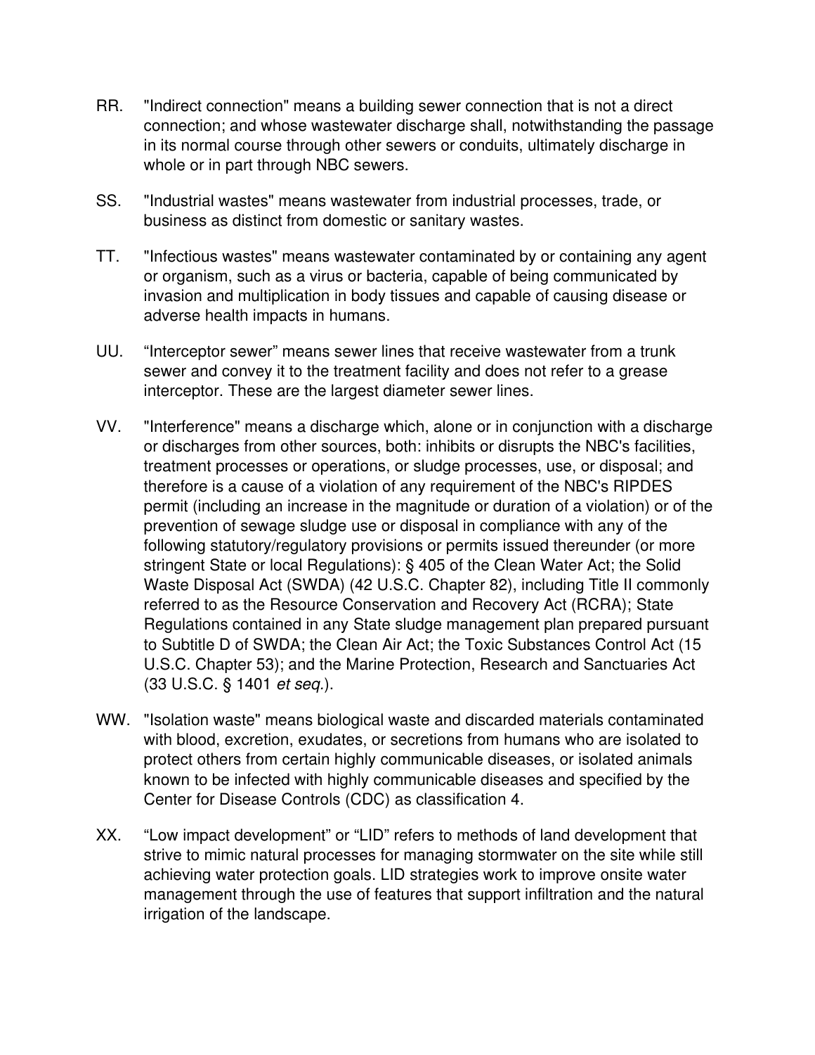RR. "Indirect connection" means a building sewer connection that is not a direct connection; and whose wastewater discharge shall, notwithstanding the passage in its normal course through other sewers or conduits, ultimately discharge in whole or in part through NBC sewers.

SS. "Industrial wastes" means wastewater from industrial processes, trade, or business as distinct from domestic or sanitary wastes.

TT. "Infectious wastes" means wastewater contaminated by or containing any agent or organism, such as a virus or bacteria, capable of being communicated by invasion and multiplication in body tissues and capable of causing disease or adverse health impacts in humans.

UU. “Interceptor sewer” means sewer lines that receive wastewater from a trunk sewer and convey it to the treatment facility and does not refer to a grease interceptor. These are the largest diameter sewer lines.

VV. "Interference" means a discharge which, alone or in conjunction with a discharge or discharges from other sources, both: inhibits or disrupts the NBC's facilities, treatment processes or operations, or sludge processes, use, or disposal; and therefore is a cause of a violation of any requirement of the NBC's RIPDES permit (including an increase in the magnitude or duration of a violation) or of the prevention of sewage sludge use or disposal in compliance with any of the following statutory/regulatory provisions or permits issued thereunder (or more stringent State or local Regulations): § 405 of the Clean Water Act; the Solid Waste Disposal Act (SWDA) (42 U.S.C. Chapter 82), including Title II commonly referred to as the Resource Conservation and Recovery Act (RCRA); State Regulations contained in any State sludge management plan prepared pursuant to Subtitle D of SWDA; the Clean Air Act; the Toxic Substances Control Act (15 U.S.C. Chapter 53); and the Marine Protection, Research and Sanctuaries Act (33 U.S.C. § 1401 *et seq.*).

WW. "Isolation waste" means biological waste and discarded materials contaminated with blood, excretion, exudates, or secretions from humans who are isolated to protect others from certain highly communicable diseases, or isolated animals known to be infected with highly communicable diseases and specified by the Center for Disease Controls (CDC) as classification 4.

XX. “Low impact development” or “LID” refers to methods of land development that strive to mimic natural processes for managing stormwater on the site while still achieving water protection goals. LID strategies work to improve onsite water management through the use of features that support infiltration and the natural irrigation of the landscape.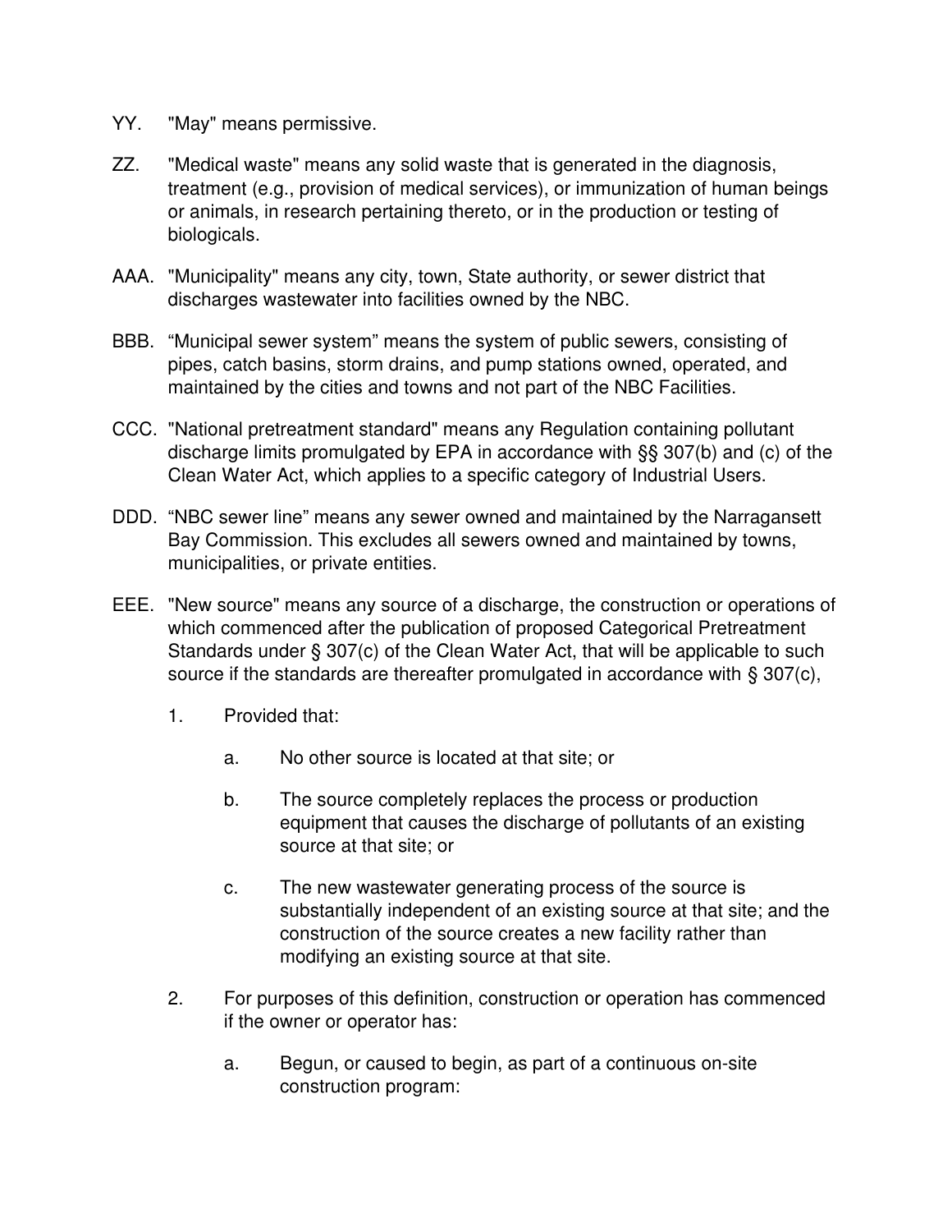YY. "May" means permissive.

ZZ. "Medical waste" means any solid waste that is generated in the diagnosis, treatment (e.g., provision of medical services), or immunization of human beings or animals, in research pertaining thereto, or in the production or testing of biologicals.

AAA. "Municipality" means any city, town, State authority, or sewer district that discharges wastewater into facilities owned by the NBC.

BBB. “Municipal sewer system” means the system of public sewers, consisting of pipes, catch basins, storm drains, and pump stations owned, operated, and maintained by the cities and towns and not part of the NBC Facilities.

CCC. "National pretreatment standard" means any Regulation containing pollutant discharge limits promulgated by EPA in accordance with §§ 307(b) and (c) of the Clean Water Act, which applies to a specific category of Industrial Users.

DDD. “NBC sewer line” means any sewer owned and maintained by the Narragansett Bay Commission. This excludes all sewers owned and maintained by towns, municipalities, or private entities.

EEE. "New source" means any source of a discharge, the construction or operations of which commenced after the publication of proposed Categorical Pretreatment Standards under § 307(c) of the Clean Water Act, that will be applicable to such source if the standards are thereafter promulgated in accordance with § 307(c),

1. Provided that:

   a. No other source is located at that site; or

   b. The source completely replaces the process or production equipment that causes the discharge of pollutants of an existing source at that site; or

   c. The new wastewater generating process of the source is substantially independent of an existing source at that site; and the construction of the source creates a new facility rather than modifying an existing source at that site.

2. For purposes of this definition, construction or operation has commenced if the owner or operator has:

   a. Begun, or caused to begin, as part of a continuous on-site construction program: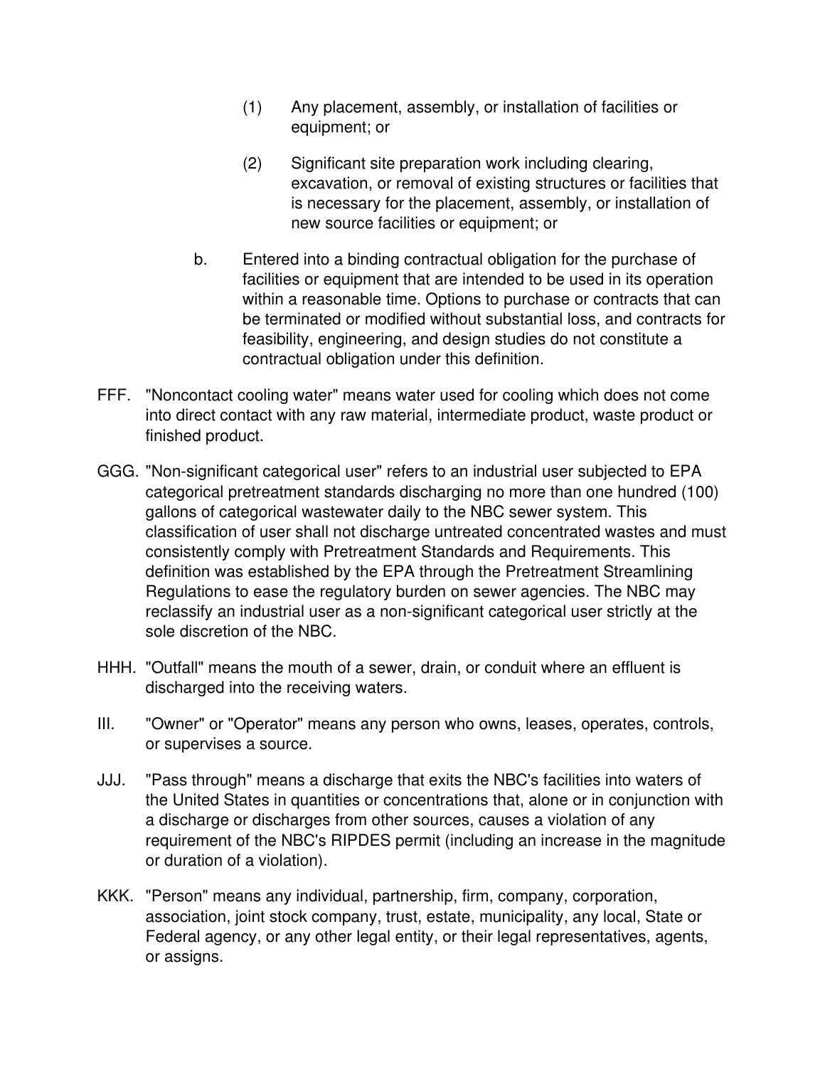(1) Any placement, assembly, or installation of facilities or equipment; or

(2) Significant site preparation work including clearing, excavation, or removal of existing structures or facilities that is necessary for the placement, assembly, or installation of new source facilities or equipment; or

b. Entered into a binding contractual obligation for the purchase of facilities or equipment that are intended to be used in its operation within a reasonable time. Options to purchase or contracts that can be terminated or modified without substantial loss, and contracts for feasibility, engineering, and design studies do not constitute a contractual obligation under this definition.

FFF. "Noncontact cooling water" means water used for cooling which does not come into direct contact with any raw material, intermediate product, waste product or finished product.

GGG. "Non-significant categorical user" refers to an industrial user subjected to EPA categorical pretreatment standards discharging no more than one hundred (100) gallons of categorical wastewater daily to the NBC sewer system. This classification of user shall not discharge untreated concentrated wastes and must consistently comply with Pretreatment Standards and Requirements. This definition was established by the EPA through the Pretreatment Streamlining Regulations to ease the regulatory burden on sewer agencies. The NBC may reclassify an industrial user as a non-significant categorical user strictly at the sole discretion of the NBC.

HHH. "Outfall" means the mouth of a sewer, drain, or conduit where an effluent is discharged into the receiving waters.

III. "Owner" or "Operator" means any person who owns, leases, operates, controls, or supervises a source.

JJJ. "Pass through" means a discharge that exits the NBC's facilities into waters of the United States in quantities or concentrations that, alone or in conjunction with a discharge or discharges from other sources, causes a violation of any requirement of the NBC's RIPDES permit (including an increase in the magnitude or duration of a violation).

KKK. "Person" means any individual, partnership, firm, company, corporation, association, joint stock company, trust, estate, municipality, any local, State or Federal agency, or any other legal entity, or their legal representatives, agents, or assigns.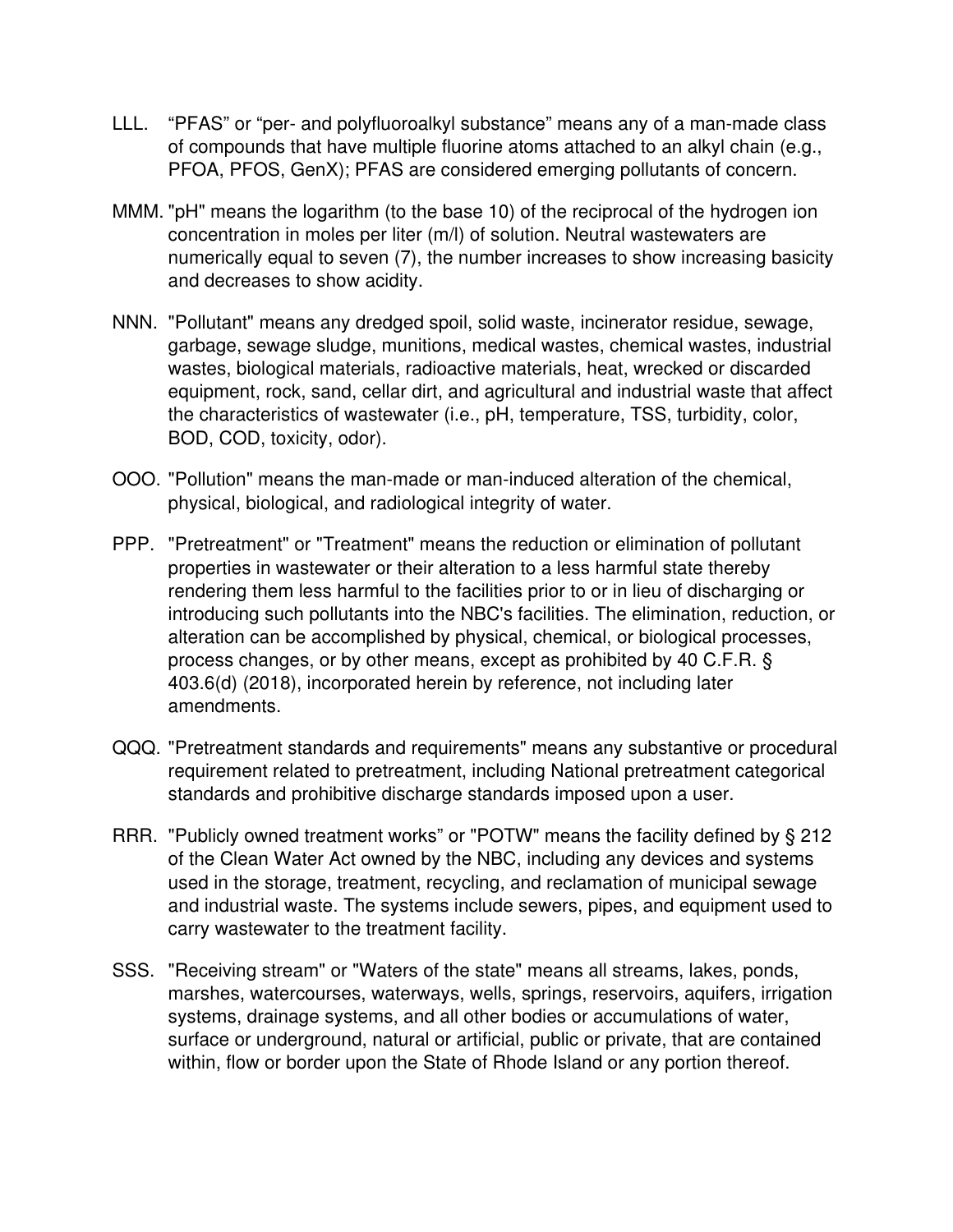LLL. "PFAS" or "per- and polyfluoroalkyl substance" means any of a man-made class of compounds that have multiple fluorine atoms attached to an alkyl chain (e.g., PFOA, PFOS, GenX); PFAS are considered emerging pollutants of concern.

MMM. "pH" means the logarithm (to the base 10) of the reciprocal of the hydrogen ion concentration in moles per liter (m/l) of solution. Neutral wastewaters are numerically equal to seven (7), the number increases to show increasing basicity and decreases to show acidity.

NNN. "Pollutant" means any dredged spoil, solid waste, incinerator residue, sewage, garbage, sewage sludge, munitions, medical wastes, chemical wastes, industrial wastes, biological materials, radioactive materials, heat, wrecked or discarded equipment, rock, sand, cellar dirt, and agricultural and industrial waste that affect the characteristics of wastewater (i.e., pH, temperature, TSS, turbidity, color, BOD, COD, toxicity, odor).

OOO. "Pollution" means the man-made or man-induced alteration of the chemical, physical, biological, and radiological integrity of water.

PPP. "Pretreatment" or "Treatment" means the reduction or elimination of pollutant properties in wastewater or their alteration to a less harmful state thereby rendering them less harmful to the facilities prior to or in lieu of discharging or introducing such pollutants into the NBC's facilities. The elimination, reduction, or alteration can be accomplished by physical, chemical, or biological processes, process changes, or by other means, except as prohibited by 40 C.F.R. § 403.6(d) (2018), incorporated herein by reference, not including later amendments.

QQQ. "Pretreatment standards and requirements" means any substantive or procedural requirement related to pretreatment, including National pretreatment categorical standards and prohibitive discharge standards imposed upon a user.

RRR. "Publicly owned treatment works" or "POTW" means the facility defined by § 212 of the Clean Water Act owned by the NBC, including any devices and systems used in the storage, treatment, recycling, and reclamation of municipal sewage and industrial waste. The systems include sewers, pipes, and equipment used to carry wastewater to the treatment facility.

SSS. "Receiving stream" or "Waters of the state" means all streams, lakes, ponds, marshes, watercourses, waterways, wells, springs, reservoirs, aquifers, irrigation systems, drainage systems, and all other bodies or accumulations of water, surface or underground, natural or artificial, public or private, that are contained within, flow or border upon the State of Rhode Island or any portion thereof.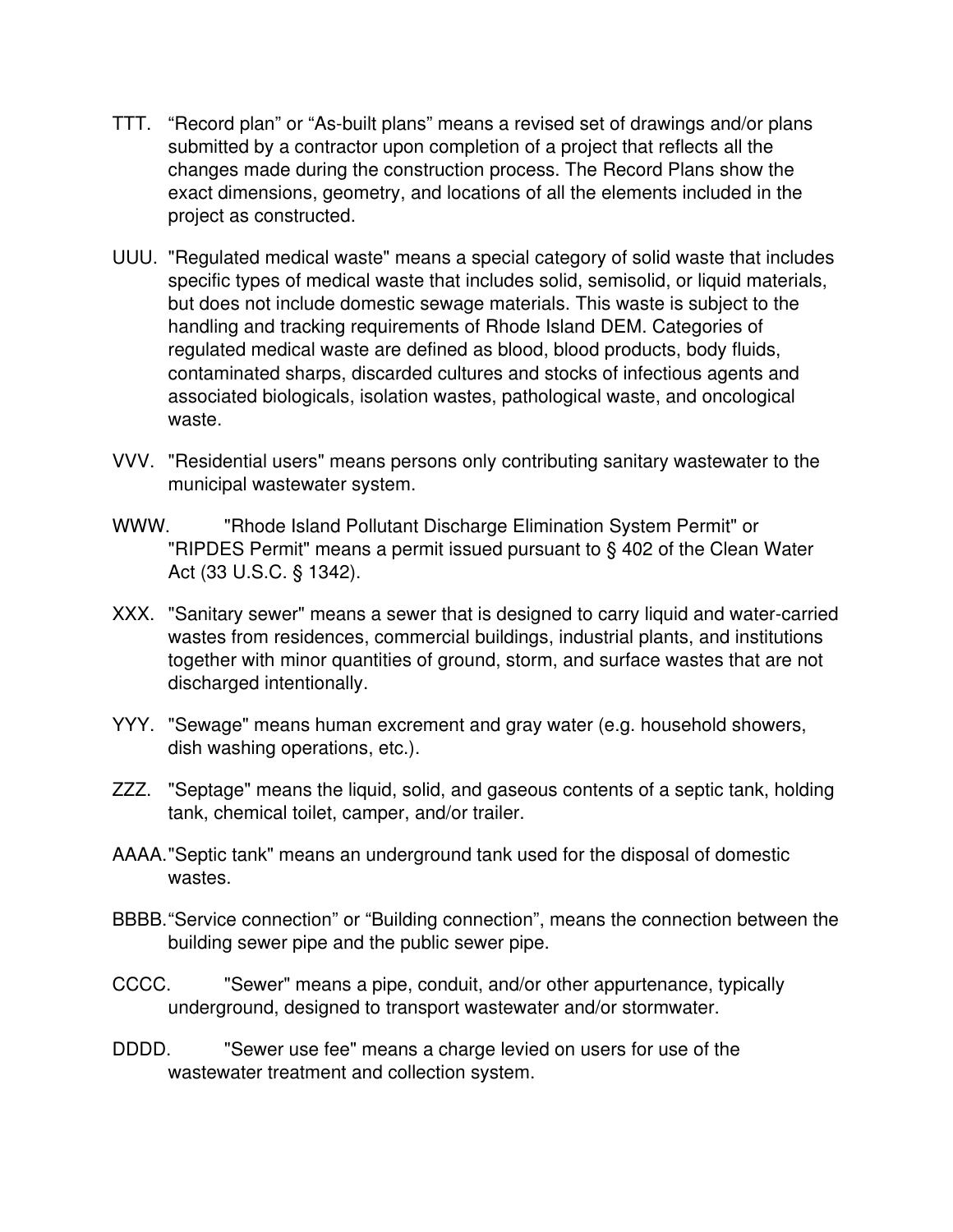TTT. "Record plan" or "As-built plans" means a revised set of drawings and/or plans submitted by a contractor upon completion of a project that reflects all the changes made during the construction process. The Record Plans show the exact dimensions, geometry, and locations of all the elements included in the project as constructed.

UUU. "Regulated medical waste" means a special category of solid waste that includes specific types of medical waste that includes solid, semisolid, or liquid materials, but does not include domestic sewage materials. This waste is subject to the handling and tracking requirements of Rhode Island DEM. Categories of regulated medical waste are defined as blood, blood products, body fluids, contaminated sharps, discarded cultures and stocks of infectious agents and associated biologicals, isolation wastes, pathological waste, and oncological waste.

VVV. "Residential users" means persons only contributing sanitary wastewater to the municipal wastewater system.

WWW. "Rhode Island Pollutant Discharge Elimination System Permit" or "RIPDES Permit" means a permit issued pursuant to § 402 of the Clean Water Act (33 U.S.C. § 1342).

XXX. "Sanitary sewer" means a sewer that is designed to carry liquid and water-carried wastes from residences, commercial buildings, industrial plants, and institutions together with minor quantities of ground, storm, and surface wastes that are not discharged intentionally.

YYY. "Sewage" means human excrement and gray water (e.g. household showers, dish washing operations, etc.).

ZZZ. "Septage" means the liquid, solid, and gaseous contents of a septic tank, holding tank, chemical toilet, camper, and/or trailer.

AAAA. "Septic tank" means an underground tank used for the disposal of domestic wastes.

BBBB. "Service connection" or "Building connection", means the connection between the building sewer pipe and the public sewer pipe.

CCCC. "Sewer" means a pipe, conduit, and/or other appurtenance, typically underground, designed to transport wastewater and/or stormwater.

DDDD. "Sewer use fee" means a charge levied on users for use of the wastewater treatment and collection system.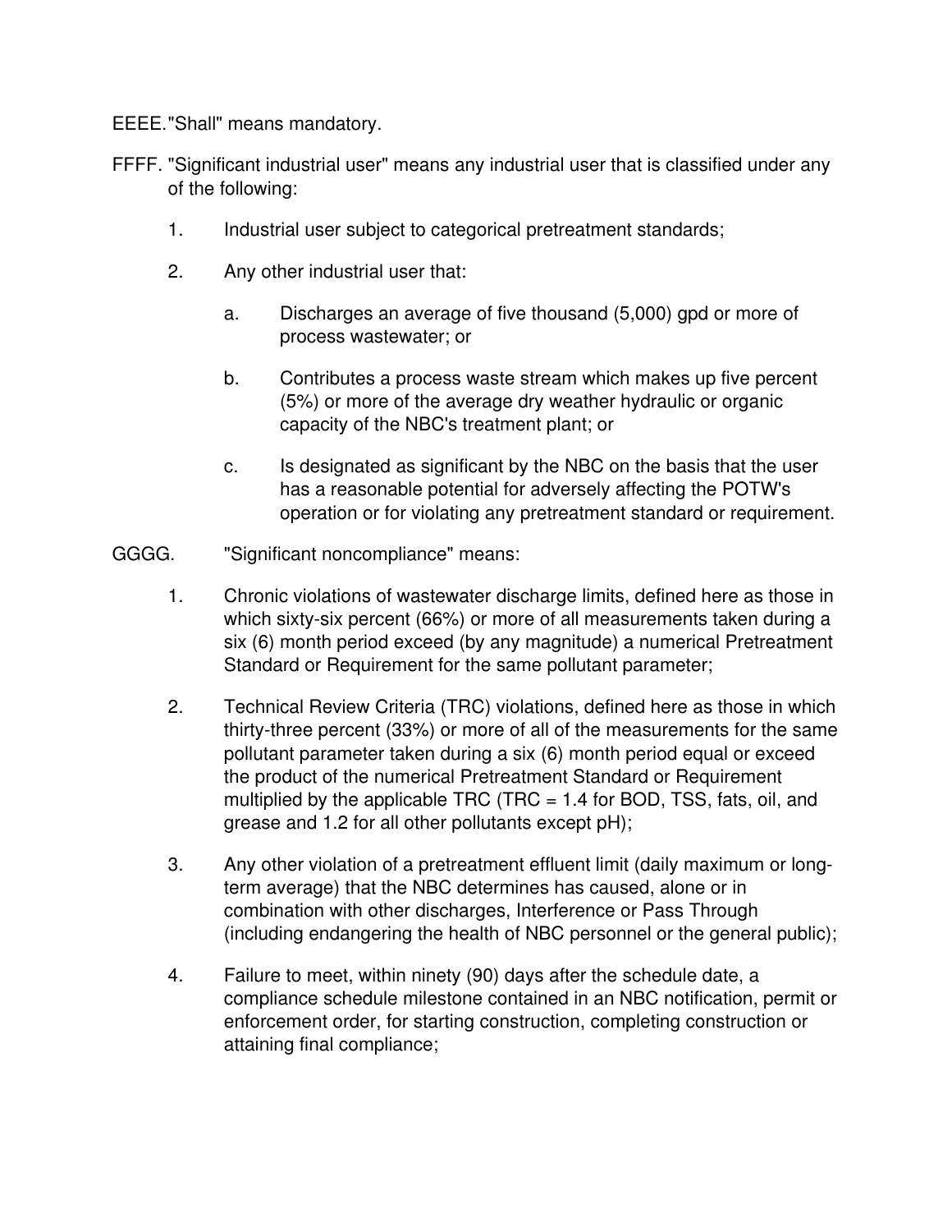EEEE. "Shall" means mandatory.

FFFF. "Significant industrial user" means any industrial user that is classified under any of the following:

1. Industrial user subject to categorical pretreatment standards;

2. Any other industrial user that:

   a. Discharges an average of five thousand (5,000) gpd or more of process wastewater; or

   b. Contributes a process waste stream which makes up five percent (5%) or more of the average dry weather hydraulic or organic capacity of the NBC's treatment plant; or

   c. Is designated as significant by the NBC on the basis that the user has a reasonable potential for adversely affecting the POTW's operation or for violating any pretreatment standard or requirement.

GGGG. "Significant noncompliance" means:

1. Chronic violations of wastewater discharge limits, defined here as those in which sixty-six percent (66%) or more of all measurements taken during a six (6) month period exceed (by any magnitude) a numerical Pretreatment Standard or Requirement for the same pollutant parameter;

2. Technical Review Criteria (TRC) violations, defined here as those in which thirty-three percent (33%) or more of all of the measurements for the same pollutant parameter taken during a six (6) month period equal or exceed the product of the numerical Pretreatment Standard or Requirement multiplied by the applicable TRC (TRC = 1.4 for BOD, TSS, fats, oil, and grease and 1.2 for all other pollutants except pH);

3. Any other violation of a pretreatment effluent limit (daily maximum or long-term average) that the NBC determines has caused, alone or in combination with other discharges, Interference or Pass Through (including endangering the health of NBC personnel or the general public);

4. Failure to meet, within ninety (90) days after the schedule date, a compliance schedule milestone contained in an NBC notification, permit or enforcement order, for starting construction, completing construction or attaining final compliance;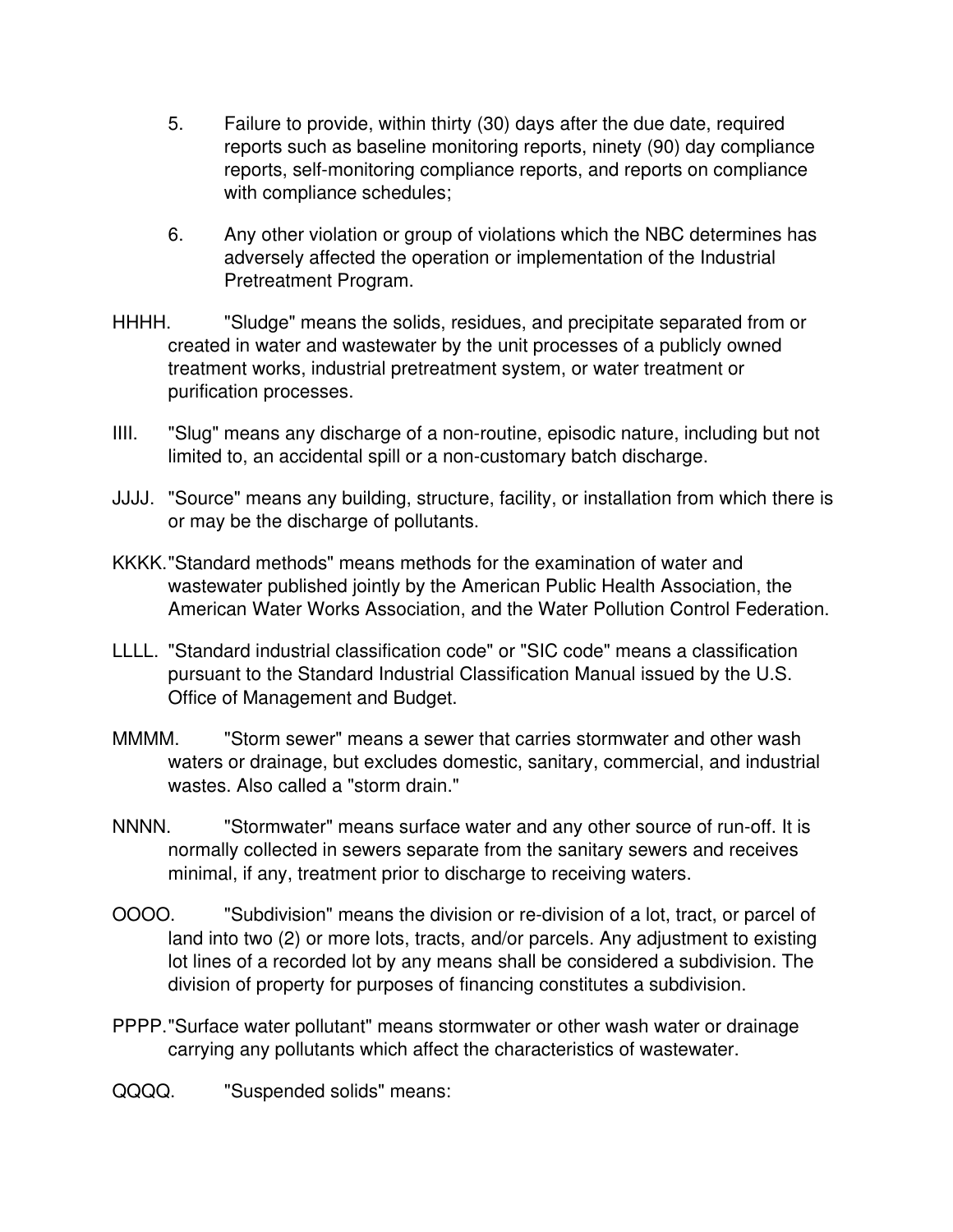5. Failure to provide, within thirty (30) days after the due date, required reports such as baseline monitoring reports, ninety (90) day compliance reports, self-monitoring compliance reports, and reports on compliance with compliance schedules;

6. Any other violation or group of violations which the NBC determines has adversely affected the operation or implementation of the Industrial Pretreatment Program.

HHHH. "Sludge" means the solids, residues, and precipitate separated from or created in water and wastewater by the unit processes of a publicly owned treatment works, industrial pretreatment system, or water treatment or purification processes.

IIII. "Slug" means any discharge of a non-routine, episodic nature, including but not limited to, an accidental spill or a non-customary batch discharge.

JJJJ. "Source" means any building, structure, facility, or installation from which there is or may be the discharge of pollutants.

KKKK. "Standard methods" means methods for the examination of water and wastewater published jointly by the American Public Health Association, the American Water Works Association, and the Water Pollution Control Federation.

LLLL. "Standard industrial classification code" or "SIC code" means a classification pursuant to the Standard Industrial Classification Manual issued by the U.S. Office of Management and Budget.

MMMM. "Storm sewer" means a sewer that carries stormwater and other wash waters or drainage, but excludes domestic, sanitary, commercial, and industrial wastes. Also called a "storm drain."

NNNN. "Stormwater" means surface water and any other source of run-off. It is normally collected in sewers separate from the sanitary sewers and receives minimal, if any, treatment prior to discharge to receiving waters.

OOOO. "Subdivision" means the division or re-division of a lot, tract, or parcel of land into two (2) or more lots, tracts, and/or parcels. Any adjustment to existing lot lines of a recorded lot by any means shall be considered a subdivision. The division of property for purposes of financing constitutes a subdivision.

PPPP. "Surface water pollutant" means stormwater or other wash water or drainage carrying any pollutants which affect the characteristics of wastewater.

QQQQ. "Suspended solids" means: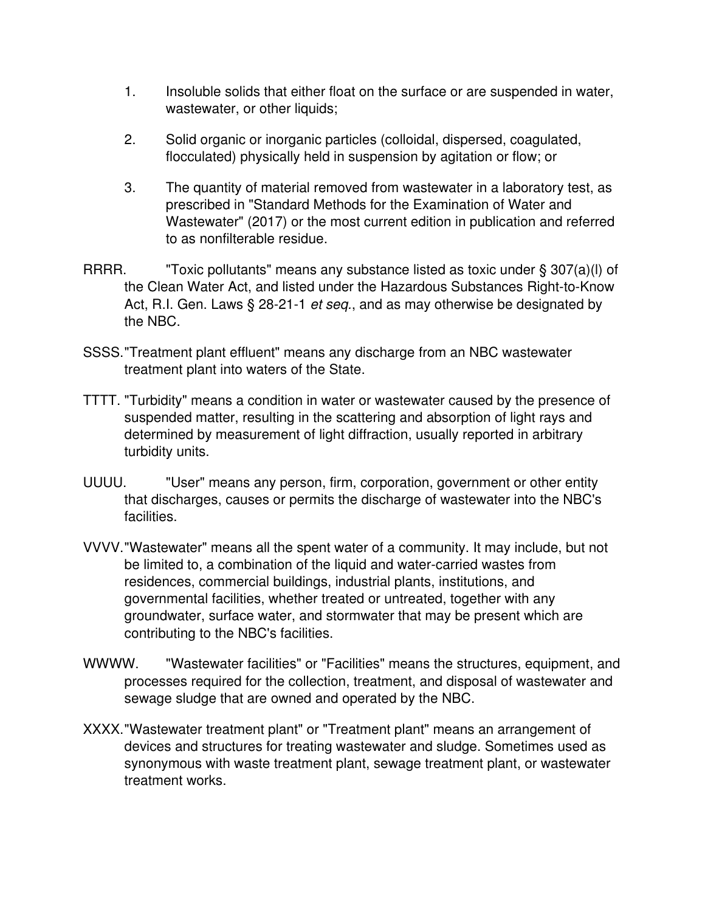1. Insoluble solids that either float on the surface or are suspended in water, wastewater, or other liquids;

2. Solid organic or inorganic particles (colloidal, dispersed, coagulated, flocculated) physically held in suspension by agitation or flow; or

3. The quantity of material removed from wastewater in a laboratory test, as prescribed in "Standard Methods for the Examination of Water and Wastewater" (2017) or the most current edition in publication and referred to as nonfilterable residue.

RRRR. "Toxic pollutants" means any substance listed as toxic under § 307(a)(l) of the Clean Water Act, and listed under the Hazardous Substances Right-to-Know Act, R.I. Gen. Laws § 28-21-1 *et seq.*, and as may otherwise be designated by the NBC.

SSSS. "Treatment plant effluent" means any discharge from an NBC wastewater treatment plant into waters of the State.

TTTT. "Turbidity" means a condition in water or wastewater caused by the presence of suspended matter, resulting in the scattering and absorption of light rays and determined by measurement of light diffraction, usually reported in arbitrary turbidity units.

UUUU. "User" means any person, firm, corporation, government or other entity that discharges, causes or permits the discharge of wastewater into the NBC's facilities.

VVVV. "Wastewater" means all the spent water of a community. It may include, but not be limited to, a combination of the liquid and water-carried wastes from residences, commercial buildings, industrial plants, institutions, and governmental facilities, whether treated or untreated, together with any groundwater, surface water, and stormwater that may be present which are contributing to the NBC's facilities.

WWWW. "Wastewater facilities" or "Facilities" means the structures, equipment, and processes required for the collection, treatment, and disposal of wastewater and sewage sludge that are owned and operated by the NBC.

XXXX. "Wastewater treatment plant" or "Treatment plant" means an arrangement of devices and structures for treating wastewater and sludge. Sometimes used as synonymous with waste treatment plant, sewage treatment plant, or wastewater treatment works.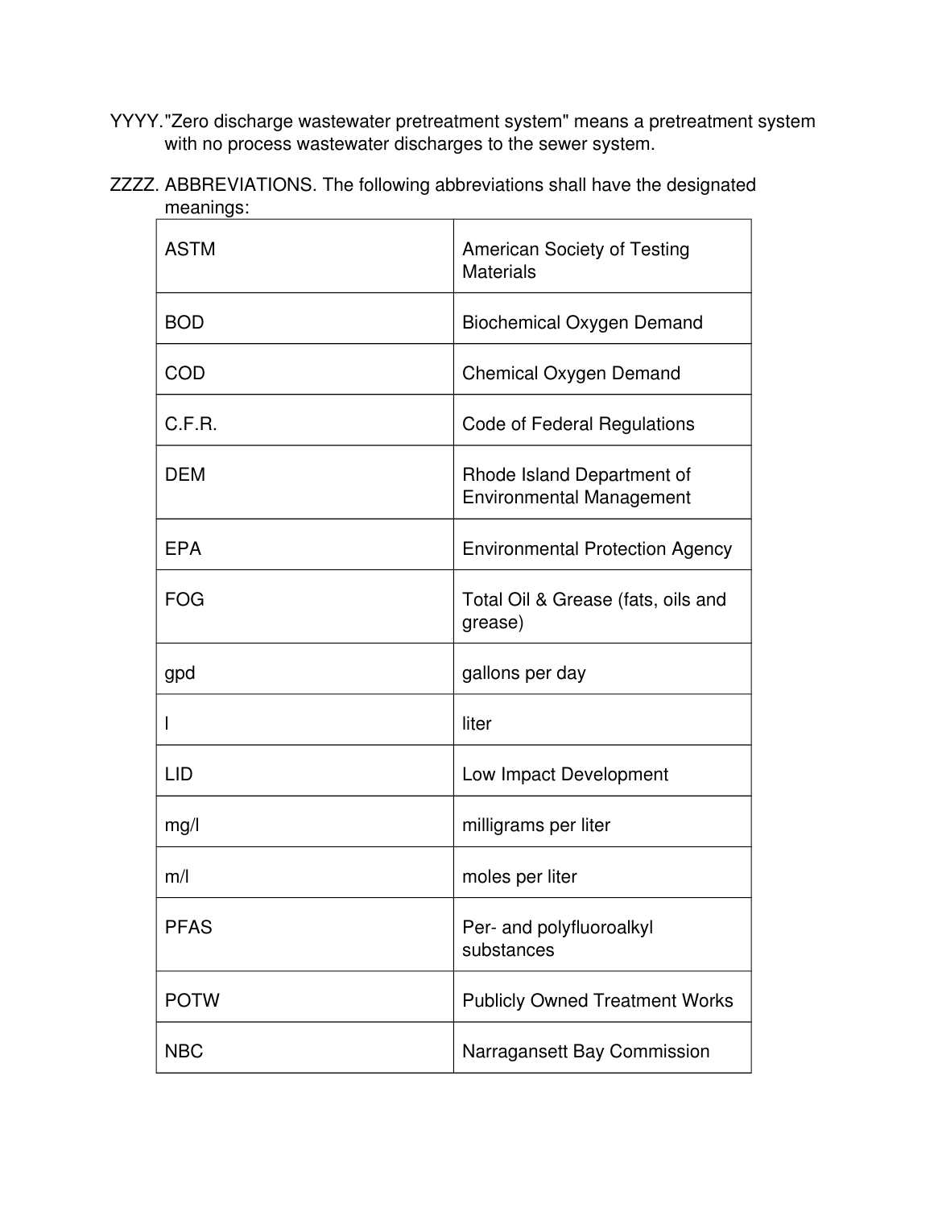YYYY. "Zero discharge wastewater pretreatment system" means a pretreatment system with no process wastewater discharges to the sewer system.

ZZZZ. ABBREVIATIONS. The following abbreviations shall have the designated meanings:

| | |
|---|---|
| ASTM | American Society of Testing Materials |
| BOD | Biochemical Oxygen Demand |
| COD | Chemical Oxygen Demand |
| C.F.R. | Code of Federal Regulations |
| DEM | Rhode Island Department of Environmental Management |
| EPA | Environmental Protection Agency |
| FOG | Total Oil & Grease (fats, oils and grease) |
| gpd | gallons per day |
| l | liter |
| LID | Low Impact Development |
| mg/l | milligrams per liter |
| m/l | moles per liter |
| PFAS | Per- and polyfluoroalkyl substances |
| POTW | Publicly Owned Treatment Works |
| NBC | Narragansett Bay Commission |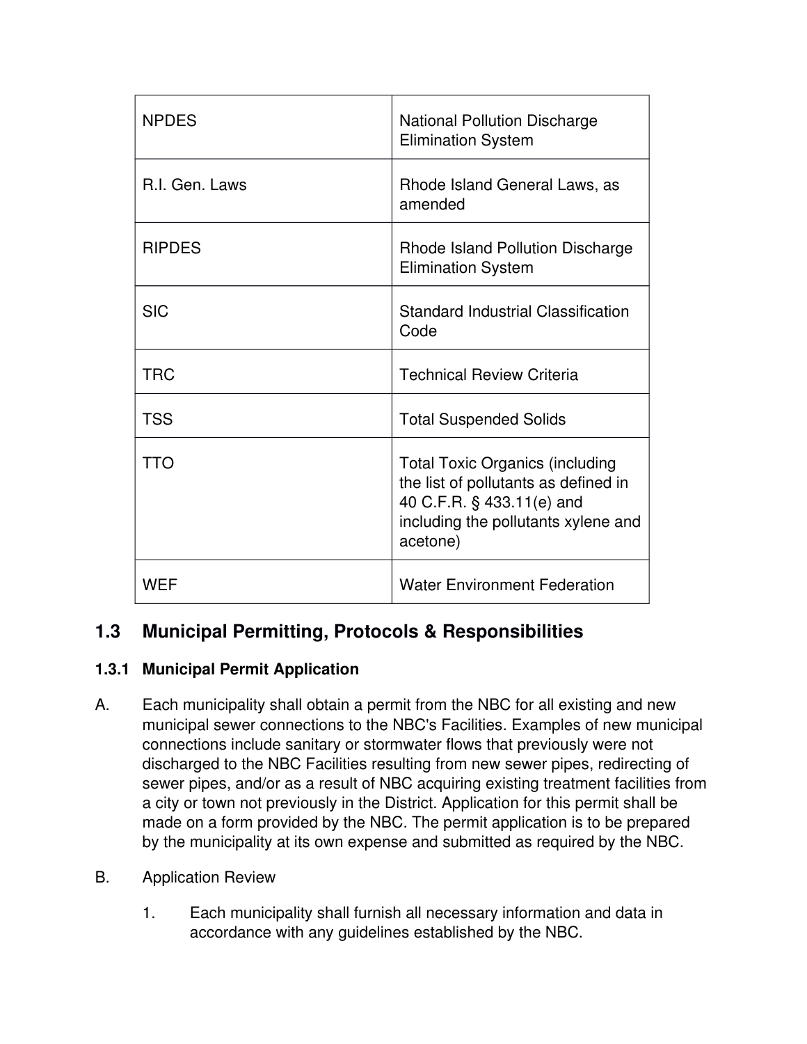| | |
|---|---|
| NPDES | National Pollution Discharge Elimination System |
| R.I. Gen. Laws | Rhode Island General Laws, as amended |
| RIPDES | Rhode Island Pollution Discharge Elimination System |
| SIC | Standard Industrial Classification Code |
| TRC | Technical Review Criteria |
| TSS | Total Suspended Solids |
| TTO | Total Toxic Organics (including the list of pollutants as defined in 40 C.F.R. § 433.11(e) and including the pollutants xylene and acetone) |
| WEF | Water Environment Federation |

## 1.3 Municipal Permitting, Protocols & Responsibilities

### 1.3.1 Municipal Permit Application

A. Each municipality shall obtain a permit from the NBC for all existing and new municipal sewer connections to the NBC's Facilities. Examples of new municipal connections include sanitary or stormwater flows that previously were not discharged to the NBC Facilities resulting from new sewer pipes, redirecting of sewer pipes, and/or as a result of NBC acquiring existing treatment facilities from a city or town not previously in the District. Application for this permit shall be made on a form provided by the NBC. The permit application is to be prepared by the municipality at its own expense and submitted as required by the NBC.

B. Application Review

1. Each municipality shall furnish all necessary information and data in accordance with any guidelines established by the NBC.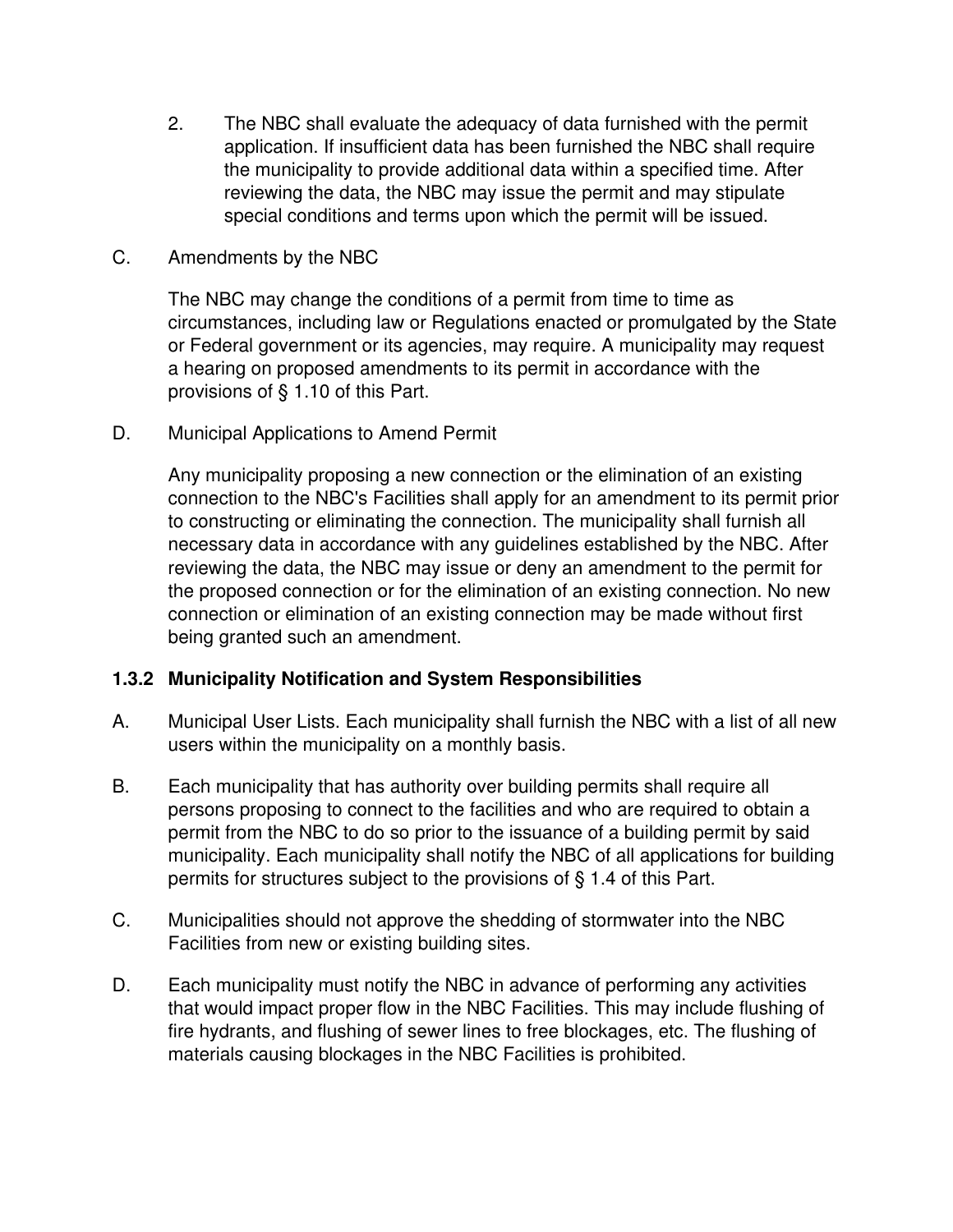2. The NBC shall evaluate the adequacy of data furnished with the permit application. If insufficient data has been furnished the NBC shall require the municipality to provide additional data within a specified time. After reviewing the data, the NBC may issue the permit and may stipulate special conditions and terms upon which the permit will be issued.

C. Amendments by the NBC

The NBC may change the conditions of a permit from time to time as circumstances, including law or Regulations enacted or promulgated by the State or Federal government or its agencies, may require. A municipality may request a hearing on proposed amendments to its permit in accordance with the provisions of § 1.10 of this Part.

D. Municipal Applications to Amend Permit

Any municipality proposing a new connection or the elimination of an existing connection to the NBC's Facilities shall apply for an amendment to its permit prior to constructing or eliminating the connection. The municipality shall furnish all necessary data in accordance with any guidelines established by the NBC. After reviewing the data, the NBC may issue or deny an amendment to the permit for the proposed connection or for the elimination of an existing connection. No new connection or elimination of an existing connection may be made without first being granted such an amendment.

### 1.3.2 Municipality Notification and System Responsibilities

A. Municipal User Lists. Each municipality shall furnish the NBC with a list of all new users within the municipality on a monthly basis.

B. Each municipality that has authority over building permits shall require all persons proposing to connect to the facilities and who are required to obtain a permit from the NBC to do so prior to the issuance of a building permit by said municipality. Each municipality shall notify the NBC of all applications for building permits for structures subject to the provisions of § 1.4 of this Part.

C. Municipalities should not approve the shedding of stormwater into the NBC Facilities from new or existing building sites.

D. Each municipality must notify the NBC in advance of performing any activities that would impact proper flow in the NBC Facilities. This may include flushing of fire hydrants, and flushing of sewer lines to free blockages, etc. The flushing of materials causing blockages in the NBC Facilities is prohibited.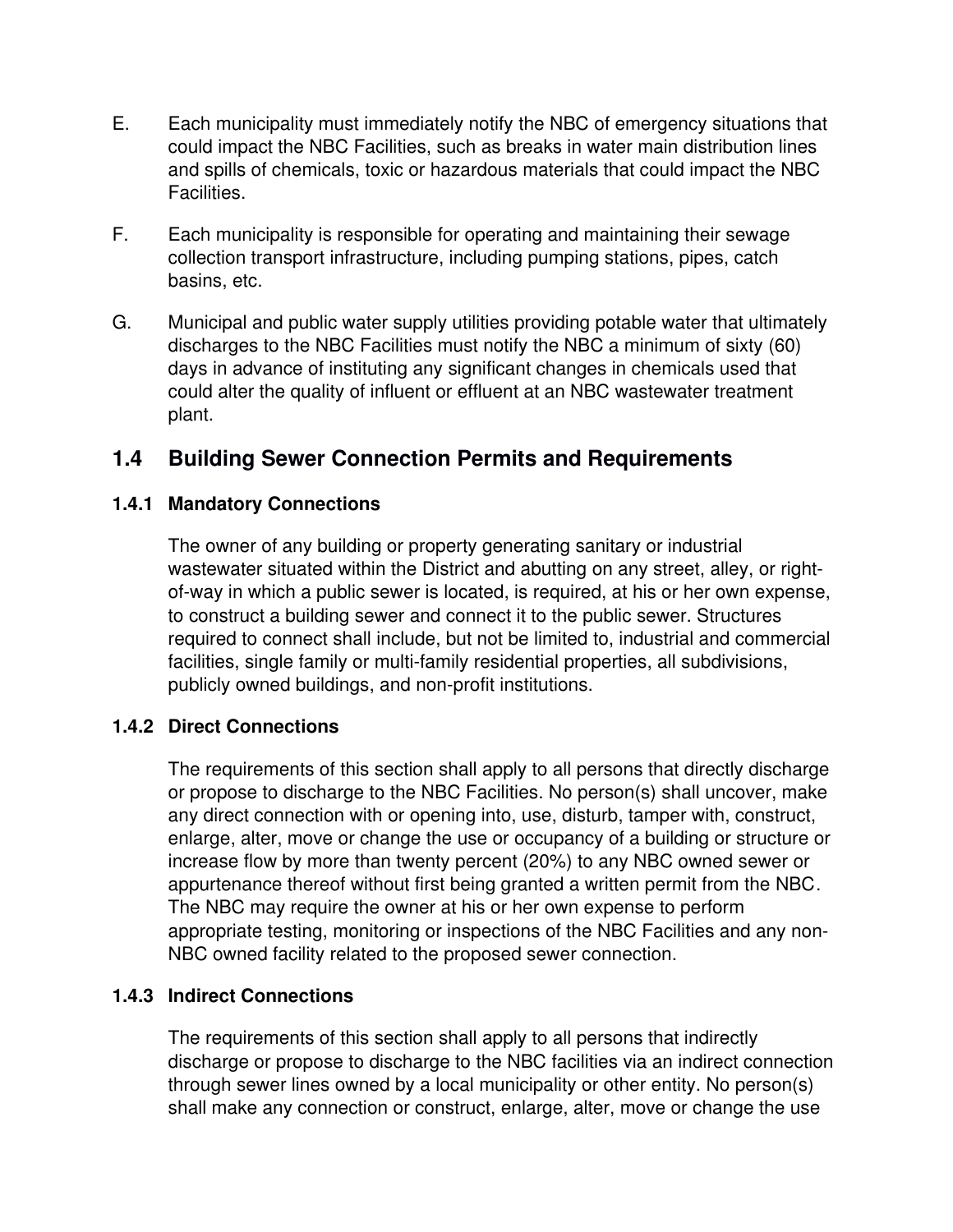E. Each municipality must immediately notify the NBC of emergency situations that could impact the NBC Facilities, such as breaks in water main distribution lines and spills of chemicals, toxic or hazardous materials that could impact the NBC Facilities.

F. Each municipality is responsible for operating and maintaining their sewage collection transport infrastructure, including pumping stations, pipes, catch basins, etc.

G. Municipal and public water supply utilities providing potable water that ultimately discharges to the NBC Facilities must notify the NBC a minimum of sixty (60) days in advance of instituting any significant changes in chemicals used that could alter the quality of influent or effluent at an NBC wastewater treatment plant.

## 1.4 Building Sewer Connection Permits and Requirements

### 1.4.1 Mandatory Connections

The owner of any building or property generating sanitary or industrial wastewater situated within the District and abutting on any street, alley, or right-of-way in which a public sewer is located, is required, at his or her own expense, to construct a building sewer and connect it to the public sewer. Structures required to connect shall include, but not be limited to, industrial and commercial facilities, single family or multi-family residential properties, all subdivisions, publicly owned buildings, and non-profit institutions.

### 1.4.2 Direct Connections

The requirements of this section shall apply to all persons that directly discharge or propose to discharge to the NBC Facilities. No person(s) shall uncover, make any direct connection with or opening into, use, disturb, tamper with, construct, enlarge, alter, move or change the use or occupancy of a building or structure or increase flow by more than twenty percent (20%) to any NBC owned sewer or appurtenance thereof without first being granted a written permit from the NBC. The NBC may require the owner at his or her own expense to perform appropriate testing, monitoring or inspections of the NBC Facilities and any non-NBC owned facility related to the proposed sewer connection.

### 1.4.3 Indirect Connections

The requirements of this section shall apply to all persons that indirectly discharge or propose to discharge to the NBC facilities via an indirect connection through sewer lines owned by a local municipality or other entity. No person(s) shall make any connection or construct, enlarge, alter, move or change the use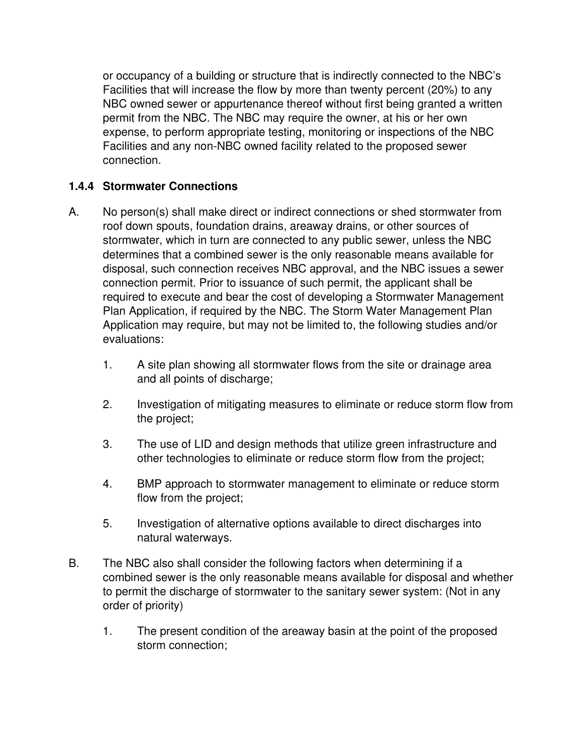or occupancy of a building or structure that is indirectly connected to the NBC's Facilities that will increase the flow by more than twenty percent (20%) to any NBC owned sewer or appurtenance thereof without first being granted a written permit from the NBC. The NBC may require the owner, at his or her own expense, to perform appropriate testing, monitoring or inspections of the NBC Facilities and any non-NBC owned facility related to the proposed sewer connection.

### 1.4.4 Stormwater Connections

A. No person(s) shall make direct or indirect connections or shed stormwater from roof down spouts, foundation drains, areaway drains, or other sources of stormwater, which in turn are connected to any public sewer, unless the NBC determines that a combined sewer is the only reasonable means available for disposal, such connection receives NBC approval, and the NBC issues a sewer connection permit. Prior to issuance of such permit, the applicant shall be required to execute and bear the cost of developing a Stormwater Management Plan Application, if required by the NBC. The Storm Water Management Plan Application may require, but may not be limited to, the following studies and/or evaluations:

   1. A site plan showing all stormwater flows from the site or drainage area and all points of discharge;

   2. Investigation of mitigating measures to eliminate or reduce storm flow from the project;

   3. The use of LID and design methods that utilize green infrastructure and other technologies to eliminate or reduce storm flow from the project;

   4. BMP approach to stormwater management to eliminate or reduce storm flow from the project;

   5. Investigation of alternative options available to direct discharges into natural waterways.

B. The NBC also shall consider the following factors when determining if a combined sewer is the only reasonable means available for disposal and whether to permit the discharge of stormwater to the sanitary sewer system: (Not in any order of priority)

   1. The present condition of the areaway basin at the point of the proposed storm connection;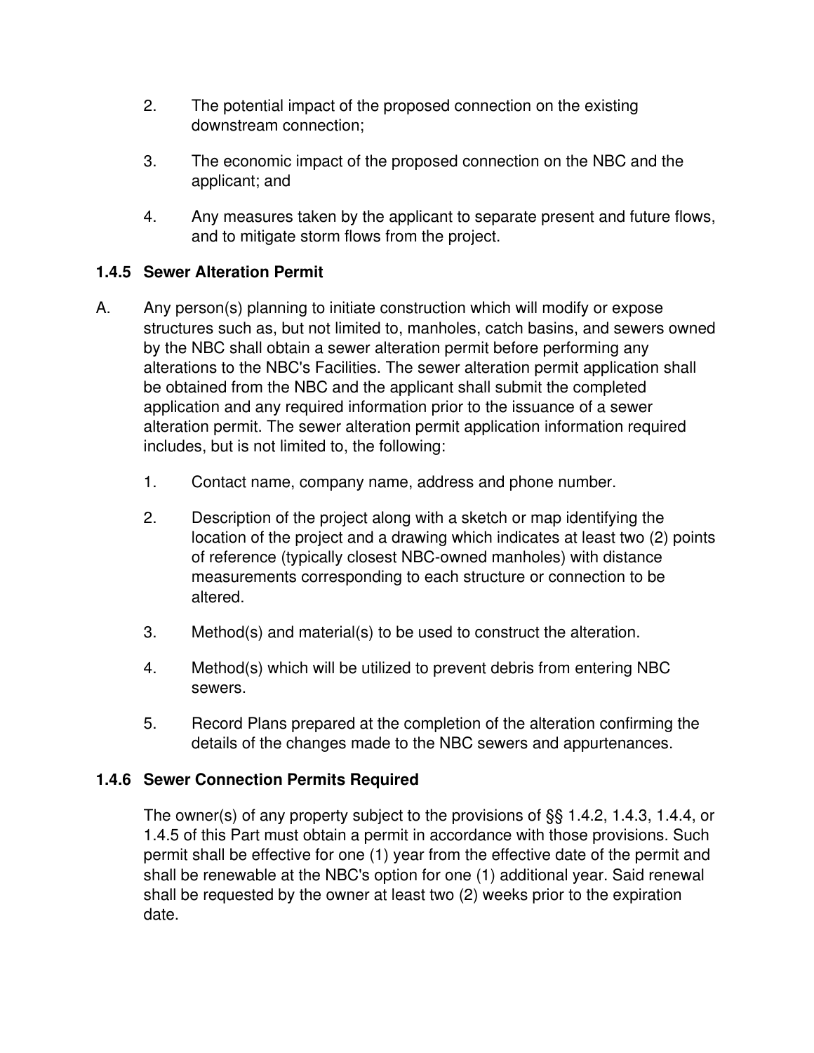2. The potential impact of the proposed connection on the existing downstream connection;

3. The economic impact of the proposed connection on the NBC and the applicant; and

4. Any measures taken by the applicant to separate present and future flows, and to mitigate storm flows from the project.

### 1.4.5 Sewer Alteration Permit

A. Any person(s) planning to initiate construction which will modify or expose structures such as, but not limited to, manholes, catch basins, and sewers owned by the NBC shall obtain a sewer alteration permit before performing any alterations to the NBC's Facilities. The sewer alteration permit application shall be obtained from the NBC and the applicant shall submit the completed application and any required information prior to the issuance of a sewer alteration permit. The sewer alteration permit application information required includes, but is not limited to, the following:

   1. Contact name, company name, address and phone number.

   2. Description of the project along with a sketch or map identifying the location of the project and a drawing which indicates at least two (2) points of reference (typically closest NBC-owned manholes) with distance measurements corresponding to each structure or connection to be altered.

   3. Method(s) and material(s) to be used to construct the alteration.

   4. Method(s) which will be utilized to prevent debris from entering NBC sewers.

   5. Record Plans prepared at the completion of the alteration confirming the details of the changes made to the NBC sewers and appurtenances.

### 1.4.6 Sewer Connection Permits Required

The owner(s) of any property subject to the provisions of §§ 1.4.2, 1.4.3, 1.4.4, or 1.4.5 of this Part must obtain a permit in accordance with those provisions. Such permit shall be effective for one (1) year from the effective date of the permit and shall be renewable at the NBC's option for one (1) additional year. Said renewal shall be requested by the owner at least two (2) weeks prior to the expiration date.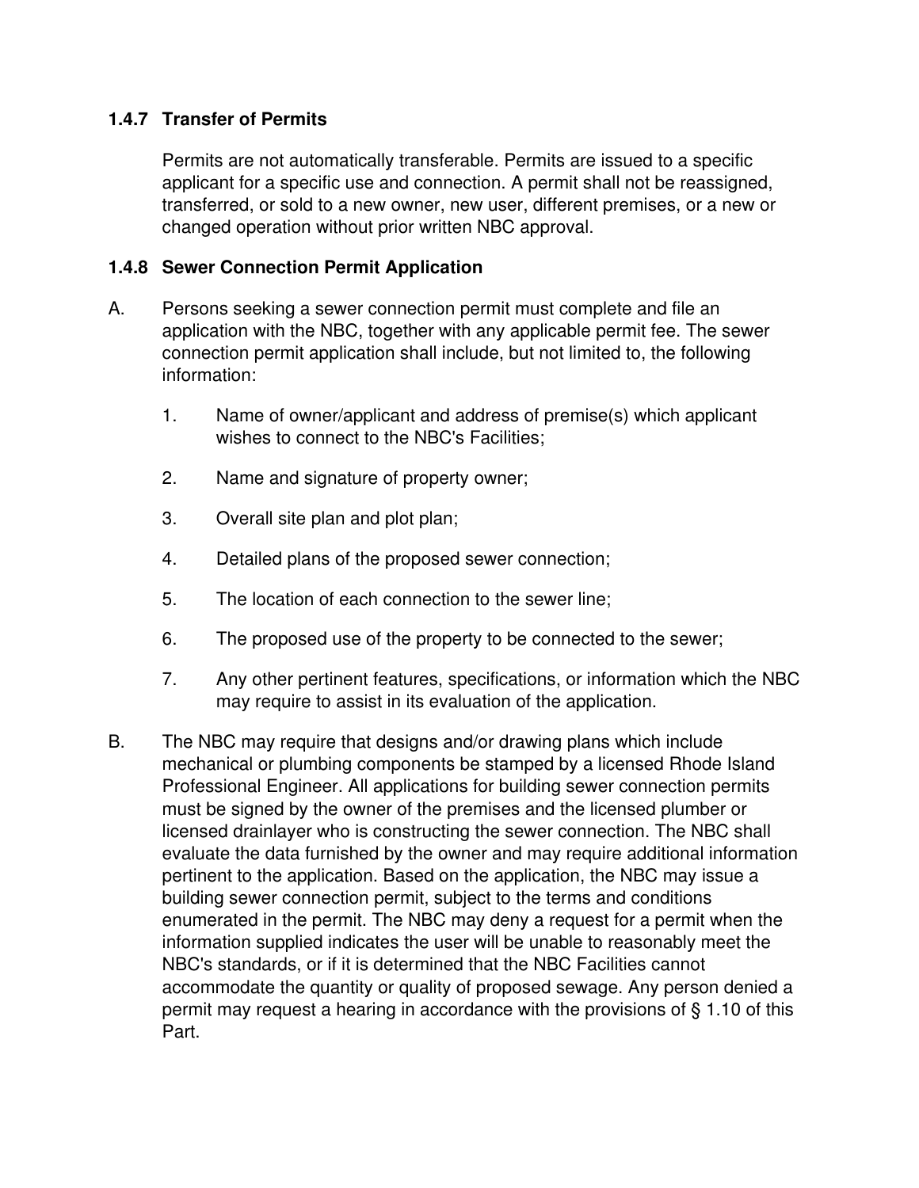### 1.4.7 Transfer of Permits

Permits are not automatically transferable. Permits are issued to a specific applicant for a specific use and connection. A permit shall not be reassigned, transferred, or sold to a new owner, new user, different premises, or a new or changed operation without prior written NBC approval.

### 1.4.8 Sewer Connection Permit Application

A. Persons seeking a sewer connection permit must complete and file an application with the NBC, together with any applicable permit fee. The sewer connection permit application shall include, but not limited to, the following information:

1. Name of owner/applicant and address of premise(s) which applicant wishes to connect to the NBC's Facilities;
2. Name and signature of property owner;
3. Overall site plan and plot plan;
4. Detailed plans of the proposed sewer connection;
5. The location of each connection to the sewer line;
6. The proposed use of the property to be connected to the sewer;
7. Any other pertinent features, specifications, or information which the NBC may require to assist in its evaluation of the application.

B. The NBC may require that designs and/or drawing plans which include mechanical or plumbing components be stamped by a licensed Rhode Island Professional Engineer. All applications for building sewer connection permits must be signed by the owner of the premises and the licensed plumber or licensed drainlayer who is constructing the sewer connection. The NBC shall evaluate the data furnished by the owner and may require additional information pertinent to the application. Based on the application, the NBC may issue a building sewer connection permit, subject to the terms and conditions enumerated in the permit. The NBC may deny a request for a permit when the information supplied indicates the user will be unable to reasonably meet the NBC's standards, or if it is determined that the NBC Facilities cannot accommodate the quantity or quality of proposed sewage. Any person denied a permit may request a hearing in accordance with the provisions of § 1.10 of this Part.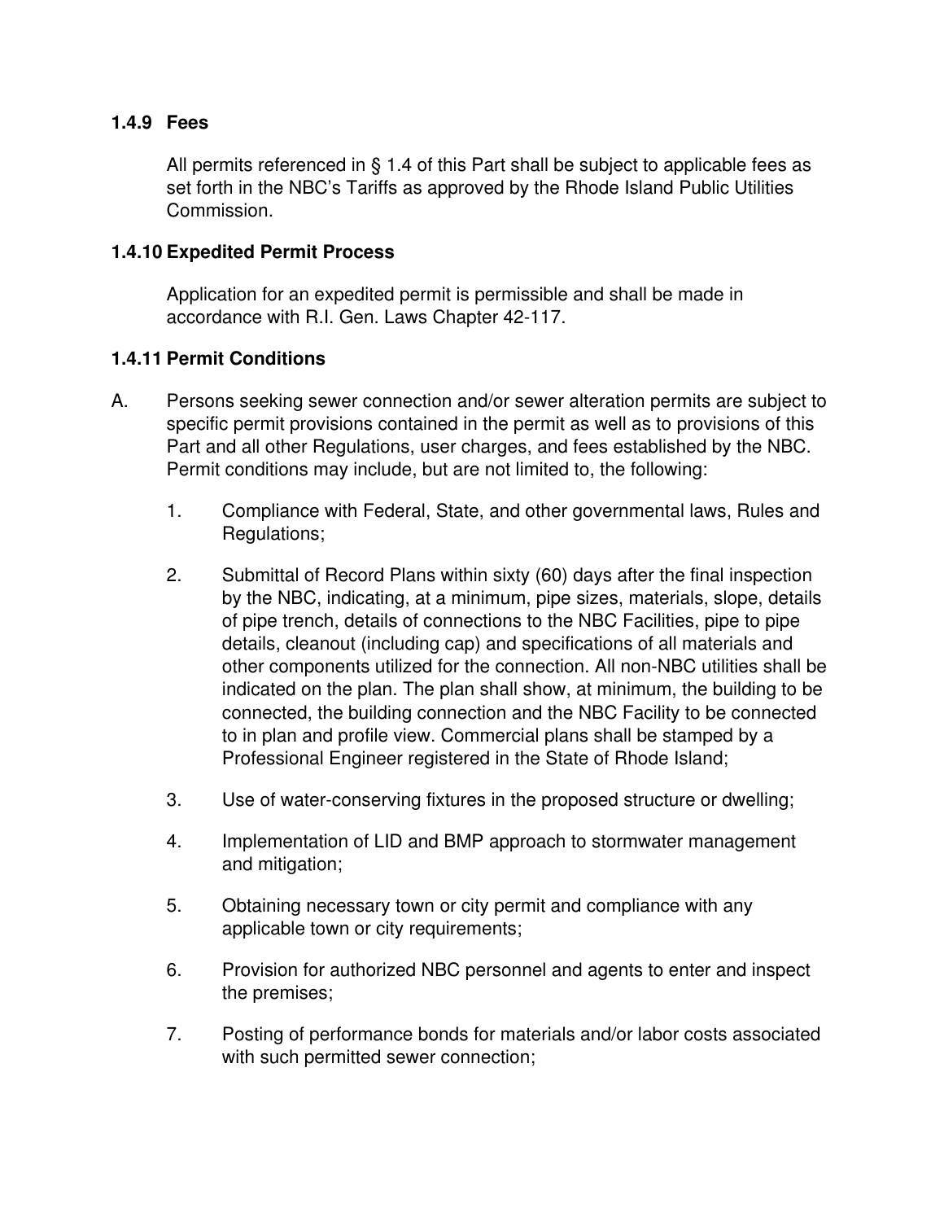### 1.4.9 Fees

All permits referenced in § 1.4 of this Part shall be subject to applicable fees as set forth in the NBC's Tariffs as approved by the Rhode Island Public Utilities Commission.

### 1.4.10 Expedited Permit Process

Application for an expedited permit is permissible and shall be made in accordance with R.I. Gen. Laws Chapter 42-117.

### 1.4.11 Permit Conditions

A. Persons seeking sewer connection and/or sewer alteration permits are subject to specific permit provisions contained in the permit as well as to provisions of this Part and all other Regulations, user charges, and fees established by the NBC. Permit conditions may include, but are not limited to, the following:

1. Compliance with Federal, State, and other governmental laws, Rules and Regulations;

2. Submittal of Record Plans within sixty (60) days after the final inspection by the NBC, indicating, at a minimum, pipe sizes, materials, slope, details of pipe trench, details of connections to the NBC Facilities, pipe to pipe details, cleanout (including cap) and specifications of all materials and other components utilized for the connection. All non-NBC utilities shall be indicated on the plan. The plan shall show, at minimum, the building to be connected, the building connection and the NBC Facility to be connected to in plan and profile view. Commercial plans shall be stamped by a Professional Engineer registered in the State of Rhode Island;

3. Use of water-conserving fixtures in the proposed structure or dwelling;

4. Implementation of LID and BMP approach to stormwater management and mitigation;

5. Obtaining necessary town or city permit and compliance with any applicable town or city requirements;

6. Provision for authorized NBC personnel and agents to enter and inspect the premises;

7. Posting of performance bonds for materials and/or labor costs associated with such permitted sewer connection;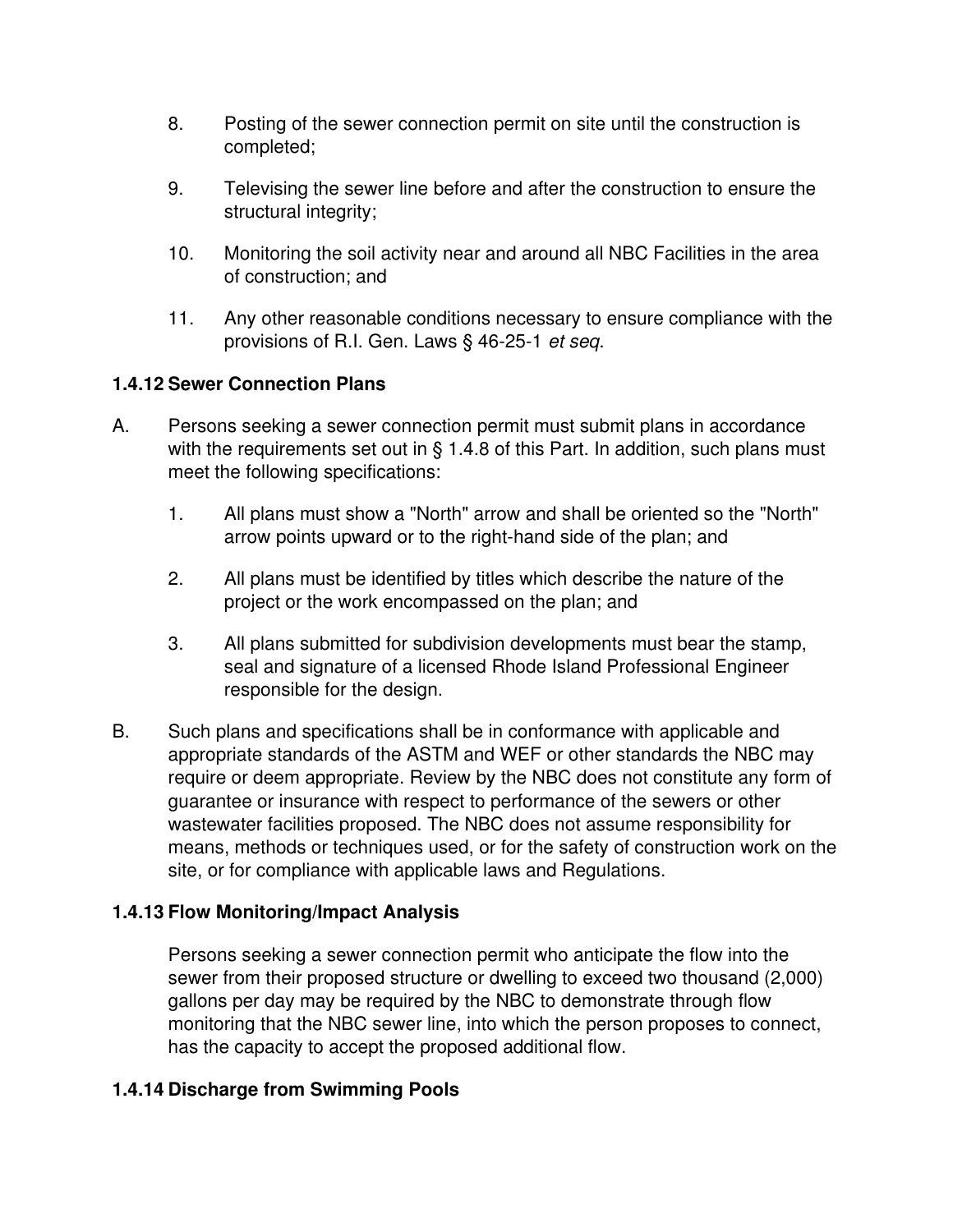8. Posting of the sewer connection permit on site until the construction is completed;

9. Televising the sewer line before and after the construction to ensure the structural integrity;

10. Monitoring the soil activity near and around all NBC Facilities in the area of construction; and

11. Any other reasonable conditions necessary to ensure compliance with the provisions of R.I. Gen. Laws § 46-25-1 *et seq.*

### 1.4.12 Sewer Connection Plans

A. Persons seeking a sewer connection permit must submit plans in accordance with the requirements set out in § 1.4.8 of this Part. In addition, such plans must meet the following specifications:

   1. All plans must show a "North" arrow and shall be oriented so the "North" arrow points upward or to the right-hand side of the plan; and

   2. All plans must be identified by titles which describe the nature of the project or the work encompassed on the plan; and

   3. All plans submitted for subdivision developments must bear the stamp, seal and signature of a licensed Rhode Island Professional Engineer responsible for the design.

B. Such plans and specifications shall be in conformance with applicable and appropriate standards of the ASTM and WEF or other standards the NBC may require or deem appropriate. Review by the NBC does not constitute any form of guarantee or insurance with respect to performance of the sewers or other wastewater facilities proposed. The NBC does not assume responsibility for means, methods or techniques used, or for the safety of construction work on the site, or for compliance with applicable laws and Regulations.

### 1.4.13 Flow Monitoring/Impact Analysis

Persons seeking a sewer connection permit who anticipate the flow into the sewer from their proposed structure or dwelling to exceed two thousand (2,000) gallons per day may be required by the NBC to demonstrate through flow monitoring that the NBC sewer line, into which the person proposes to connect, has the capacity to accept the proposed additional flow.

### 1.4.14 Discharge from Swimming Pools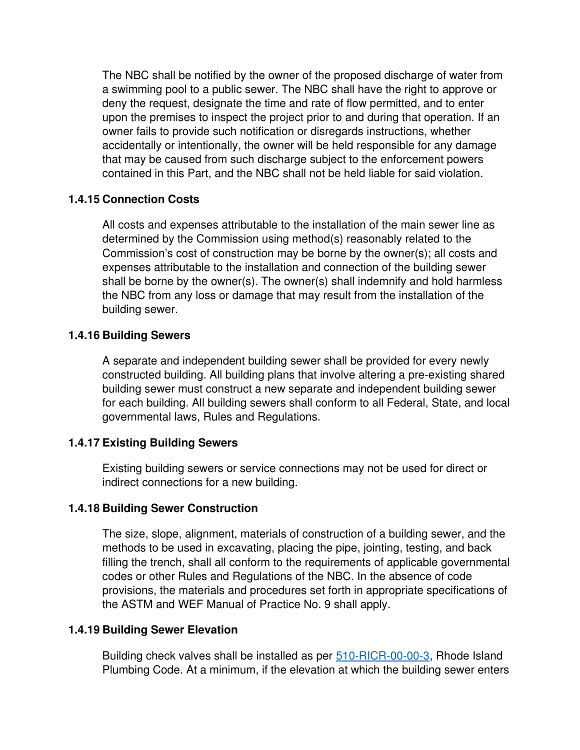The NBC shall be notified by the owner of the proposed discharge of water from a swimming pool to a public sewer. The NBC shall have the right to approve or deny the request, designate the time and rate of flow permitted, and to enter upon the premises to inspect the project prior to and during that operation. If an owner fails to provide such notification or disregards instructions, whether accidentally or intentionally, the owner will be held responsible for any damage that may be caused from such discharge subject to the enforcement powers contained in this Part, and the NBC shall not be held liable for said violation.

### 1.4.15 Connection Costs

All costs and expenses attributable to the installation of the main sewer line as determined by the Commission using method(s) reasonably related to the Commission's cost of construction may be borne by the owner(s); all costs and expenses attributable to the installation and connection of the building sewer shall be borne by the owner(s). The owner(s) shall indemnify and hold harmless the NBC from any loss or damage that may result from the installation of the building sewer.

### 1.4.16 Building Sewers

A separate and independent building sewer shall be provided for every newly constructed building. All building plans that involve altering a pre-existing shared building sewer must construct a new separate and independent building sewer for each building. All building sewers shall conform to all Federal, State, and local governmental laws, Rules and Regulations.

### 1.4.17 Existing Building Sewers

Existing building sewers or service connections may not be used for direct or indirect connections for a new building.

### 1.4.18 Building Sewer Construction

The size, slope, alignment, materials of construction of a building sewer, and the methods to be used in excavating, placing the pipe, jointing, testing, and back filling the trench, shall all conform to the requirements of applicable governmental codes or other Rules and Regulations of the NBC. In the absence of code provisions, the materials and procedures set forth in appropriate specifications of the ASTM and WEF Manual of Practice No. 9 shall apply.

### 1.4.19 Building Sewer Elevation

Building check valves shall be installed as per 510-RICR-00-00-3, Rhode Island Plumbing Code. At a minimum, if the elevation at which the building sewer enters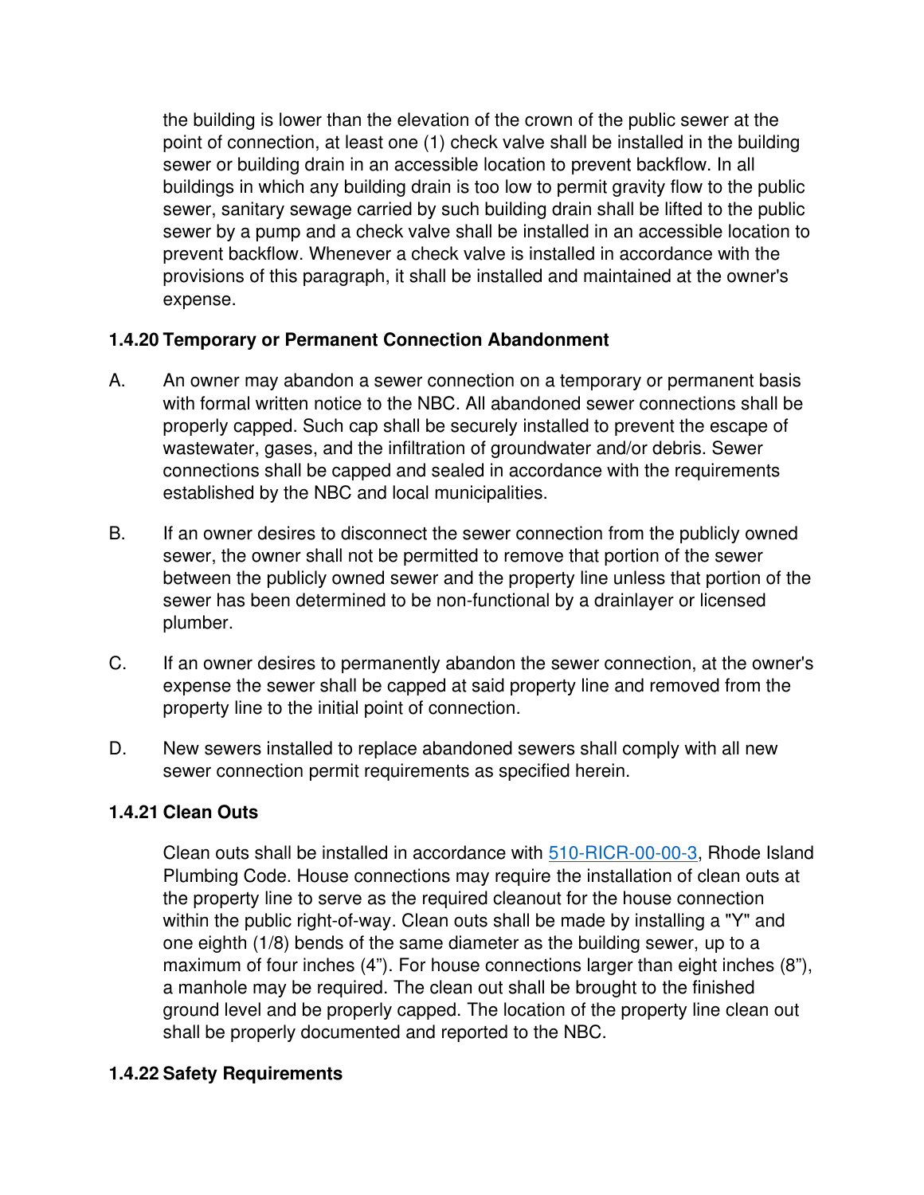the building is lower than the elevation of the crown of the public sewer at the point of connection, at least one (1) check valve shall be installed in the building sewer or building drain in an accessible location to prevent backflow. In all buildings in which any building drain is too low to permit gravity flow to the public sewer, sanitary sewage carried by such building drain shall be lifted to the public sewer by a pump and a check valve shall be installed in an accessible location to prevent backflow. Whenever a check valve is installed in accordance with the provisions of this paragraph, it shall be installed and maintained at the owner's expense.

### 1.4.20 Temporary or Permanent Connection Abandonment

A. An owner may abandon a sewer connection on a temporary or permanent basis with formal written notice to the NBC. All abandoned sewer connections shall be properly capped. Such cap shall be securely installed to prevent the escape of wastewater, gases, and the infiltration of groundwater and/or debris. Sewer connections shall be capped and sealed in accordance with the requirements established by the NBC and local municipalities.

B. If an owner desires to disconnect the sewer connection from the publicly owned sewer, the owner shall not be permitted to remove that portion of the sewer between the publicly owned sewer and the property line unless that portion of the sewer has been determined to be non-functional by a drainlayer or licensed plumber.

C. If an owner desires to permanently abandon the sewer connection, at the owner's expense the sewer shall be capped at said property line and removed from the property line to the initial point of connection.

D. New sewers installed to replace abandoned sewers shall comply with all new sewer connection permit requirements as specified herein.

### 1.4.21 Clean Outs

Clean outs shall be installed in accordance with 510-RICR-00-00-3, Rhode Island Plumbing Code. House connections may require the installation of clean outs at the property line to serve as the required cleanout for the house connection within the public right-of-way. Clean outs shall be made by installing a "Y" and one eighth (1/8) bends of the same diameter as the building sewer, up to a maximum of four inches (4”). For house connections larger than eight inches (8”), a manhole may be required. The clean out shall be brought to the finished ground level and be properly capped. The location of the property line clean out shall be properly documented and reported to the NBC.

### 1.4.22 Safety Requirements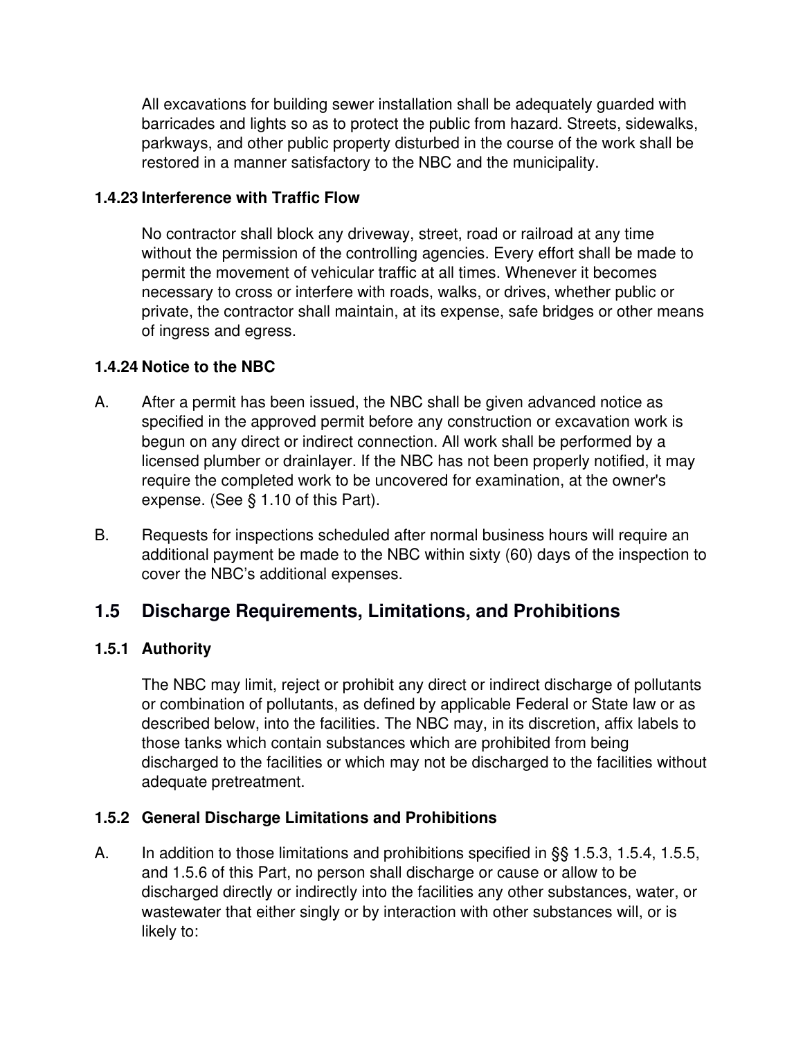All excavations for building sewer installation shall be adequately guarded with barricades and lights so as to protect the public from hazard. Streets, sidewalks, parkways, and other public property disturbed in the course of the work shall be restored in a manner satisfactory to the NBC and the municipality.

### 1.4.23 Interference with Traffic Flow

No contractor shall block any driveway, street, road or railroad at any time without the permission of the controlling agencies. Every effort shall be made to permit the movement of vehicular traffic at all times. Whenever it becomes necessary to cross or interfere with roads, walks, or drives, whether public or private, the contractor shall maintain, at its expense, safe bridges or other means of ingress and egress.

### 1.4.24 Notice to the NBC

A. After a permit has been issued, the NBC shall be given advanced notice as specified in the approved permit before any construction or excavation work is begun on any direct or indirect connection. All work shall be performed by a licensed plumber or drainlayer. If the NBC has not been properly notified, it may require the completed work to be uncovered for examination, at the owner's expense. (See § 1.10 of this Part).

B. Requests for inspections scheduled after normal business hours will require an additional payment be made to the NBC within sixty (60) days of the inspection to cover the NBC's additional expenses.

## 1.5 Discharge Requirements, Limitations, and Prohibitions

### 1.5.1 Authority

The NBC may limit, reject or prohibit any direct or indirect discharge of pollutants or combination of pollutants, as defined by applicable Federal or State law or as described below, into the facilities. The NBC may, in its discretion, affix labels to those tanks which contain substances which are prohibited from being discharged to the facilities or which may not be discharged to the facilities without adequate pretreatment.

### 1.5.2 General Discharge Limitations and Prohibitions

A. In addition to those limitations and prohibitions specified in §§ 1.5.3, 1.5.4, 1.5.5, and 1.5.6 of this Part, no person shall discharge or cause or allow to be discharged directly or indirectly into the facilities any other substances, water, or wastewater that either singly or by interaction with other substances will, or is likely to: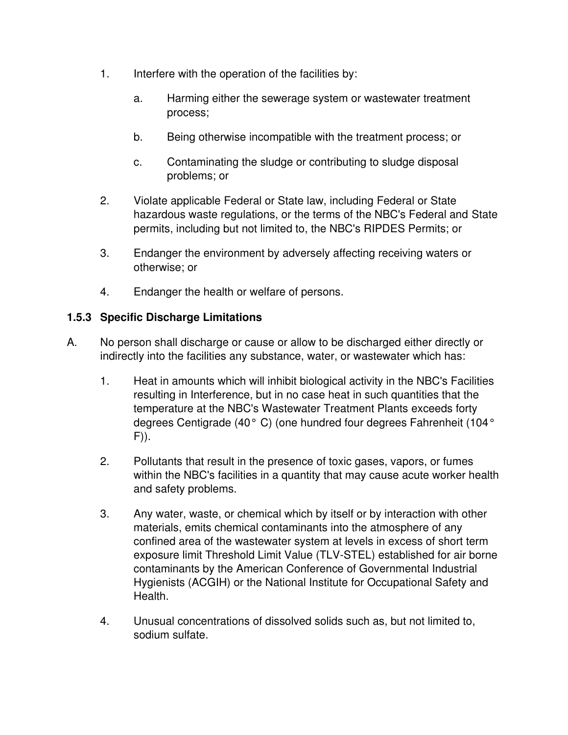1. Interfere with the operation of the facilities by:

   a. Harming either the sewerage system or wastewater treatment process;

   b. Being otherwise incompatible with the treatment process; or

   c. Contaminating the sludge or contributing to sludge disposal problems; or

2. Violate applicable Federal or State law, including Federal or State hazardous waste regulations, or the terms of the NBC's Federal and State permits, including but not limited to, the NBC's RIPDES Permits; or

3. Endanger the environment by adversely affecting receiving waters or otherwise; or

4. Endanger the health or welfare of persons.

### 1.5.3 Specific Discharge Limitations

A. No person shall discharge or cause or allow to be discharged either directly or indirectly into the facilities any substance, water, or wastewater which has:

   1. Heat in amounts which will inhibit biological activity in the NBC's Facilities resulting in Interference, but in no case heat in such quantities that the temperature at the NBC's Wastewater Treatment Plants exceeds forty degrees Centigrade (40° C) (one hundred four degrees Fahrenheit (104° F)).

   2. Pollutants that result in the presence of toxic gases, vapors, or fumes within the NBC's facilities in a quantity that may cause acute worker health and safety problems.

   3. Any water, waste, or chemical which by itself or by interaction with other materials, emits chemical contaminants into the atmosphere of any confined area of the wastewater system at levels in excess of short term exposure limit Threshold Limit Value (TLV-STEL) established for air borne contaminants by the American Conference of Governmental Industrial Hygienists (ACGIH) or the National Institute for Occupational Safety and Health.

   4. Unusual concentrations of dissolved solids such as, but not limited to, sodium sulfate.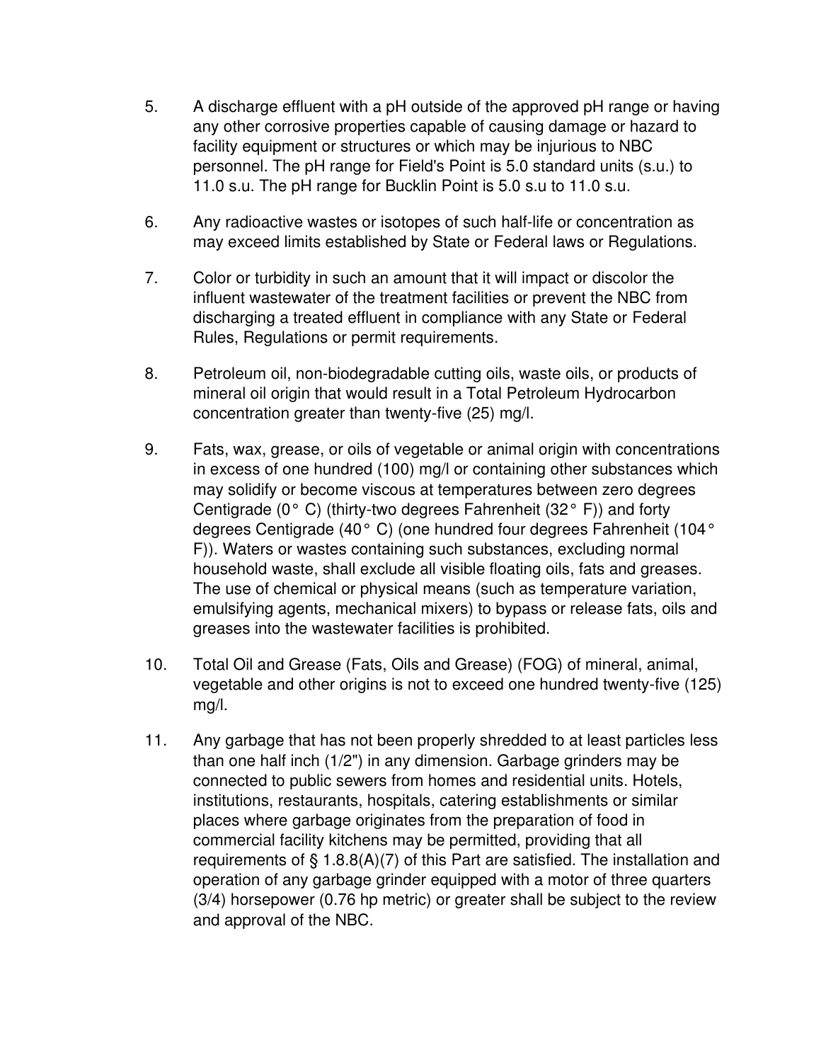5. A discharge effluent with a pH outside of the approved pH range or having any other corrosive properties capable of causing damage or hazard to facility equipment or structures or which may be injurious to NBC personnel. The pH range for Field's Point is 5.0 standard units (s.u.) to 11.0 s.u. The pH range for Bucklin Point is 5.0 s.u to 11.0 s.u.

6. Any radioactive wastes or isotopes of such half-life or concentration as may exceed limits established by State or Federal laws or Regulations.

7. Color or turbidity in such an amount that it will impact or discolor the influent wastewater of the treatment facilities or prevent the NBC from discharging a treated effluent in compliance with any State or Federal Rules, Regulations or permit requirements.

8. Petroleum oil, non-biodegradable cutting oils, waste oils, or products of mineral oil origin that would result in a Total Petroleum Hydrocarbon concentration greater than twenty-five (25) mg/l.

9. Fats, wax, grease, or oils of vegetable or animal origin with concentrations in excess of one hundred (100) mg/l or containing other substances which may solidify or become viscous at temperatures between zero degrees Centigrade (0° C) (thirty-two degrees Fahrenheit (32° F)) and forty degrees Centigrade (40° C) (one hundred four degrees Fahrenheit (104° F)). Waters or wastes containing such substances, excluding normal household waste, shall exclude all visible floating oils, fats and greases. The use of chemical or physical means (such as temperature variation, emulsifying agents, mechanical mixers) to bypass or release fats, oils and greases into the wastewater facilities is prohibited.

10. Total Oil and Grease (Fats, Oils and Grease) (FOG) of mineral, animal, vegetable and other origins is not to exceed one hundred twenty-five (125) mg/l.

11. Any garbage that has not been properly shredded to at least particles less than one half inch (1/2") in any dimension. Garbage grinders may be connected to public sewers from homes and residential units. Hotels, institutions, restaurants, hospitals, catering establishments or similar places where garbage originates from the preparation of food in commercial facility kitchens may be permitted, providing that all requirements of § 1.8.8(A)(7) of this Part are satisfied. The installation and operation of any garbage grinder equipped with a motor of three quarters (3/4) horsepower (0.76 hp metric) or greater shall be subject to the review and approval of the NBC.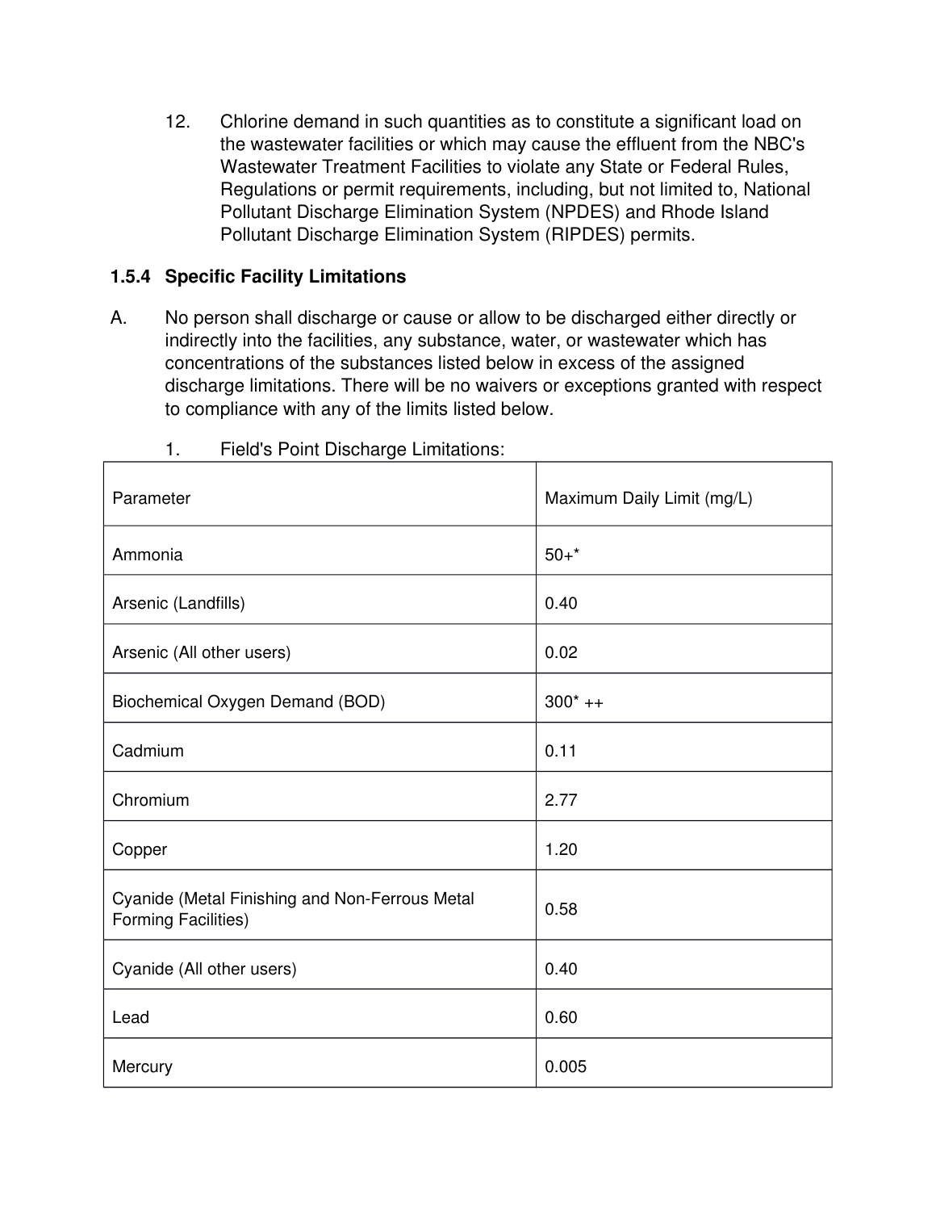12. Chlorine demand in such quantities as to constitute a significant load on the wastewater facilities or which may cause the effluent from the NBC's Wastewater Treatment Facilities to violate any State or Federal Rules, Regulations or permit requirements, including, but not limited to, National Pollutant Discharge Elimination System (NPDES) and Rhode Island Pollutant Discharge Elimination System (RIPDES) permits.

### 1.5.4 Specific Facility Limitations

A. No person shall discharge or cause or allow to be discharged either directly or indirectly into the facilities, any substance, water, or wastewater which has concentrations of the substances listed below in excess of the assigned discharge limitations. There will be no waivers or exceptions granted with respect to compliance with any of the limits listed below.

1. Field's Point Discharge Limitations:

| Parameter | Maximum Daily Limit (mg/L) |
|---|---|
| Ammonia | 50+* |
| Arsenic (Landfills) | 0.40 |
| Arsenic (All other users) | 0.02 |
| Biochemical Oxygen Demand (BOD) | 300* ++ |
| Cadmium | 0.11 |
| Chromium | 2.77 |
| Copper | 1.20 |
| Cyanide (Metal Finishing and Non-Ferrous Metal Forming Facilities) | 0.58 |
| Cyanide (All other users) | 0.40 |
| Lead | 0.60 |
| Mercury | 0.005 |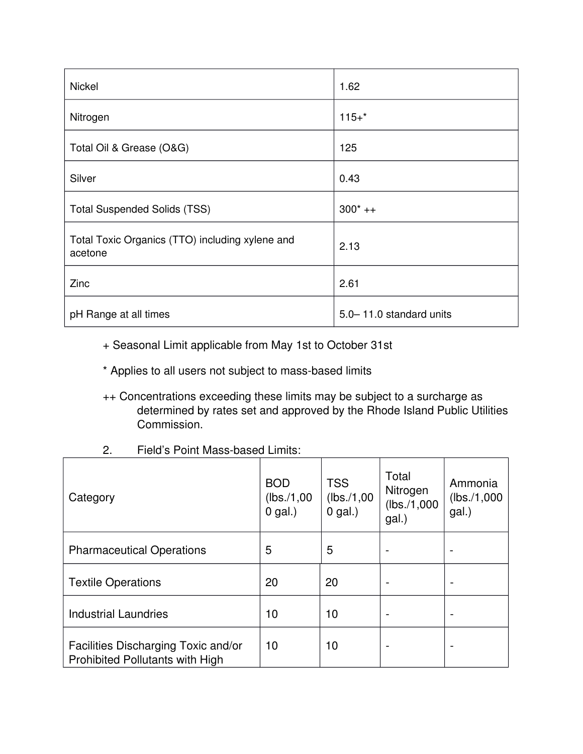| | |
|---|---|
| Nickel | 1.62 |
| Nitrogen | 115+* |
| Total Oil & Grease (O&G) | 125 |
| Silver | 0.43 |
| Total Suspended Solids (TSS) | 300* ++ |
| Total Toxic Organics (TTO) including xylene and acetone | 2.13 |
| Zinc | 2.61 |
| pH Range at all times | 5.0– 11.0 standard units |

+ Seasonal Limit applicable from May 1st to October 31st

* Applies to all users not subject to mass-based limits

++ Concentrations exceeding these limits may be subject to a surcharge as determined by rates set and approved by the Rhode Island Public Utilities Commission.

2. Field's Point Mass-based Limits:

| Category | BOD (lbs./1,000 gal.) | TSS (lbs./1,000 gal.) | Total Nitrogen (lbs./1,000 gal.) | Ammonia (lbs./1,000 gal.) |
|---|---|---|---|---|
| Pharmaceutical Operations | 5 | 5 | - | - |
| Textile Operations | 20 | 20 | - | - |
| Industrial Laundries | 10 | 10 | - | - |
| Facilities Discharging Toxic and/or Prohibited Pollutants with High | 10 | 10 | - | - |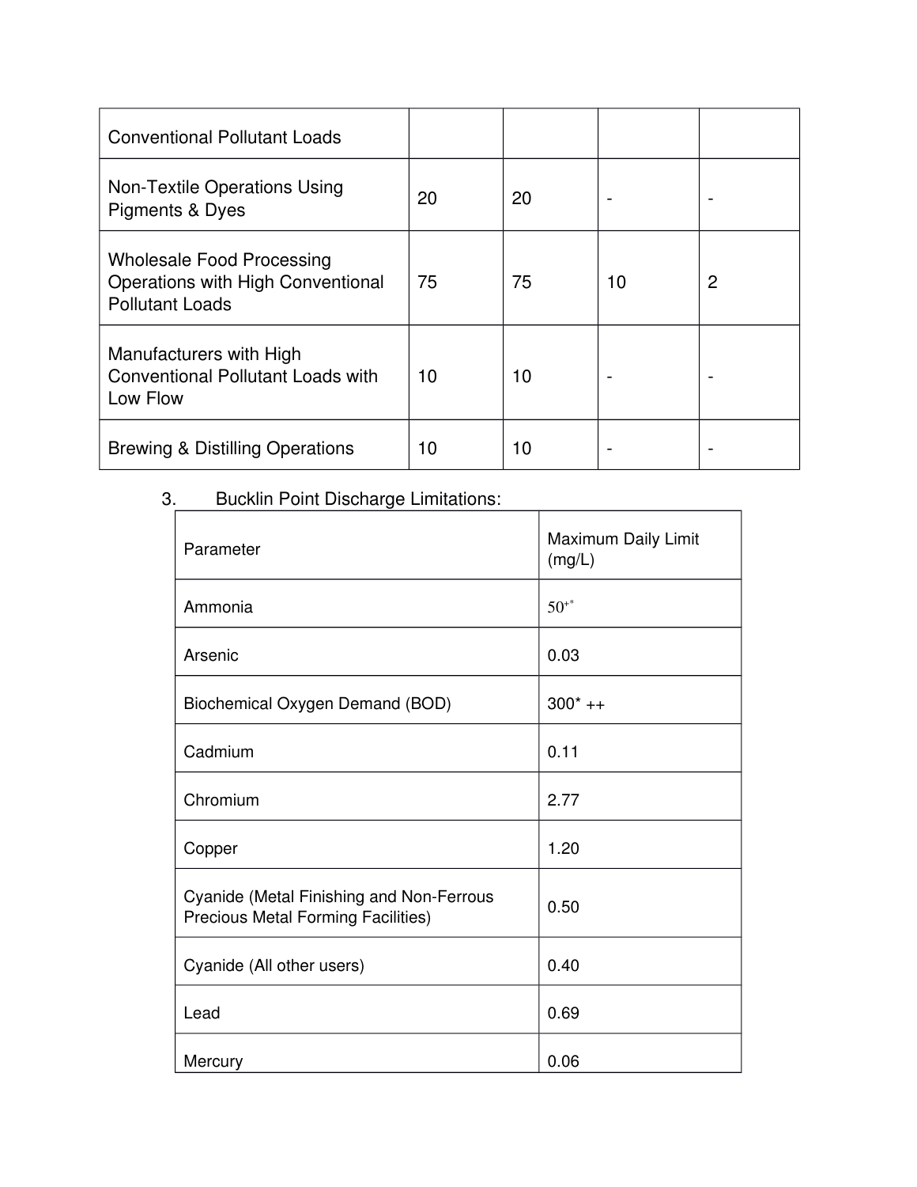| | | | | |
|---|---|---|---|---|
| Conventional Pollutant Loads | | | | |
| Non-Textile Operations Using Pigments & Dyes | 20 | 20 | - | - |
| Wholesale Food Processing Operations with High Conventional Pollutant Loads | 75 | 75 | 10 | 2 |
| Manufacturers with High Conventional Pollutant Loads with Low Flow | 10 | 10 | - | - |
| Brewing & Distilling Operations | 10 | 10 | - | - |

3. Bucklin Point Discharge Limitations:

| Parameter | Maximum Daily Limit (mg/L) |
|---|---|
| Ammonia | 50+* |
| Arsenic | 0.03 |
| Biochemical Oxygen Demand (BOD) | 300* ++ |
| Cadmium | 0.11 |
| Chromium | 2.77 |
| Copper | 1.20 |
| Cyanide (Metal Finishing and Non-Ferrous Precious Metal Forming Facilities) | 0.50 |
| Cyanide (All other users) | 0.40 |
| Lead | 0.69 |
| Mercury | 0.06 |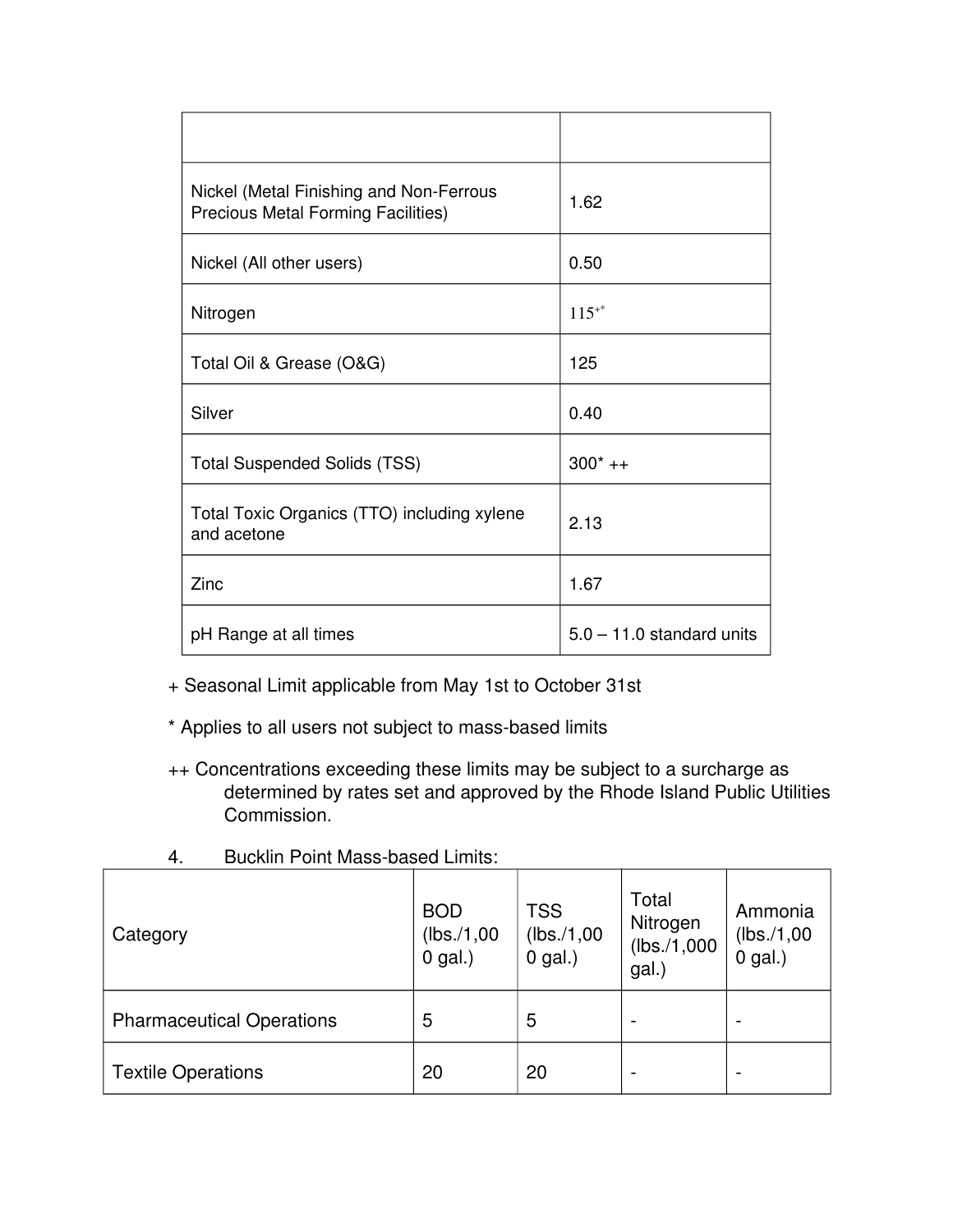| | |
|---|---|
| Nickel (Metal Finishing and Non-Ferrous Precious Metal Forming Facilities) | 1.62 |
| Nickel (All other users) | 0.50 |
| Nitrogen | 115+* |
| Total Oil & Grease (O&G) | 125 |
| Silver | 0.40 |
| Total Suspended Solids (TSS) | 300* ++ |
| Total Toxic Organics (TTO) including xylene and acetone | 2.13 |
| Zinc | 1.67 |
| pH Range at all times | 5.0 – 11.0 standard units |

+ Seasonal Limit applicable from May 1st to October 31st

* Applies to all users not subject to mass-based limits

++ Concentrations exceeding these limits may be subject to a surcharge as determined by rates set and approved by the Rhode Island Public Utilities Commission.

4. Bucklin Point Mass-based Limits:

| Category | BOD (lbs./1,000 gal.) | TSS (lbs./1,000 gal.) | Total Nitrogen (lbs./1,000 gal.) | Ammonia (lbs./1,000 gal.) |
|---|---|---|---|---|
| Pharmaceutical Operations | 5 | 5 | - | - |
| Textile Operations | 20 | 20 | - | - |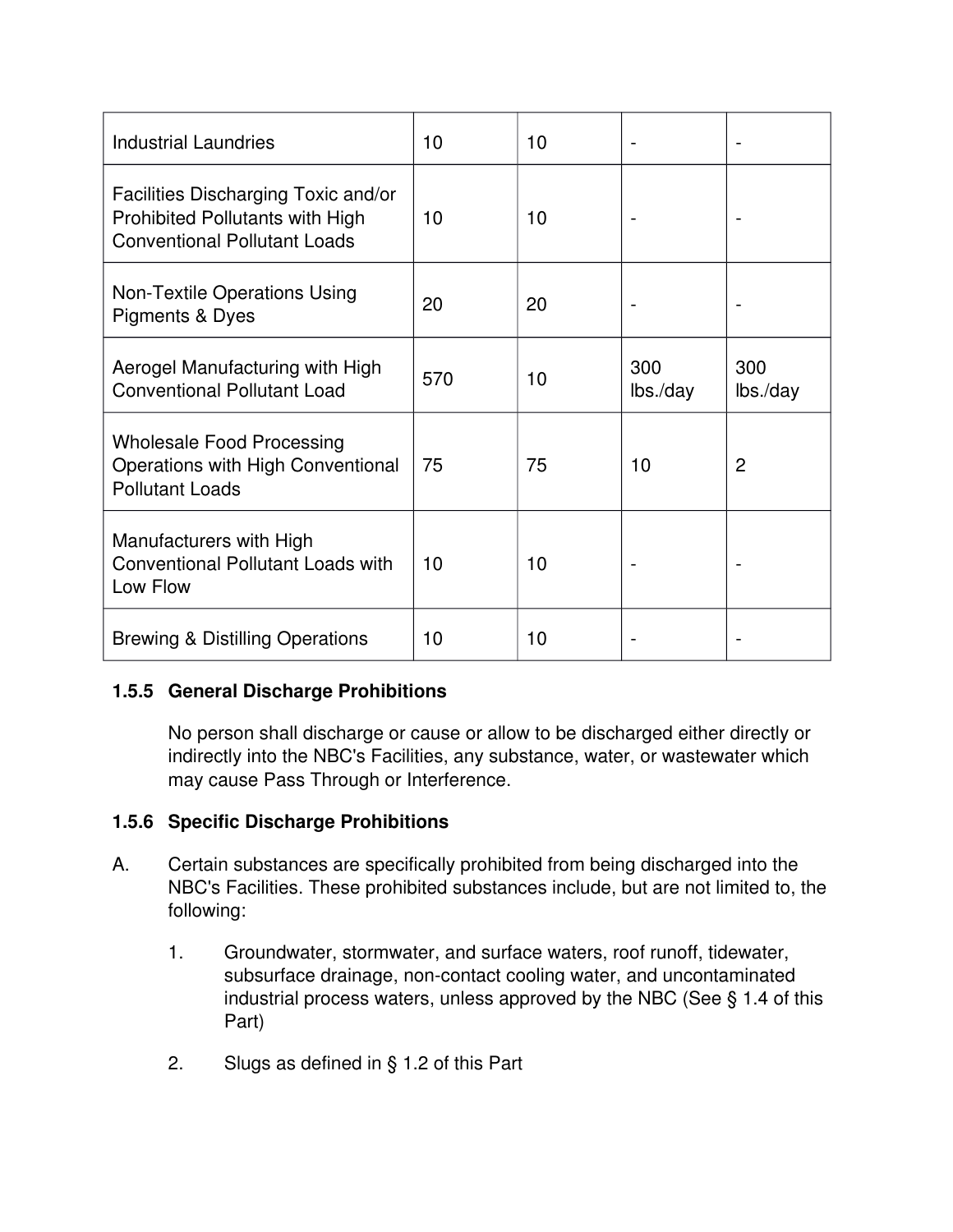| | | | | |
|---|---|---|---|---|
| Industrial Laundries | 10 | 10 | - | - |
| Facilities Discharging Toxic and/or Prohibited Pollutants with High Conventional Pollutant Loads | 10 | 10 | - | - |
| Non-Textile Operations Using Pigments & Dyes | 20 | 20 | - | - |
| Aerogel Manufacturing with High Conventional Pollutant Load | 570 | 10 | 300 lbs./day | 300 lbs./day |
| Wholesale Food Processing Operations with High Conventional Pollutant Loads | 75 | 75 | 10 | 2 |
| Manufacturers with High Conventional Pollutant Loads with Low Flow | 10 | 10 | - | - |
| Brewing & Distilling Operations | 10 | 10 | - | - |

### 1.5.5 General Discharge Prohibitions

No person shall discharge or cause or allow to be discharged either directly or indirectly into the NBC's Facilities, any substance, water, or wastewater which may cause Pass Through or Interference.

### 1.5.6 Specific Discharge Prohibitions

A. Certain substances are specifically prohibited from being discharged into the NBC's Facilities. These prohibited substances include, but are not limited to, the following:

1. Groundwater, stormwater, and surface waters, roof runoff, tidewater, subsurface drainage, non-contact cooling water, and uncontaminated industrial process waters, unless approved by the NBC (See § 1.4 of this Part)

2. Slugs as defined in § 1.2 of this Part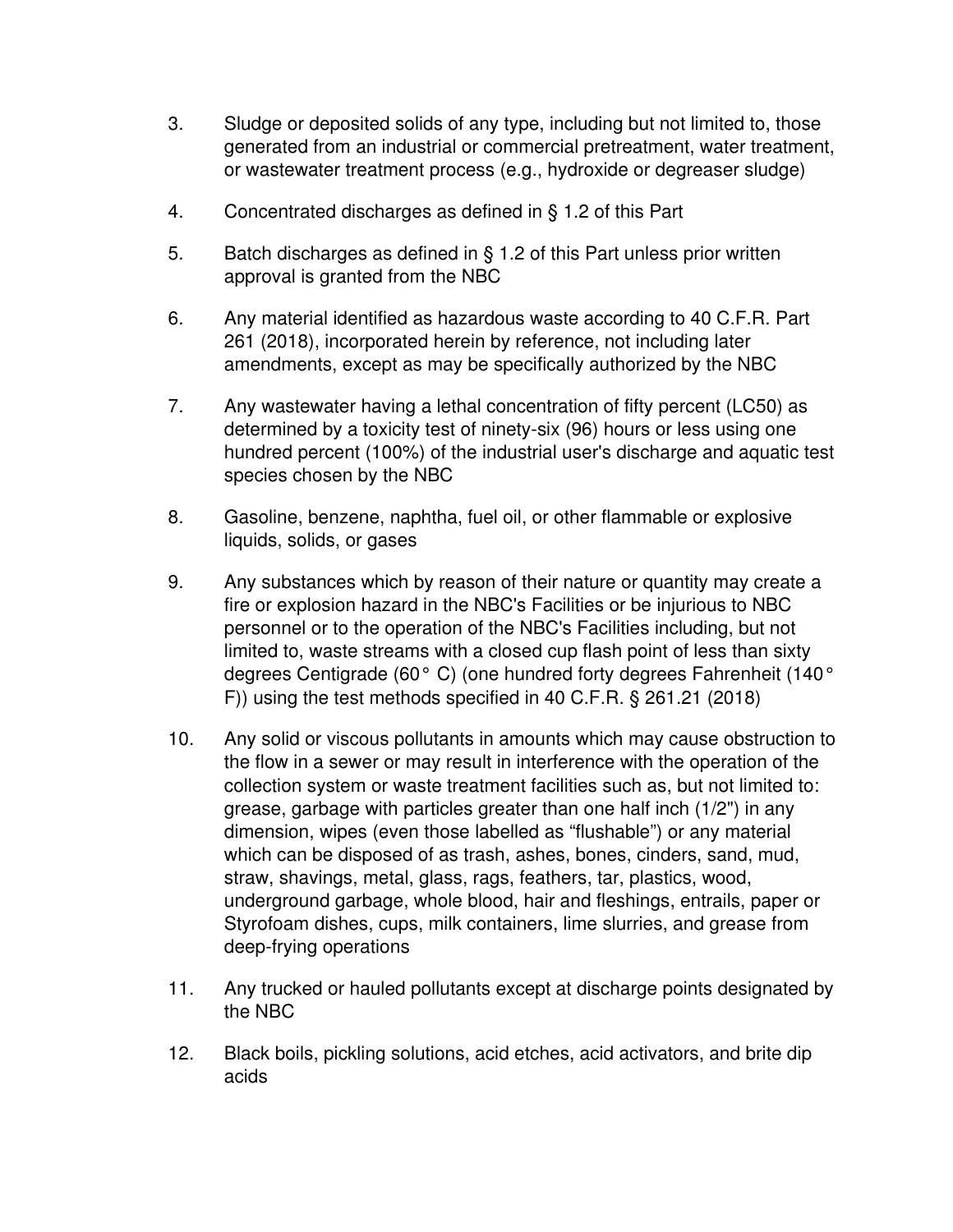3. Sludge or deposited solids of any type, including but not limited to, those generated from an industrial or commercial pretreatment, water treatment, or wastewater treatment process (e.g., hydroxide or degreaser sludge)

4. Concentrated discharges as defined in § 1.2 of this Part

5. Batch discharges as defined in § 1.2 of this Part unless prior written approval is granted from the NBC

6. Any material identified as hazardous waste according to 40 C.F.R. Part 261 (2018), incorporated herein by reference, not including later amendments, except as may be specifically authorized by the NBC

7. Any wastewater having a lethal concentration of fifty percent (LC50) as determined by a toxicity test of ninety-six (96) hours or less using one hundred percent (100%) of the industrial user's discharge and aquatic test species chosen by the NBC

8. Gasoline, benzene, naphtha, fuel oil, or other flammable or explosive liquids, solids, or gases

9. Any substances which by reason of their nature or quantity may create a fire or explosion hazard in the NBC's Facilities or be injurious to NBC personnel or to the operation of the NBC's Facilities including, but not limited to, waste streams with a closed cup flash point of less than sixty degrees Centigrade (60° C) (one hundred forty degrees Fahrenheit (140° F)) using the test methods specified in 40 C.F.R. § 261.21 (2018)

10. Any solid or viscous pollutants in amounts which may cause obstruction to the flow in a sewer or may result in interference with the operation of the collection system or waste treatment facilities such as, but not limited to: grease, garbage with particles greater than one half inch (1/2") in any dimension, wipes (even those labelled as "flushable") or any material which can be disposed of as trash, ashes, bones, cinders, sand, mud, straw, shavings, metal, glass, rags, feathers, tar, plastics, wood, underground garbage, whole blood, hair and fleshings, entrails, paper or Styrofoam dishes, cups, milk containers, lime slurries, and grease from deep-frying operations

11. Any trucked or hauled pollutants except at discharge points designated by the NBC

12. Black boils, pickling solutions, acid etches, acid activators, and brite dip acids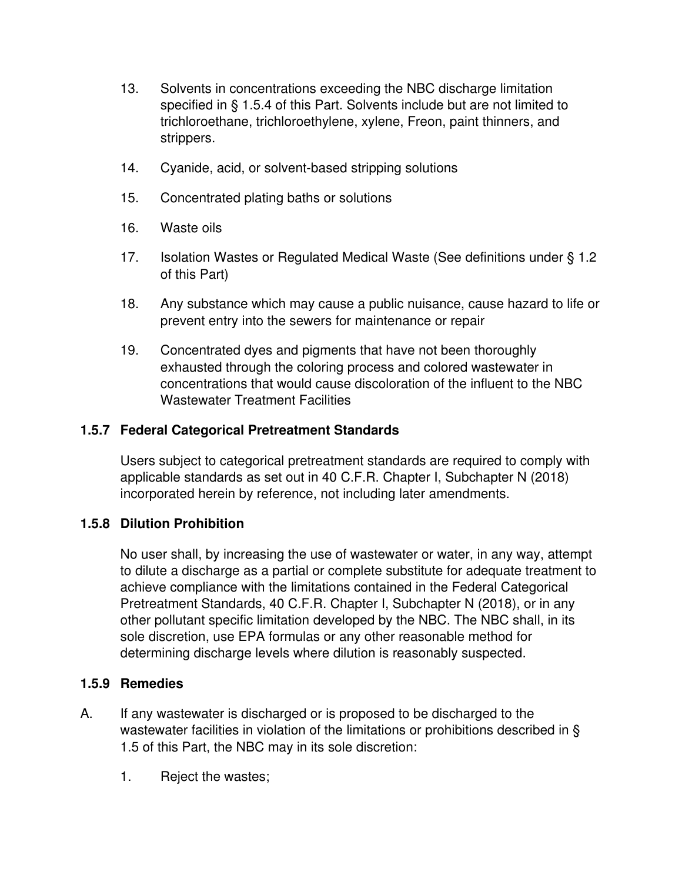13. Solvents in concentrations exceeding the NBC discharge limitation specified in § 1.5.4 of this Part. Solvents include but are not limited to trichloroethane, trichloroethylene, xylene, Freon, paint thinners, and strippers.

14. Cyanide, acid, or solvent-based stripping solutions

15. Concentrated plating baths or solutions

16. Waste oils

17. Isolation Wastes or Regulated Medical Waste (See definitions under § 1.2 of this Part)

18. Any substance which may cause a public nuisance, cause hazard to life or prevent entry into the sewers for maintenance or repair

19. Concentrated dyes and pigments that have not been thoroughly exhausted through the coloring process and colored wastewater in concentrations that would cause discoloration of the influent to the NBC Wastewater Treatment Facilities

### 1.5.7 Federal Categorical Pretreatment Standards

Users subject to categorical pretreatment standards are required to comply with applicable standards as set out in 40 C.F.R. Chapter I, Subchapter N (2018) incorporated herein by reference, not including later amendments.

### 1.5.8 Dilution Prohibition

No user shall, by increasing the use of wastewater or water, in any way, attempt to dilute a discharge as a partial or complete substitute for adequate treatment to achieve compliance with the limitations contained in the Federal Categorical Pretreatment Standards, 40 C.F.R. Chapter I, Subchapter N (2018), or in any other pollutant specific limitation developed by the NBC. The NBC shall, in its sole discretion, use EPA formulas or any other reasonable method for determining discharge levels where dilution is reasonably suspected.

### 1.5.9 Remedies

A. If any wastewater is discharged or is proposed to be discharged to the wastewater facilities in violation of the limitations or prohibitions described in § 1.5 of this Part, the NBC may in its sole discretion:

   1. Reject the wastes;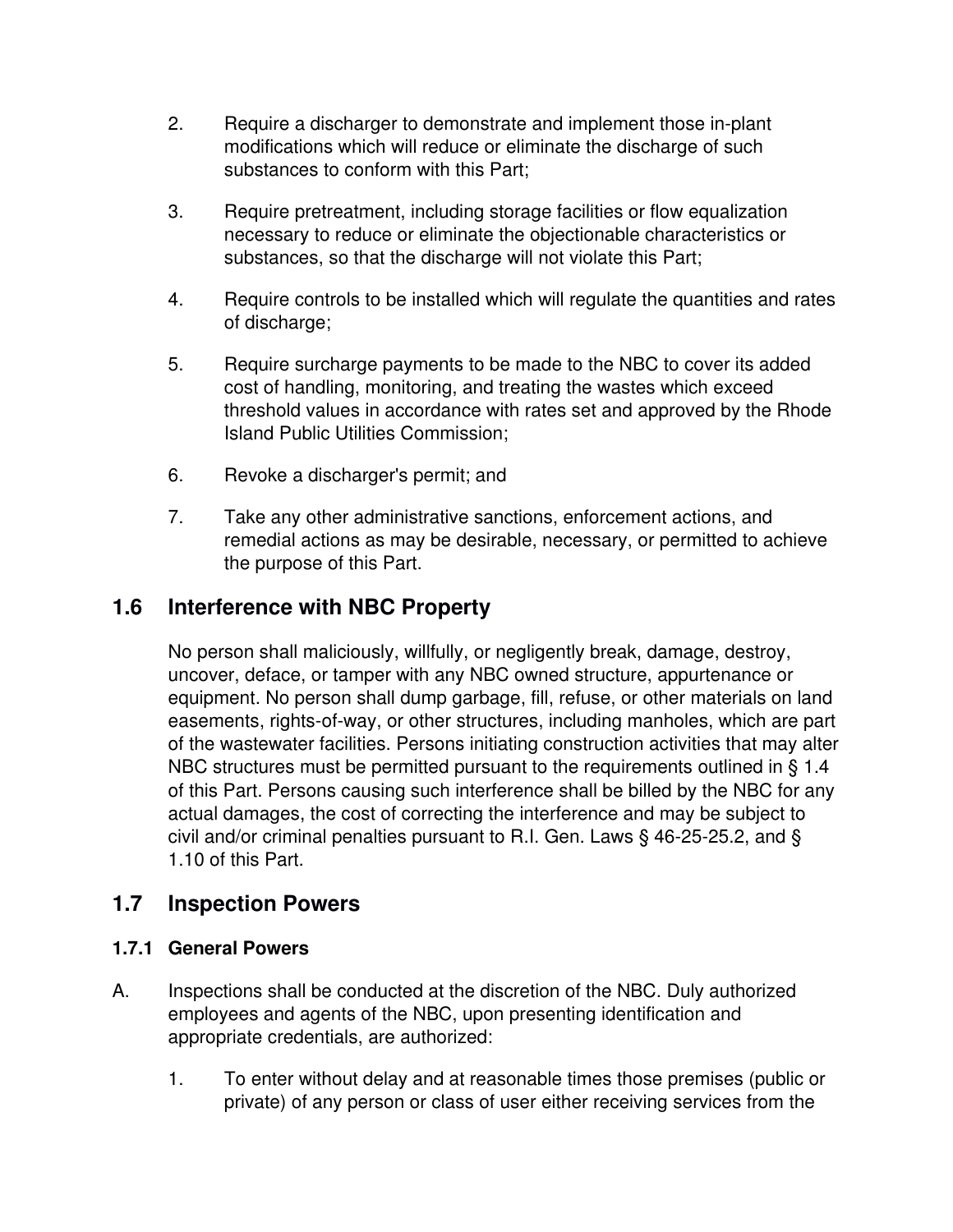2. Require a discharger to demonstrate and implement those in-plant modifications which will reduce or eliminate the discharge of such substances to conform with this Part;

3. Require pretreatment, including storage facilities or flow equalization necessary to reduce or eliminate the objectionable characteristics or substances, so that the discharge will not violate this Part;

4. Require controls to be installed which will regulate the quantities and rates of discharge;

5. Require surcharge payments to be made to the NBC to cover its added cost of handling, monitoring, and treating the wastes which exceed threshold values in accordance with rates set and approved by the Rhode Island Public Utilities Commission;

6. Revoke a discharger's permit; and

7. Take any other administrative sanctions, enforcement actions, and remedial actions as may be desirable, necessary, or permitted to achieve the purpose of this Part.

## 1.6 Interference with NBC Property

No person shall maliciously, willfully, or negligently break, damage, destroy, uncover, deface, or tamper with any NBC owned structure, appurtenance or equipment. No person shall dump garbage, fill, refuse, or other materials on land easements, rights-of-way, or other structures, including manholes, which are part of the wastewater facilities. Persons initiating construction activities that may alter NBC structures must be permitted pursuant to the requirements outlined in § 1.4 of this Part. Persons causing such interference shall be billed by the NBC for any actual damages, the cost of correcting the interference and may be subject to civil and/or criminal penalties pursuant to R.I. Gen. Laws § 46-25-25.2, and § 1.10 of this Part.

## 1.7 Inspection Powers

### 1.7.1 General Powers

A. Inspections shall be conducted at the discretion of the NBC. Duly authorized employees and agents of the NBC, upon presenting identification and appropriate credentials, are authorized:

1. To enter without delay and at reasonable times those premises (public or private) of any person or class of user either receiving services from the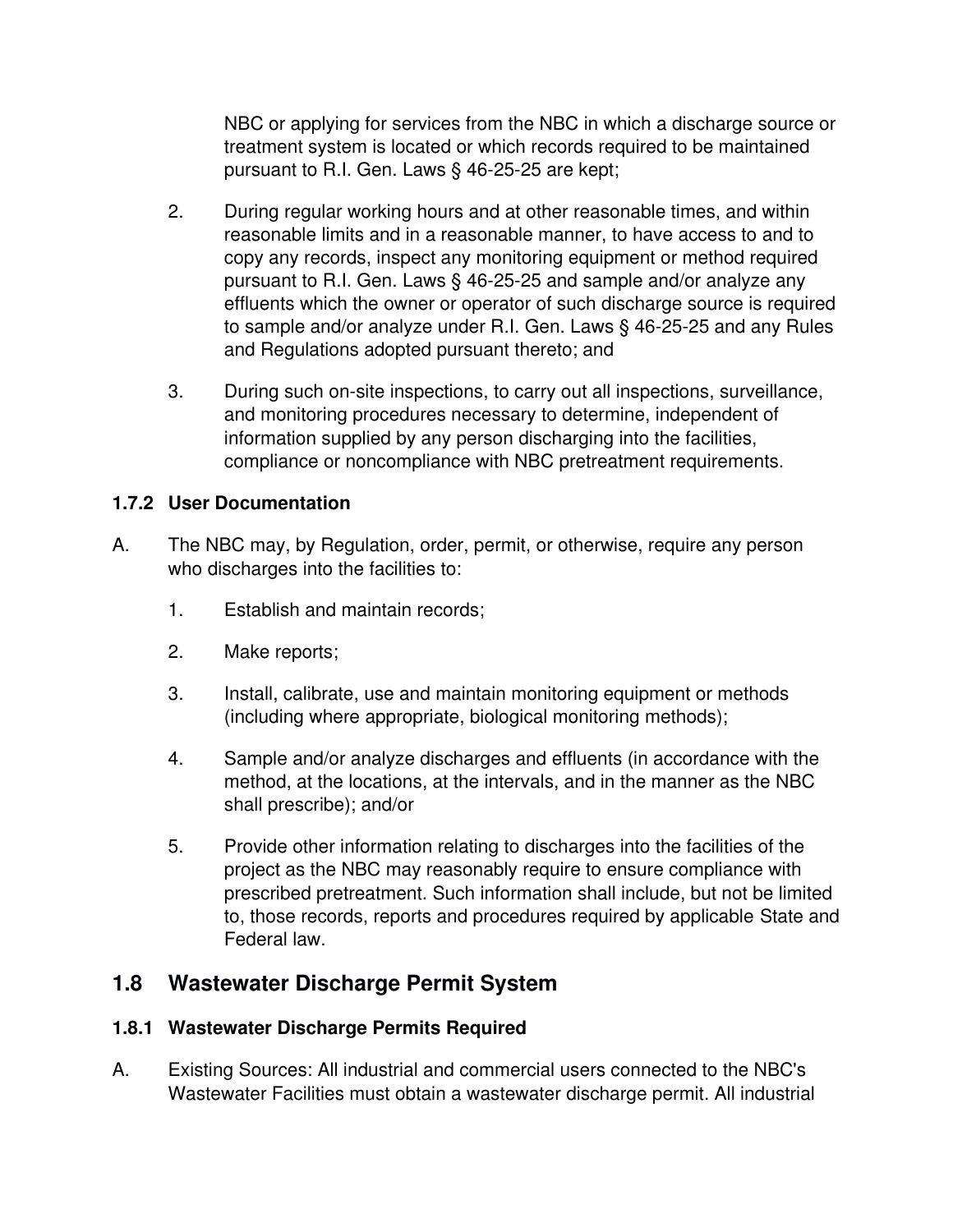NBC or applying for services from the NBC in which a discharge source or treatment system is located or which records required to be maintained pursuant to R.I. Gen. Laws § 46-25-25 are kept;

2. During regular working hours and at other reasonable times, and within reasonable limits and in a reasonable manner, to have access to and to copy any records, inspect any monitoring equipment or method required pursuant to R.I. Gen. Laws § 46-25-25 and sample and/or analyze any effluents which the owner or operator of such discharge source is required to sample and/or analyze under R.I. Gen. Laws § 46-25-25 and any Rules and Regulations adopted pursuant thereto; and

3. During such on-site inspections, to carry out all inspections, surveillance, and monitoring procedures necessary to determine, independent of information supplied by any person discharging into the facilities, compliance or noncompliance with NBC pretreatment requirements.

### 1.7.2 User Documentation

A. The NBC may, by Regulation, order, permit, or otherwise, require any person who discharges into the facilities to:

1. Establish and maintain records;

2. Make reports;

3. Install, calibrate, use and maintain monitoring equipment or methods (including where appropriate, biological monitoring methods);

4. Sample and/or analyze discharges and effluents (in accordance with the method, at the locations, at the intervals, and in the manner as the NBC shall prescribe); and/or

5. Provide other information relating to discharges into the facilities of the project as the NBC may reasonably require to ensure compliance with prescribed pretreatment. Such information shall include, but not be limited to, those records, reports and procedures required by applicable State and Federal law.

## 1.8 Wastewater Discharge Permit System

### 1.8.1 Wastewater Discharge Permits Required

A. Existing Sources: All industrial and commercial users connected to the NBC's Wastewater Facilities must obtain a wastewater discharge permit. All industrial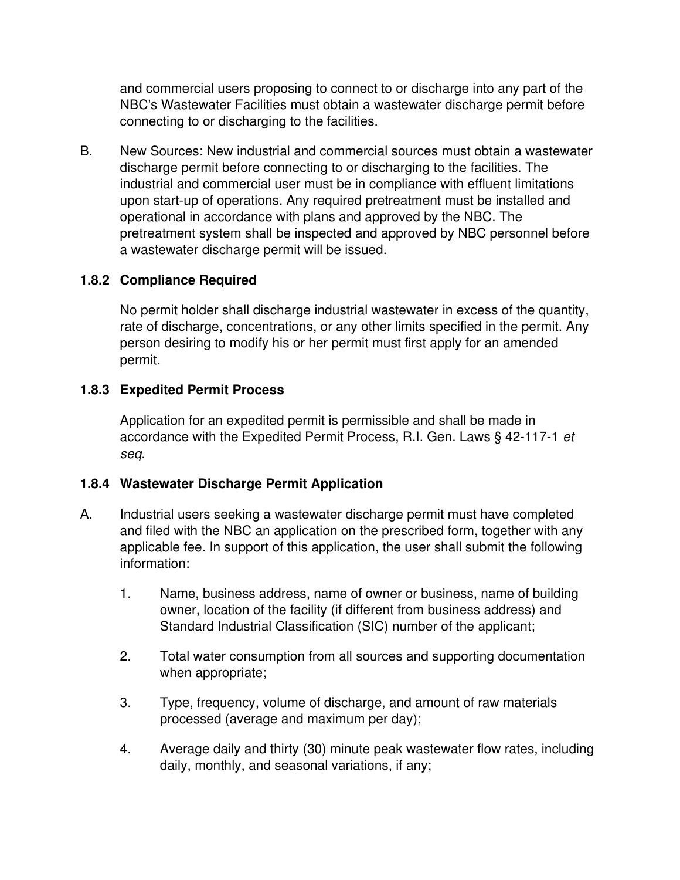and commercial users proposing to connect to or discharge into any part of the NBC's Wastewater Facilities must obtain a wastewater discharge permit before connecting to or discharging to the facilities.

B. New Sources: New industrial and commercial sources must obtain a wastewater discharge permit before connecting to or discharging to the facilities. The industrial and commercial user must be in compliance with effluent limitations upon start-up of operations. Any required pretreatment must be installed and operational in accordance with plans and approved by the NBC. The pretreatment system shall be inspected and approved by NBC personnel before a wastewater discharge permit will be issued.

### 1.8.2 Compliance Required

No permit holder shall discharge industrial wastewater in excess of the quantity, rate of discharge, concentrations, or any other limits specified in the permit. Any person desiring to modify his or her permit must first apply for an amended permit.

### 1.8.3 Expedited Permit Process

Application for an expedited permit is permissible and shall be made in accordance with the Expedited Permit Process, R.I. Gen. Laws § 42-117-1 *et seq*.

### 1.8.4 Wastewater Discharge Permit Application

A. Industrial users seeking a wastewater discharge permit must have completed and filed with the NBC an application on the prescribed form, together with any applicable fee. In support of this application, the user shall submit the following information:

1. Name, business address, name of owner or business, name of building owner, location of the facility (if different from business address) and Standard Industrial Classification (SIC) number of the applicant;

2. Total water consumption from all sources and supporting documentation when appropriate;

3. Type, frequency, volume of discharge, and amount of raw materials processed (average and maximum per day);

4. Average daily and thirty (30) minute peak wastewater flow rates, including daily, monthly, and seasonal variations, if any;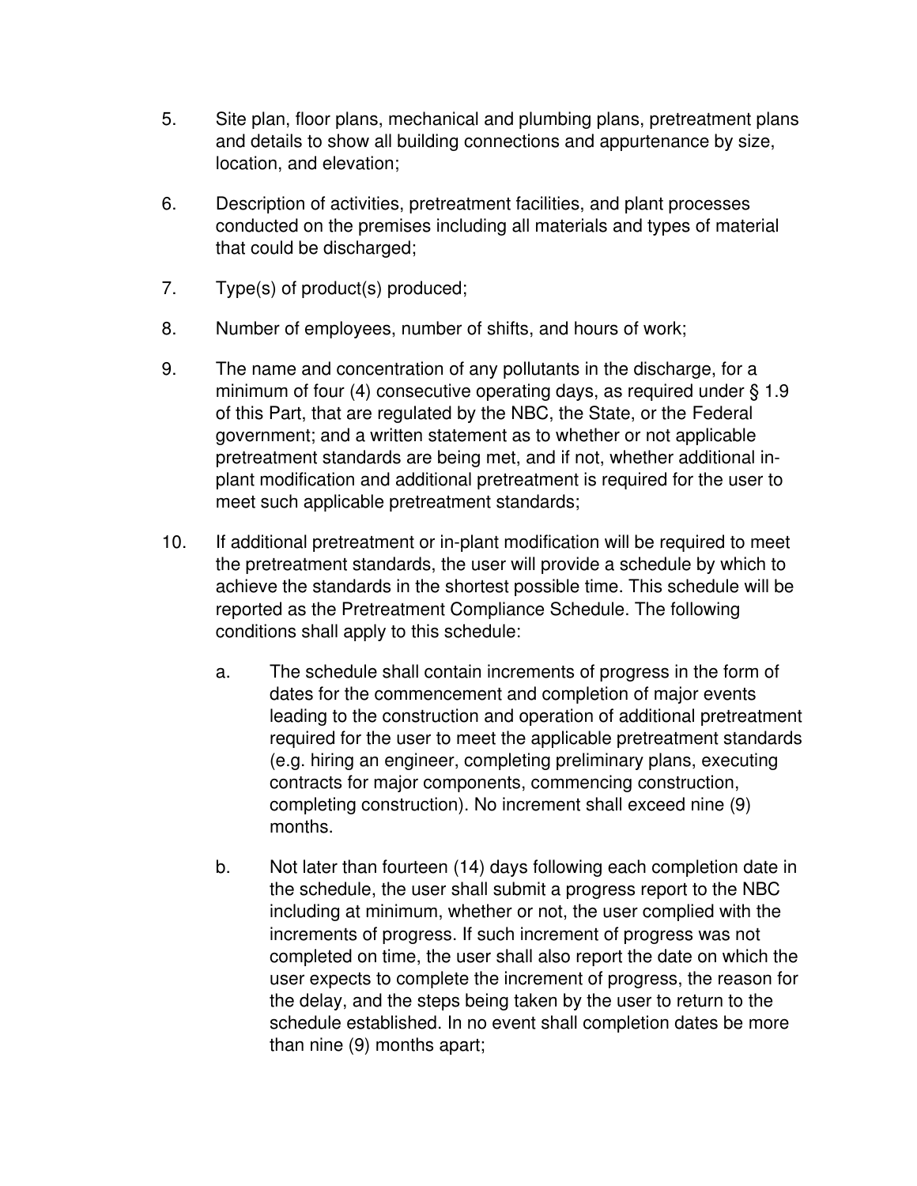5. Site plan, floor plans, mechanical and plumbing plans, pretreatment plans and details to show all building connections and appurtenance by size, location, and elevation;

6. Description of activities, pretreatment facilities, and plant processes conducted on the premises including all materials and types of material that could be discharged;

7. Type(s) of product(s) produced;

8. Number of employees, number of shifts, and hours of work;

9. The name and concentration of any pollutants in the discharge, for a minimum of four (4) consecutive operating days, as required under § 1.9 of this Part, that are regulated by the NBC, the State, or the Federal government; and a written statement as to whether or not applicable pretreatment standards are being met, and if not, whether additional in-plant modification and additional pretreatment is required for the user to meet such applicable pretreatment standards;

10. If additional pretreatment or in-plant modification will be required to meet the pretreatment standards, the user will provide a schedule by which to achieve the standards in the shortest possible time. This schedule will be reported as the Pretreatment Compliance Schedule. The following conditions shall apply to this schedule:

    a. The schedule shall contain increments of progress in the form of dates for the commencement and completion of major events leading to the construction and operation of additional pretreatment required for the user to meet the applicable pretreatment standards (e.g. hiring an engineer, completing preliminary plans, executing contracts for major components, commencing construction, completing construction). No increment shall exceed nine (9) months.

    b. Not later than fourteen (14) days following each completion date in the schedule, the user shall submit a progress report to the NBC including at minimum, whether or not, the user complied with the increments of progress. If such increment of progress was not completed on time, the user shall also report the date on which the user expects to complete the increment of progress, the reason for the delay, and the steps being taken by the user to return to the schedule established. In no event shall completion dates be more than nine (9) months apart;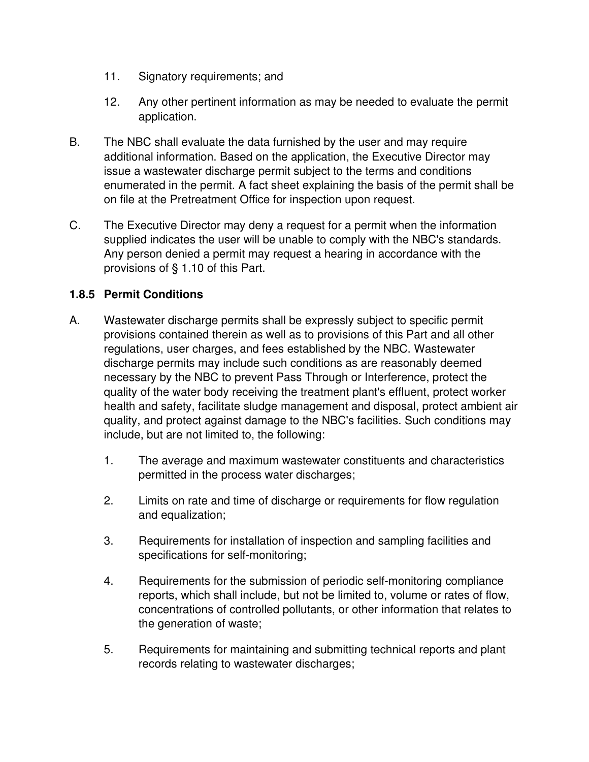11. Signatory requirements; and

12. Any other pertinent information as may be needed to evaluate the permit application.

B. The NBC shall evaluate the data furnished by the user and may require additional information. Based on the application, the Executive Director may issue a wastewater discharge permit subject to the terms and conditions enumerated in the permit. A fact sheet explaining the basis of the permit shall be on file at the Pretreatment Office for inspection upon request.

C. The Executive Director may deny a request for a permit when the information supplied indicates the user will be unable to comply with the NBC's standards. Any person denied a permit may request a hearing in accordance with the provisions of § 1.10 of this Part.

### 1.8.5 Permit Conditions

A. Wastewater discharge permits shall be expressly subject to specific permit provisions contained therein as well as to provisions of this Part and all other regulations, user charges, and fees established by the NBC. Wastewater discharge permits may include such conditions as are reasonably deemed necessary by the NBC to prevent Pass Through or Interference, protect the quality of the water body receiving the treatment plant's effluent, protect worker health and safety, facilitate sludge management and disposal, protect ambient air quality, and protect against damage to the NBC's facilities. Such conditions may include, but are not limited to, the following:

1. The average and maximum wastewater constituents and characteristics permitted in the process water discharges;

2. Limits on rate and time of discharge or requirements for flow regulation and equalization;

3. Requirements for installation of inspection and sampling facilities and specifications for self-monitoring;

4. Requirements for the submission of periodic self-monitoring compliance reports, which shall include, but not be limited to, volume or rates of flow, concentrations of controlled pollutants, or other information that relates to the generation of waste;

5. Requirements for maintaining and submitting technical reports and plant records relating to wastewater discharges;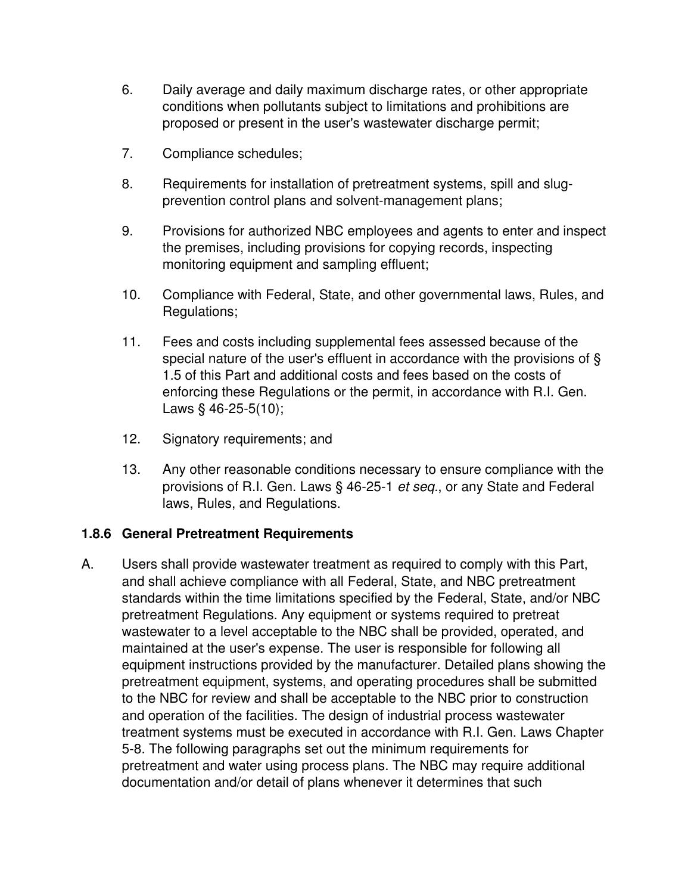6. Daily average and daily maximum discharge rates, or other appropriate conditions when pollutants subject to limitations and prohibitions are proposed or present in the user's wastewater discharge permit;

7. Compliance schedules;

8. Requirements for installation of pretreatment systems, spill and slug-prevention control plans and solvent-management plans;

9. Provisions for authorized NBC employees and agents to enter and inspect the premises, including provisions for copying records, inspecting monitoring equipment and sampling effluent;

10. Compliance with Federal, State, and other governmental laws, Rules, and Regulations;

11. Fees and costs including supplemental fees assessed because of the special nature of the user's effluent in accordance with the provisions of § 1.5 of this Part and additional costs and fees based on the costs of enforcing these Regulations or the permit, in accordance with R.I. Gen. Laws § 46-25-5(10);

12. Signatory requirements; and

13. Any other reasonable conditions necessary to ensure compliance with the provisions of R.I. Gen. Laws § 46-25-1 *et seq.*, or any State and Federal laws, Rules, and Regulations.

### 1.8.6 General Pretreatment Requirements

A. Users shall provide wastewater treatment as required to comply with this Part, and shall achieve compliance with all Federal, State, and NBC pretreatment standards within the time limitations specified by the Federal, State, and/or NBC pretreatment Regulations. Any equipment or systems required to pretreat wastewater to a level acceptable to the NBC shall be provided, operated, and maintained at the user's expense. The user is responsible for following all equipment instructions provided by the manufacturer. Detailed plans showing the pretreatment equipment, systems, and operating procedures shall be submitted to the NBC for review and shall be acceptable to the NBC prior to construction and operation of the facilities. The design of industrial process wastewater treatment systems must be executed in accordance with R.I. Gen. Laws Chapter 5-8. The following paragraphs set out the minimum requirements for pretreatment and water using process plans. The NBC may require additional documentation and/or detail of plans whenever it determines that such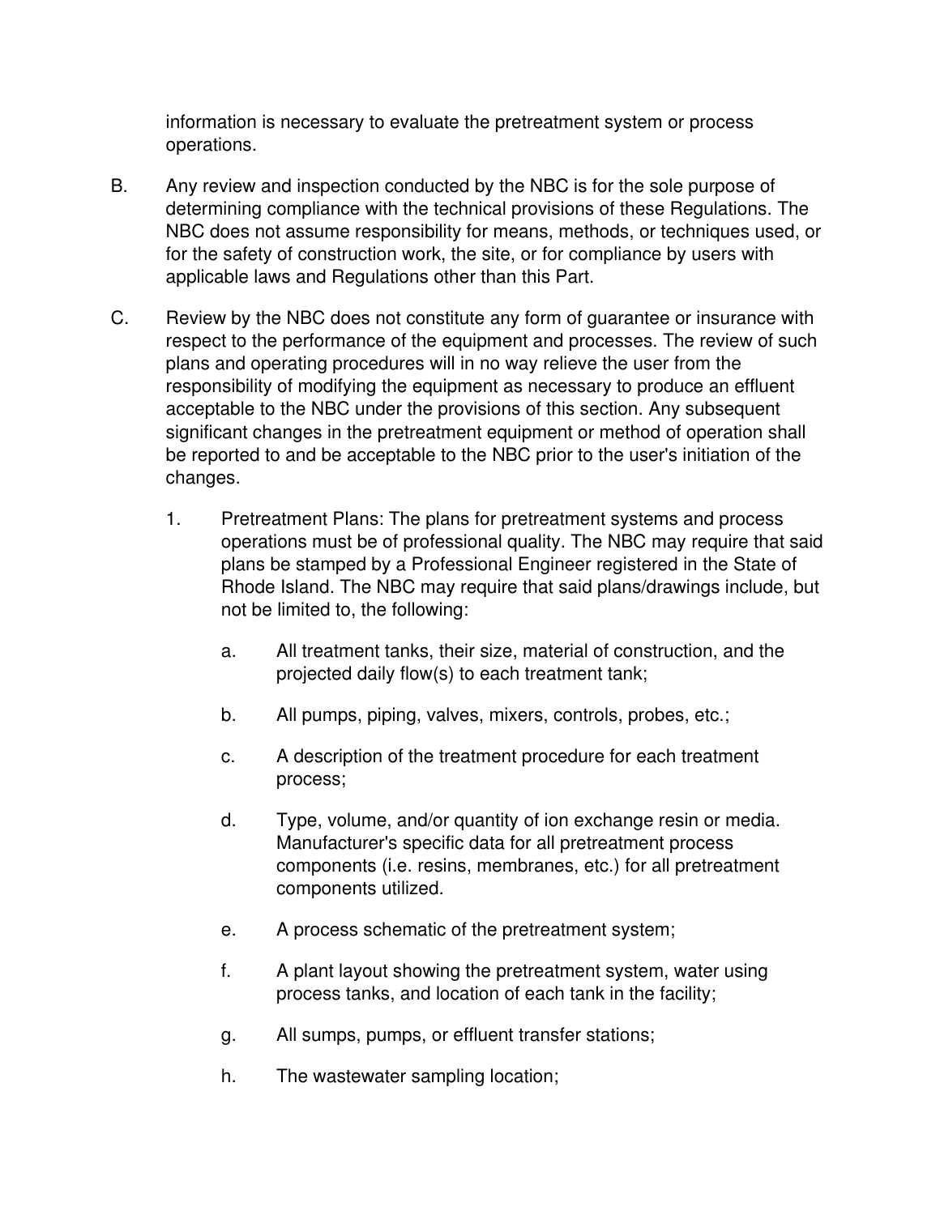information is necessary to evaluate the pretreatment system or process operations.

B. Any review and inspection conducted by the NBC is for the sole purpose of determining compliance with the technical provisions of these Regulations. The NBC does not assume responsibility for means, methods, or techniques used, or for the safety of construction work, the site, or for compliance by users with applicable laws and Regulations other than this Part.

C. Review by the NBC does not constitute any form of guarantee or insurance with respect to the performance of the equipment and processes. The review of such plans and operating procedures will in no way relieve the user from the responsibility of modifying the equipment as necessary to produce an effluent acceptable to the NBC under the provisions of this section. Any subsequent significant changes in the pretreatment equipment or method of operation shall be reported to and be acceptable to the NBC prior to the user's initiation of the changes.

   1. Pretreatment Plans: The plans for pretreatment systems and process operations must be of professional quality. The NBC may require that said plans be stamped by a Professional Engineer registered in the State of Rhode Island. The NBC may require that said plans/drawings include, but not be limited to, the following:

      a. All treatment tanks, their size, material of construction, and the projected daily flow(s) to each treatment tank;

      b. All pumps, piping, valves, mixers, controls, probes, etc.;

      c. A description of the treatment procedure for each treatment process;

      d. Type, volume, and/or quantity of ion exchange resin or media. Manufacturer's specific data for all pretreatment process components (i.e. resins, membranes, etc.) for all pretreatment components utilized.

      e. A process schematic of the pretreatment system;

      f. A plant layout showing the pretreatment system, water using process tanks, and location of each tank in the facility;

      g. All sumps, pumps, or effluent transfer stations;

      h. The wastewater sampling location;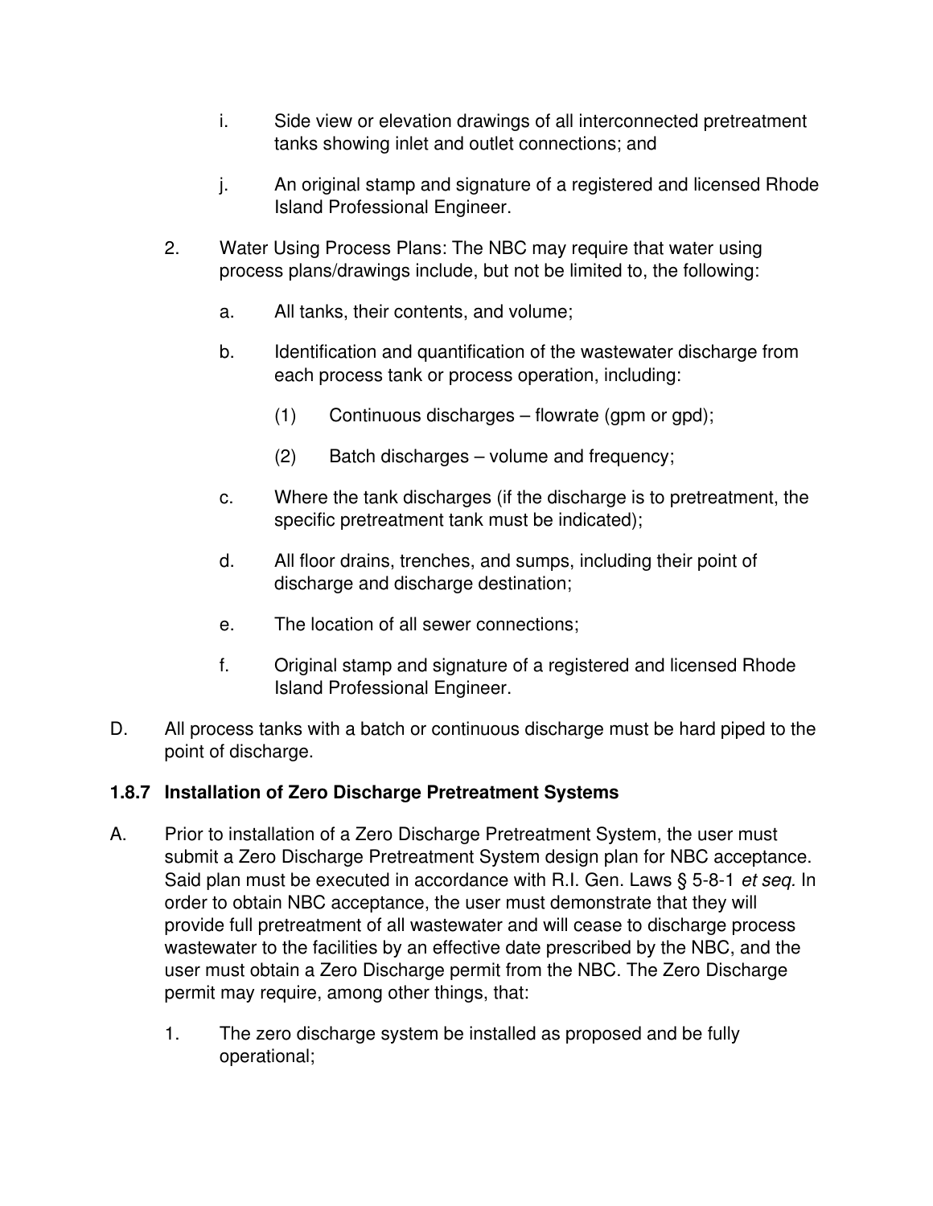i. Side view or elevation drawings of all interconnected pretreatment tanks showing inlet and outlet connections; and

j. An original stamp and signature of a registered and licensed Rhode Island Professional Engineer.

2. Water Using Process Plans: The NBC may require that water using process plans/drawings include, but not be limited to, the following:

   a. All tanks, their contents, and volume;

   b. Identification and quantification of the wastewater discharge from each process tank or process operation, including:

      (1) Continuous discharges – flowrate (gpm or gpd);

      (2) Batch discharges – volume and frequency;

   c. Where the tank discharges (if the discharge is to pretreatment, the specific pretreatment tank must be indicated);

   d. All floor drains, trenches, and sumps, including their point of discharge and discharge destination;

   e. The location of all sewer connections;

   f. Original stamp and signature of a registered and licensed Rhode Island Professional Engineer.

D. All process tanks with a batch or continuous discharge must be hard piped to the point of discharge.

### 1.8.7 Installation of Zero Discharge Pretreatment Systems

A. Prior to installation of a Zero Discharge Pretreatment System, the user must submit a Zero Discharge Pretreatment System design plan for NBC acceptance. Said plan must be executed in accordance with R.I. Gen. Laws § 5-8-1 *et seq*. In order to obtain NBC acceptance, the user must demonstrate that they will provide full pretreatment of all wastewater and will cease to discharge process wastewater to the facilities by an effective date prescribed by the NBC, and the user must obtain a Zero Discharge permit from the NBC. The Zero Discharge permit may require, among other things, that:

   1. The zero discharge system be installed as proposed and be fully operational;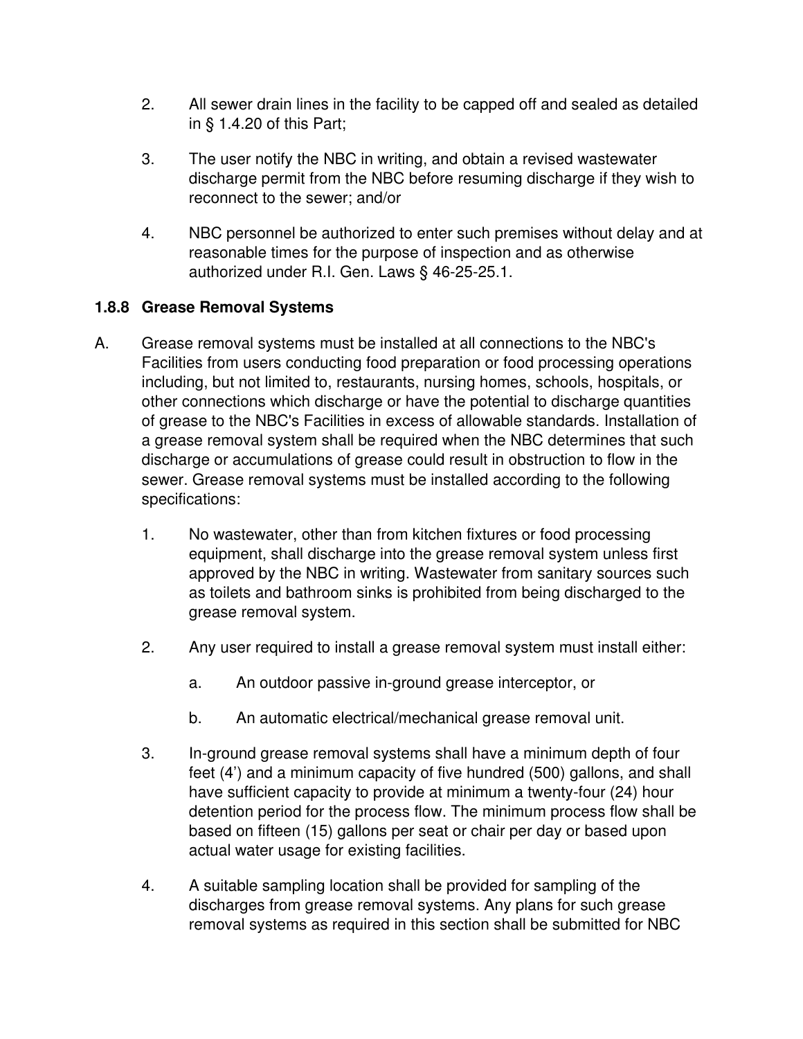2. All sewer drain lines in the facility to be capped off and sealed as detailed in § 1.4.20 of this Part;

3. The user notify the NBC in writing, and obtain a revised wastewater discharge permit from the NBC before resuming discharge if they wish to reconnect to the sewer; and/or

4. NBC personnel be authorized to enter such premises without delay and at reasonable times for the purpose of inspection and as otherwise authorized under R.I. Gen. Laws § 46-25-25.1.

### 1.8.8 Grease Removal Systems

A. Grease removal systems must be installed at all connections to the NBC's Facilities from users conducting food preparation or food processing operations including, but not limited to, restaurants, nursing homes, schools, hospitals, or other connections which discharge or have the potential to discharge quantities of grease to the NBC's Facilities in excess of allowable standards. Installation of a grease removal system shall be required when the NBC determines that such discharge or accumulations of grease could result in obstruction to flow in the sewer. Grease removal systems must be installed according to the following specifications:

   1. No wastewater, other than from kitchen fixtures or food processing equipment, shall discharge into the grease removal system unless first approved by the NBC in writing. Wastewater from sanitary sources such as toilets and bathroom sinks is prohibited from being discharged to the grease removal system.

   2. Any user required to install a grease removal system must install either:

      a. An outdoor passive in-ground grease interceptor, or

      b. An automatic electrical/mechanical grease removal unit.

   3. In-ground grease removal systems shall have a minimum depth of four feet (4') and a minimum capacity of five hundred (500) gallons, and shall have sufficient capacity to provide at minimum a twenty-four (24) hour detention period for the process flow. The minimum process flow shall be based on fifteen (15) gallons per seat or chair per day or based upon actual water usage for existing facilities.

   4. A suitable sampling location shall be provided for sampling of the discharges from grease removal systems. Any plans for such grease removal systems as required in this section shall be submitted for NBC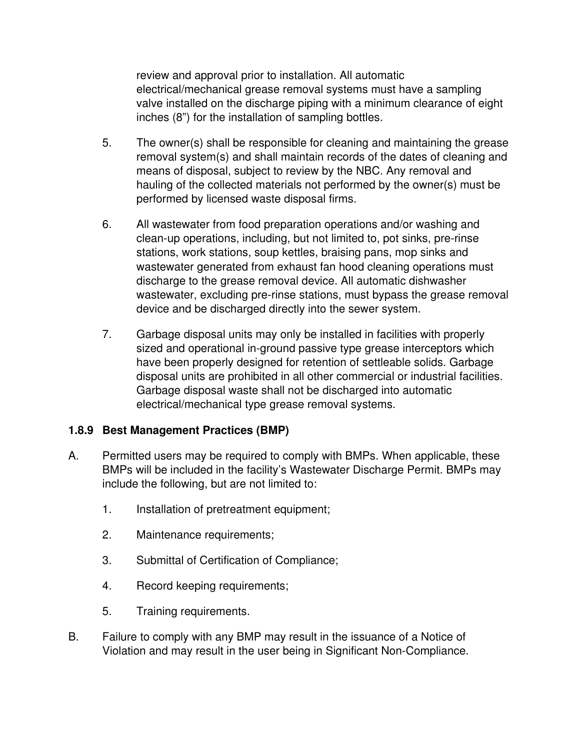review and approval prior to installation. All automatic electrical/mechanical grease removal systems must have a sampling valve installed on the discharge piping with a minimum clearance of eight inches (8”) for the installation of sampling bottles.

5. The owner(s) shall be responsible for cleaning and maintaining the grease removal system(s) and shall maintain records of the dates of cleaning and means of disposal, subject to review by the NBC. Any removal and hauling of the collected materials not performed by the owner(s) must be performed by licensed waste disposal firms.

6. All wastewater from food preparation operations and/or washing and clean-up operations, including, but not limited to, pot sinks, pre-rinse stations, work stations, soup kettles, braising pans, mop sinks and wastewater generated from exhaust fan hood cleaning operations must discharge to the grease removal device. All automatic dishwasher wastewater, excluding pre-rinse stations, must bypass the grease removal device and be discharged directly into the sewer system.

7. Garbage disposal units may only be installed in facilities with properly sized and operational in-ground passive type grease interceptors which have been properly designed for retention of settleable solids. Garbage disposal units are prohibited in all other commercial or industrial facilities. Garbage disposal waste shall not be discharged into automatic electrical/mechanical type grease removal systems.

### 1.8.9 Best Management Practices (BMP)

A. Permitted users may be required to comply with BMPs. When applicable, these BMPs will be included in the facility’s Wastewater Discharge Permit. BMPs may include the following, but are not limited to:

   1. Installation of pretreatment equipment;
   2. Maintenance requirements;
   3. Submittal of Certification of Compliance;
   4. Record keeping requirements;
   5. Training requirements.

B. Failure to comply with any BMP may result in the issuance of a Notice of Violation and may result in the user being in Significant Non-Compliance.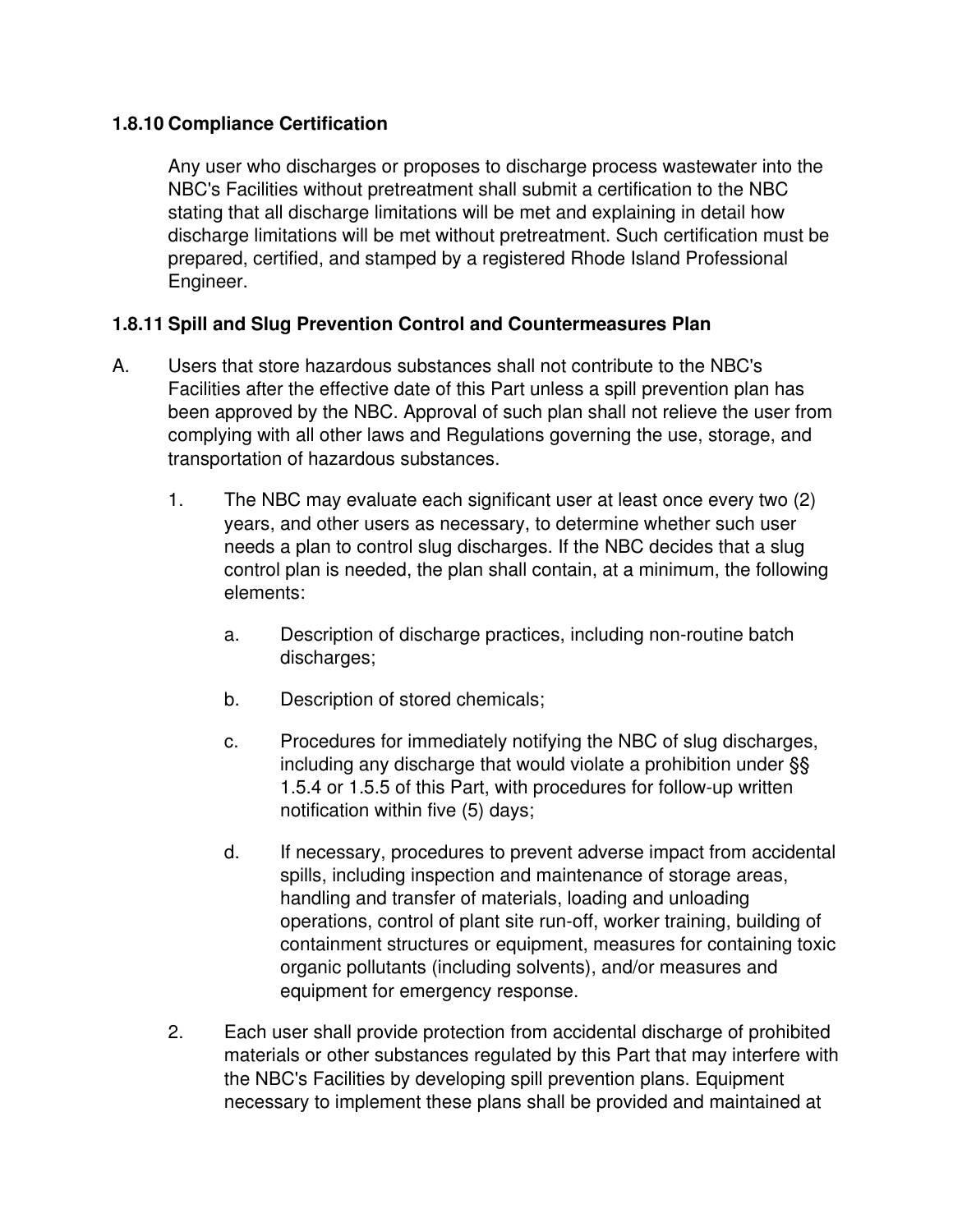### 1.8.10 Compliance Certification

Any user who discharges or proposes to discharge process wastewater into the NBC's Facilities without pretreatment shall submit a certification to the NBC stating that all discharge limitations will be met and explaining in detail how discharge limitations will be met without pretreatment. Such certification must be prepared, certified, and stamped by a registered Rhode Island Professional Engineer.

### 1.8.11 Spill and Slug Prevention Control and Countermeasures Plan

A. Users that store hazardous substances shall not contribute to the NBC's Facilities after the effective date of this Part unless a spill prevention plan has been approved by the NBC. Approval of such plan shall not relieve the user from complying with all other laws and Regulations governing the use, storage, and transportation of hazardous substances.

1. The NBC may evaluate each significant user at least once every two (2) years, and other users as necessary, to determine whether such user needs a plan to control slug discharges. If the NBC decides that a slug control plan is needed, the plan shall contain, at a minimum, the following elements:

   a. Description of discharge practices, including non-routine batch discharges;

   b. Description of stored chemicals;

   c. Procedures for immediately notifying the NBC of slug discharges, including any discharge that would violate a prohibition under §§ 1.5.4 or 1.5.5 of this Part, with procedures for follow-up written notification within five (5) days;

   d. If necessary, procedures to prevent adverse impact from accidental spills, including inspection and maintenance of storage areas, handling and transfer of materials, loading and unloading operations, control of plant site run-off, worker training, building of containment structures or equipment, measures for containing toxic organic pollutants (including solvents), and/or measures and equipment for emergency response.

2. Each user shall provide protection from accidental discharge of prohibited materials or other substances regulated by this Part that may interfere with the NBC's Facilities by developing spill prevention plans. Equipment necessary to implement these plans shall be provided and maintained at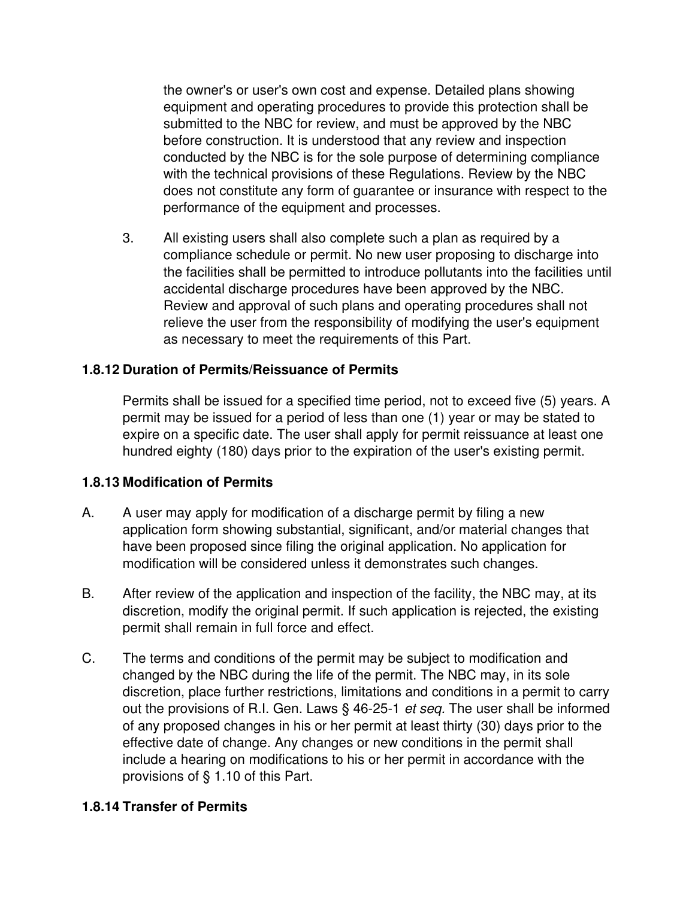the owner's or user's own cost and expense. Detailed plans showing equipment and operating procedures to provide this protection shall be submitted to the NBC for review, and must be approved by the NBC before construction. It is understood that any review and inspection conducted by the NBC is for the sole purpose of determining compliance with the technical provisions of these Regulations. Review by the NBC does not constitute any form of guarantee or insurance with respect to the performance of the equipment and processes.

3. All existing users shall also complete such a plan as required by a compliance schedule or permit. No new user proposing to discharge into the facilities shall be permitted to introduce pollutants into the facilities until accidental discharge procedures have been approved by the NBC. Review and approval of such plans and operating procedures shall not relieve the user from the responsibility of modifying the user's equipment as necessary to meet the requirements of this Part.

### 1.8.12 Duration of Permits/Reissuance of Permits

Permits shall be issued for a specified time period, not to exceed five (5) years. A permit may be issued for a period of less than one (1) year or may be stated to expire on a specific date. The user shall apply for permit reissuance at least one hundred eighty (180) days prior to the expiration of the user's existing permit.

### 1.8.13 Modification of Permits

A. A user may apply for modification of a discharge permit by filing a new application form showing substantial, significant, and/or material changes that have been proposed since filing the original application. No application for modification will be considered unless it demonstrates such changes.

B. After review of the application and inspection of the facility, the NBC may, at its discretion, modify the original permit. If such application is rejected, the existing permit shall remain in full force and effect.

C. The terms and conditions of the permit may be subject to modification and changed by the NBC during the life of the permit. The NBC may, in its sole discretion, place further restrictions, limitations and conditions in a permit to carry out the provisions of R.I. Gen. Laws § 46-25-1 *et seq.* The user shall be informed of any proposed changes in his or her permit at least thirty (30) days prior to the effective date of change. Any changes or new conditions in the permit shall include a hearing on modifications to his or her permit in accordance with the provisions of § 1.10 of this Part.

### 1.8.14 Transfer of Permits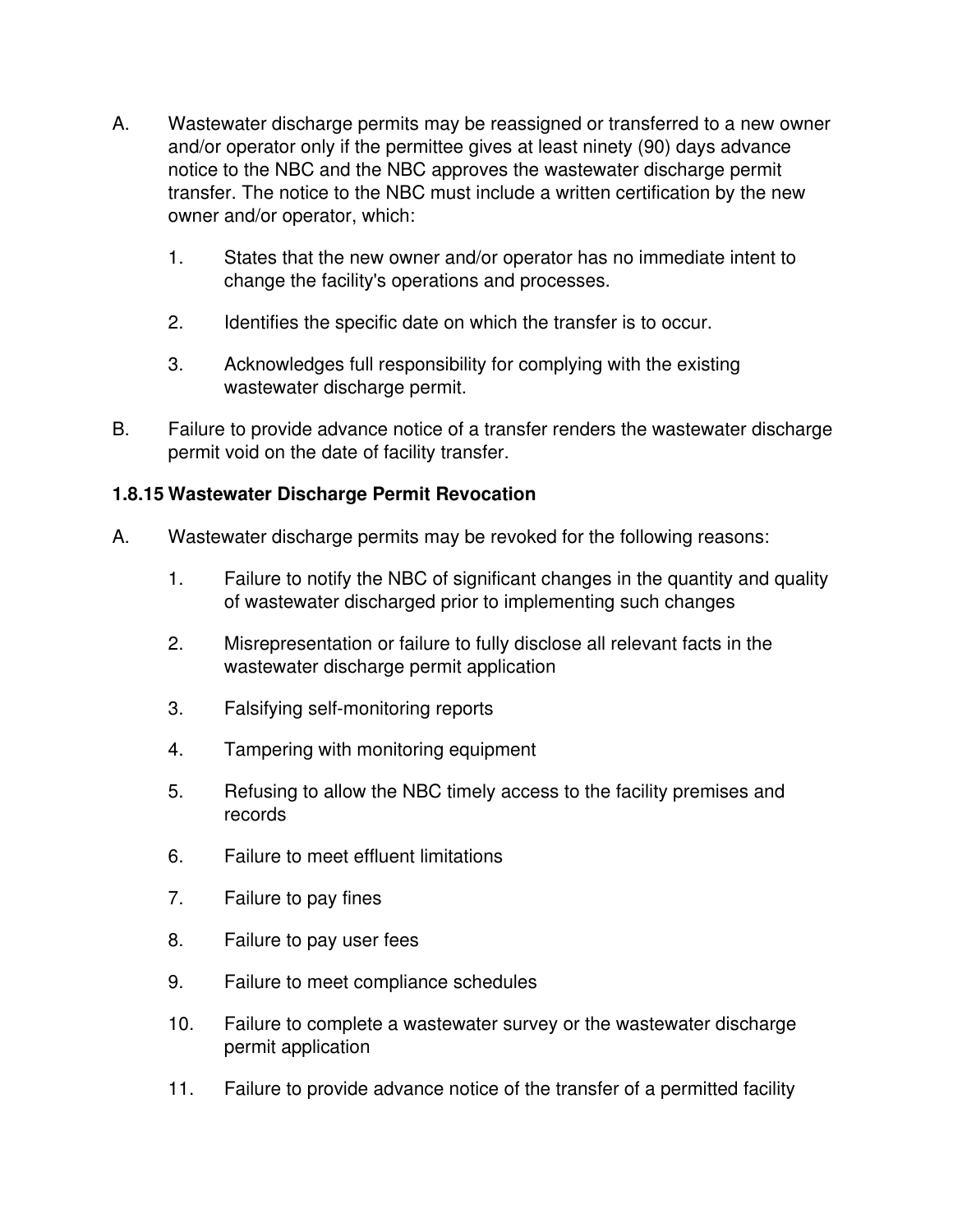A. Wastewater discharge permits may be reassigned or transferred to a new owner and/or operator only if the permittee gives at least ninety (90) days advance notice to the NBC and the NBC approves the wastewater discharge permit transfer. The notice to the NBC must include a written certification by the new owner and/or operator, which:

   1. States that the new owner and/or operator has no immediate intent to change the facility's operations and processes.

   2. Identifies the specific date on which the transfer is to occur.

   3. Acknowledges full responsibility for complying with the existing wastewater discharge permit.

B. Failure to provide advance notice of a transfer renders the wastewater discharge permit void on the date of facility transfer.

### 1.8.15 Wastewater Discharge Permit Revocation

A. Wastewater discharge permits may be revoked for the following reasons:

   1. Failure to notify the NBC of significant changes in the quantity and quality of wastewater discharged prior to implementing such changes

   2. Misrepresentation or failure to fully disclose all relevant facts in the wastewater discharge permit application

   3. Falsifying self-monitoring reports

   4. Tampering with monitoring equipment

   5. Refusing to allow the NBC timely access to the facility premises and records

   6. Failure to meet effluent limitations

   7. Failure to pay fines

   8. Failure to pay user fees

   9. Failure to meet compliance schedules

   10. Failure to complete a wastewater survey or the wastewater discharge permit application

   11. Failure to provide advance notice of the transfer of a permitted facility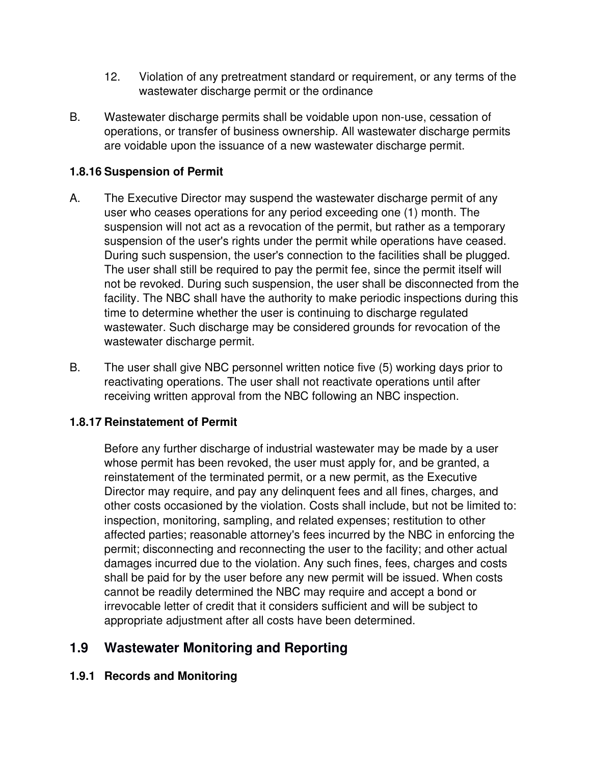12. Violation of any pretreatment standard or requirement, or any terms of the wastewater discharge permit or the ordinance

B. Wastewater discharge permits shall be voidable upon non-use, cessation of operations, or transfer of business ownership. All wastewater discharge permits are voidable upon the issuance of a new wastewater discharge permit.

### 1.8.16 Suspension of Permit

A. The Executive Director may suspend the wastewater discharge permit of any user who ceases operations for any period exceeding one (1) month. The suspension will not act as a revocation of the permit, but rather as a temporary suspension of the user's rights under the permit while operations have ceased. During such suspension, the user's connection to the facilities shall be plugged. The user shall still be required to pay the permit fee, since the permit itself will not be revoked. During such suspension, the user shall be disconnected from the facility. The NBC shall have the authority to make periodic inspections during this time to determine whether the user is continuing to discharge regulated wastewater. Such discharge may be considered grounds for revocation of the wastewater discharge permit.

B. The user shall give NBC personnel written notice five (5) working days prior to reactivating operations. The user shall not reactivate operations until after receiving written approval from the NBC following an NBC inspection.

### 1.8.17 Reinstatement of Permit

Before any further discharge of industrial wastewater may be made by a user whose permit has been revoked, the user must apply for, and be granted, a reinstatement of the terminated permit, or a new permit, as the Executive Director may require, and pay any delinquent fees and all fines, charges, and other costs occasioned by the violation. Costs shall include, but not be limited to: inspection, monitoring, sampling, and related expenses; restitution to other affected parties; reasonable attorney's fees incurred by the NBC in enforcing the permit; disconnecting and reconnecting the user to the facility; and other actual damages incurred due to the violation. Any such fines, fees, charges and costs shall be paid for by the user before any new permit will be issued. When costs cannot be readily determined the NBC may require and accept a bond or irrevocable letter of credit that it considers sufficient and will be subject to appropriate adjustment after all costs have been determined.

## 1.9 Wastewater Monitoring and Reporting

### 1.9.1 Records and Monitoring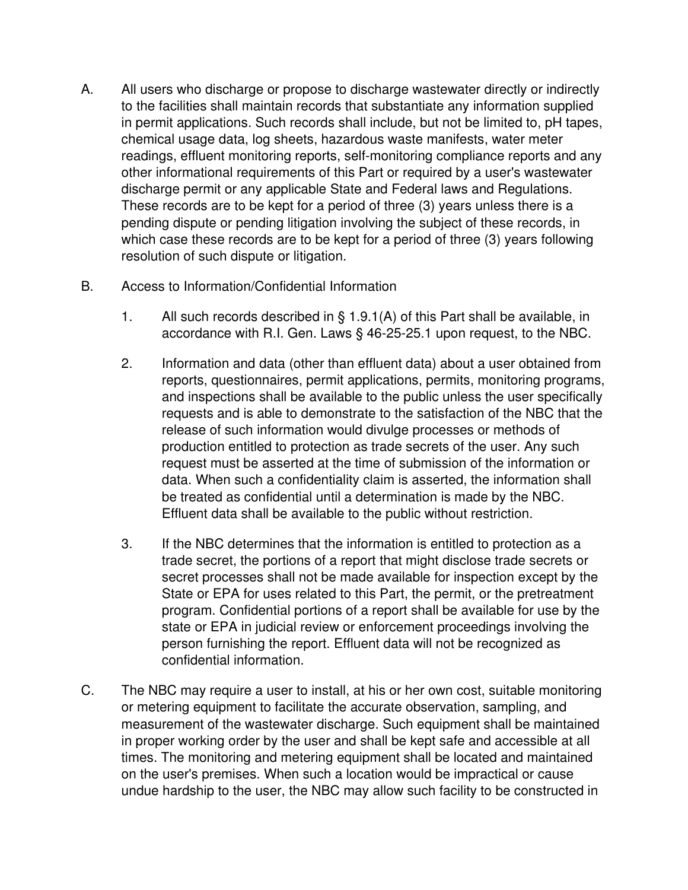A. All users who discharge or propose to discharge wastewater directly or indirectly to the facilities shall maintain records that substantiate any information supplied in permit applications. Such records shall include, but not be limited to, pH tapes, chemical usage data, log sheets, hazardous waste manifests, water meter readings, effluent monitoring reports, self-monitoring compliance reports and any other informational requirements of this Part or required by a user's wastewater discharge permit or any applicable State and Federal laws and Regulations. These records are to be kept for a period of three (3) years unless there is a pending dispute or pending litigation involving the subject of these records, in which case these records are to be kept for a period of three (3) years following resolution of such dispute or litigation.

B. Access to Information/Confidential Information

1. All such records described in § 1.9.1(A) of this Part shall be available, in accordance with R.I. Gen. Laws § 46-25-25.1 upon request, to the NBC.

2. Information and data (other than effluent data) about a user obtained from reports, questionnaires, permit applications, permits, monitoring programs, and inspections shall be available to the public unless the user specifically requests and is able to demonstrate to the satisfaction of the NBC that the release of such information would divulge processes or methods of production entitled to protection as trade secrets of the user. Any such request must be asserted at the time of submission of the information or data. When such a confidentiality claim is asserted, the information shall be treated as confidential until a determination is made by the NBC. Effluent data shall be available to the public without restriction.

3. If the NBC determines that the information is entitled to protection as a trade secret, the portions of a report that might disclose trade secrets or secret processes shall not be made available for inspection except by the State or EPA for uses related to this Part, the permit, or the pretreatment program. Confidential portions of a report shall be available for use by the state or EPA in judicial review or enforcement proceedings involving the person furnishing the report. Effluent data will not be recognized as confidential information.

C. The NBC may require a user to install, at his or her own cost, suitable monitoring or metering equipment to facilitate the accurate observation, sampling, and measurement of the wastewater discharge. Such equipment shall be maintained in proper working order by the user and shall be kept safe and accessible at all times. The monitoring and metering equipment shall be located and maintained on the user's premises. When such a location would be impractical or cause undue hardship to the user, the NBC may allow such facility to be constructed in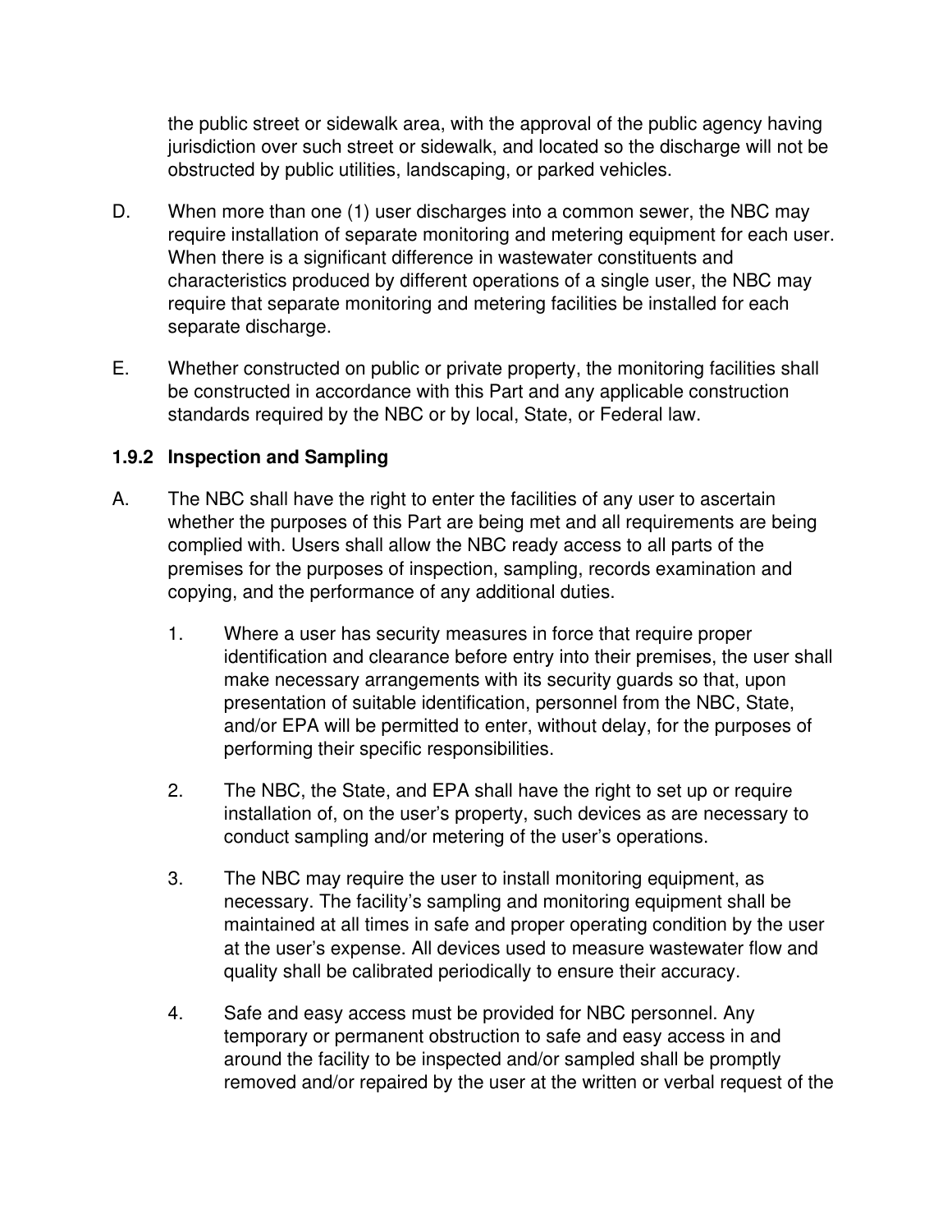the public street or sidewalk area, with the approval of the public agency having jurisdiction over such street or sidewalk, and located so the discharge will not be obstructed by public utilities, landscaping, or parked vehicles.

D. When more than one (1) user discharges into a common sewer, the NBC may require installation of separate monitoring and metering equipment for each user. When there is a significant difference in wastewater constituents and characteristics produced by different operations of a single user, the NBC may require that separate monitoring and metering facilities be installed for each separate discharge.

E. Whether constructed on public or private property, the monitoring facilities shall be constructed in accordance with this Part and any applicable construction standards required by the NBC or by local, State, or Federal law.

### 1.9.2 Inspection and Sampling

A. The NBC shall have the right to enter the facilities of any user to ascertain whether the purposes of this Part are being met and all requirements are being complied with. Users shall allow the NBC ready access to all parts of the premises for the purposes of inspection, sampling, records examination and copying, and the performance of any additional duties.

   1. Where a user has security measures in force that require proper identification and clearance before entry into their premises, the user shall make necessary arrangements with its security guards so that, upon presentation of suitable identification, personnel from the NBC, State, and/or EPA will be permitted to enter, without delay, for the purposes of performing their specific responsibilities.

   2. The NBC, the State, and EPA shall have the right to set up or require installation of, on the user's property, such devices as are necessary to conduct sampling and/or metering of the user's operations.

   3. The NBC may require the user to install monitoring equipment, as necessary. The facility's sampling and monitoring equipment shall be maintained at all times in safe and proper operating condition by the user at the user's expense. All devices used to measure wastewater flow and quality shall be calibrated periodically to ensure their accuracy.

   4. Safe and easy access must be provided for NBC personnel. Any temporary or permanent obstruction to safe and easy access in and around the facility to be inspected and/or sampled shall be promptly removed and/or repaired by the user at the written or verbal request of the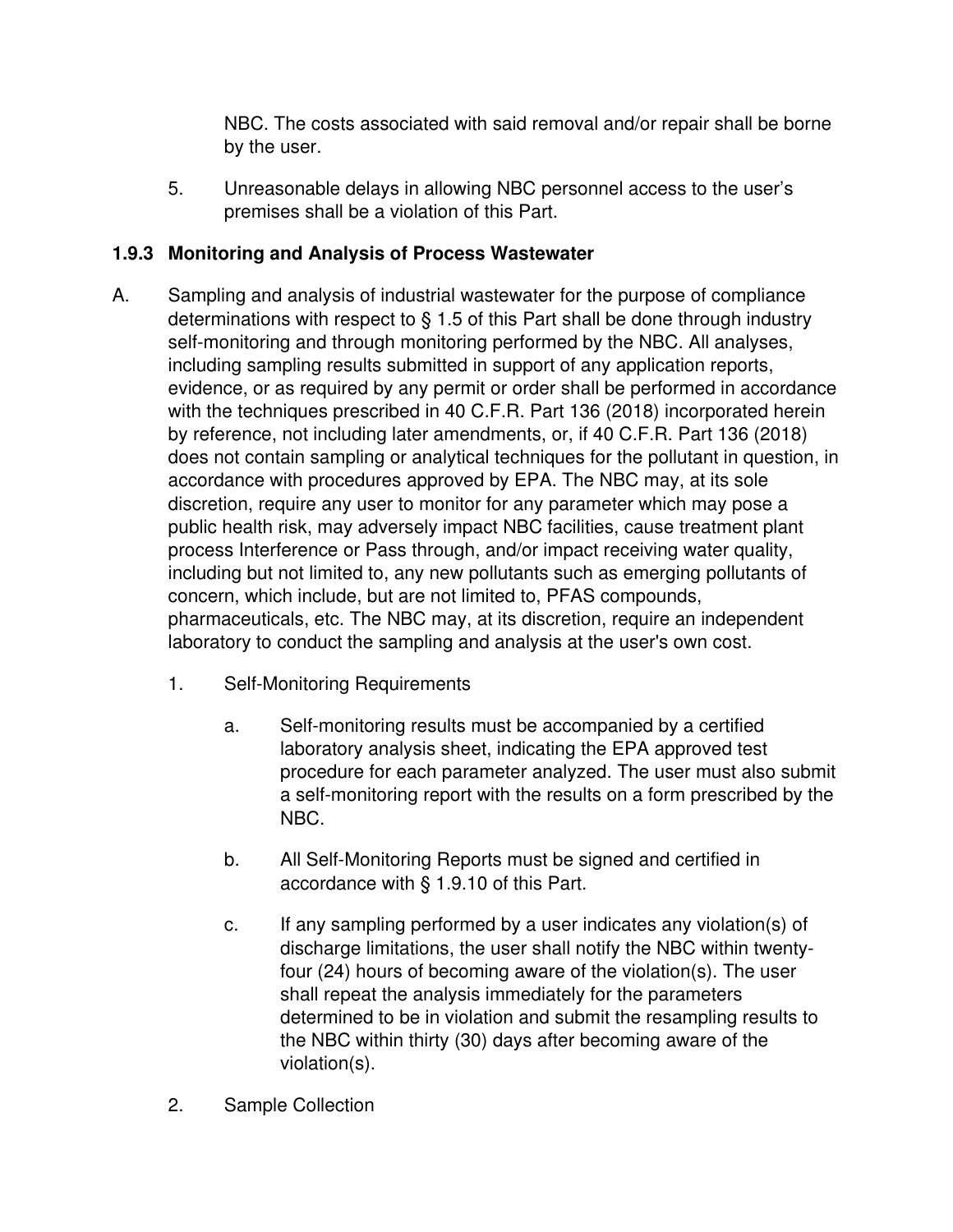NBC. The costs associated with said removal and/or repair shall be borne by the user.

5. Unreasonable delays in allowing NBC personnel access to the user's premises shall be a violation of this Part.

### 1.9.3 Monitoring and Analysis of Process Wastewater

A. Sampling and analysis of industrial wastewater for the purpose of compliance determinations with respect to § 1.5 of this Part shall be done through industry self-monitoring and through monitoring performed by the NBC. All analyses, including sampling results submitted in support of any application reports, evidence, or as required by any permit or order shall be performed in accordance with the techniques prescribed in 40 C.F.R. Part 136 (2018) incorporated herein by reference, not including later amendments, or, if 40 C.F.R. Part 136 (2018) does not contain sampling or analytical techniques for the pollutant in question, in accordance with procedures approved by EPA. The NBC may, at its sole discretion, require any user to monitor for any parameter which may pose a public health risk, may adversely impact NBC facilities, cause treatment plant process Interference or Pass through, and/or impact receiving water quality, including but not limited to, any new pollutants such as emerging pollutants of concern, which include, but are not limited to, PFAS compounds, pharmaceuticals, etc. The NBC may, at its discretion, require an independent laboratory to conduct the sampling and analysis at the user's own cost.

1. Self-Monitoring Requirements

    a. Self-monitoring results must be accompanied by a certified laboratory analysis sheet, indicating the EPA approved test procedure for each parameter analyzed. The user must also submit a self-monitoring report with the results on a form prescribed by the NBC.

    b. All Self-Monitoring Reports must be signed and certified in accordance with § 1.9.10 of this Part.

    c. If any sampling performed by a user indicates any violation(s) of discharge limitations, the user shall notify the NBC within twenty-four (24) hours of becoming aware of the violation(s). The user shall repeat the analysis immediately for the parameters determined to be in violation and submit the resampling results to the NBC within thirty (30) days after becoming aware of the violation(s).

2. Sample Collection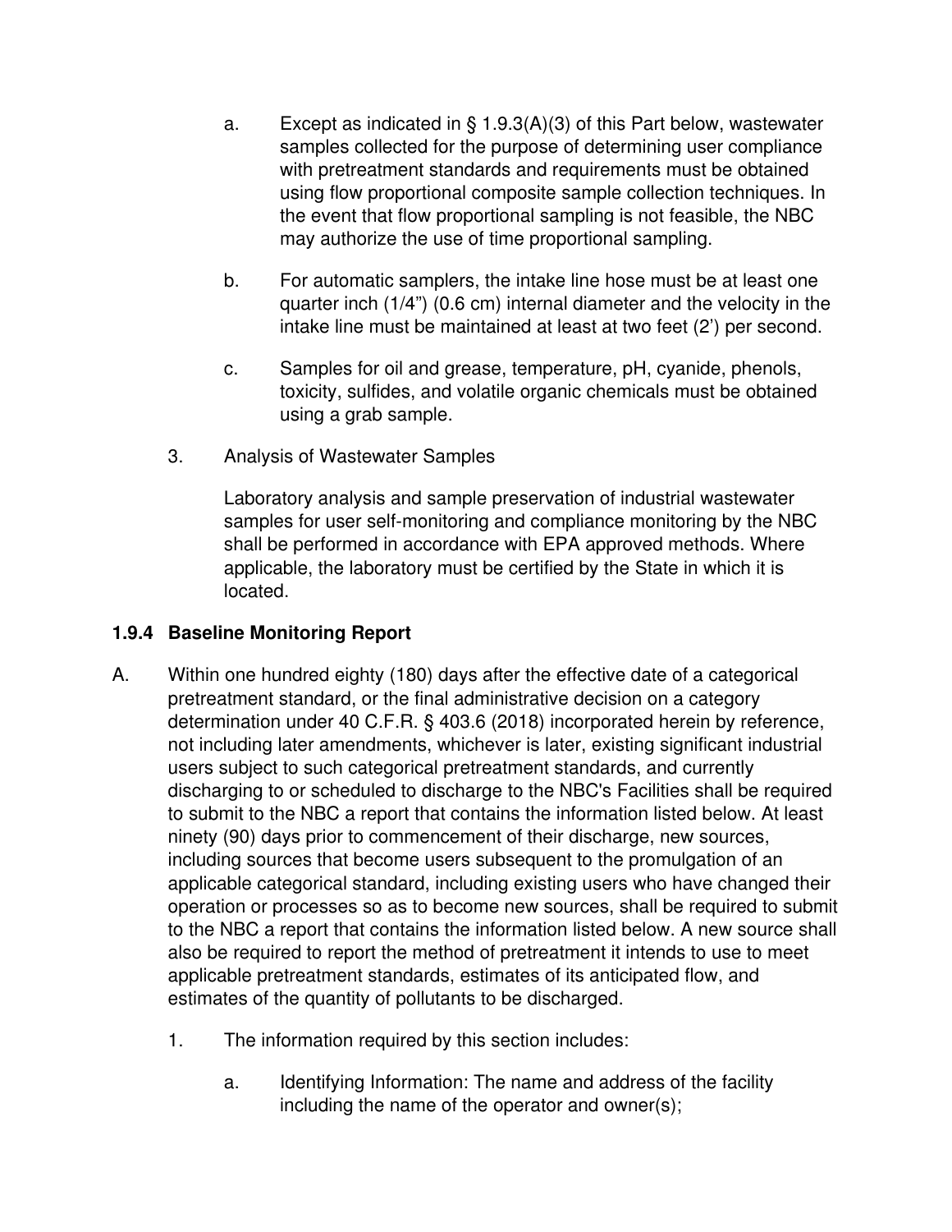a. Except as indicated in § 1.9.3(A)(3) of this Part below, wastewater samples collected for the purpose of determining user compliance with pretreatment standards and requirements must be obtained using flow proportional composite sample collection techniques. In the event that flow proportional sampling is not feasible, the NBC may authorize the use of time proportional sampling.

b. For automatic samplers, the intake line hose must be at least one quarter inch (1/4") (0.6 cm) internal diameter and the velocity in the intake line must be maintained at least at two feet (2') per second.

c. Samples for oil and grease, temperature, pH, cyanide, phenols, toxicity, sulfides, and volatile organic chemicals must be obtained using a grab sample.

3. Analysis of Wastewater Samples

Laboratory analysis and sample preservation of industrial wastewater samples for user self-monitoring and compliance monitoring by the NBC shall be performed in accordance with EPA approved methods. Where applicable, the laboratory must be certified by the State in which it is located.

### 1.9.4 Baseline Monitoring Report

A. Within one hundred eighty (180) days after the effective date of a categorical pretreatment standard, or the final administrative decision on a category determination under 40 C.F.R. § 403.6 (2018) incorporated herein by reference, not including later amendments, whichever is later, existing significant industrial users subject to such categorical pretreatment standards, and currently discharging to or scheduled to discharge to the NBC's Facilities shall be required to submit to the NBC a report that contains the information listed below. At least ninety (90) days prior to commencement of their discharge, new sources, including sources that become users subsequent to the promulgation of an applicable categorical standard, including existing users who have changed their operation or processes so as to become new sources, shall be required to submit to the NBC a report that contains the information listed below. A new source shall also be required to report the method of pretreatment it intends to use to meet applicable pretreatment standards, estimates of its anticipated flow, and estimates of the quantity of pollutants to be discharged.

1. The information required by this section includes:

a. Identifying Information: The name and address of the facility including the name of the operator and owner(s);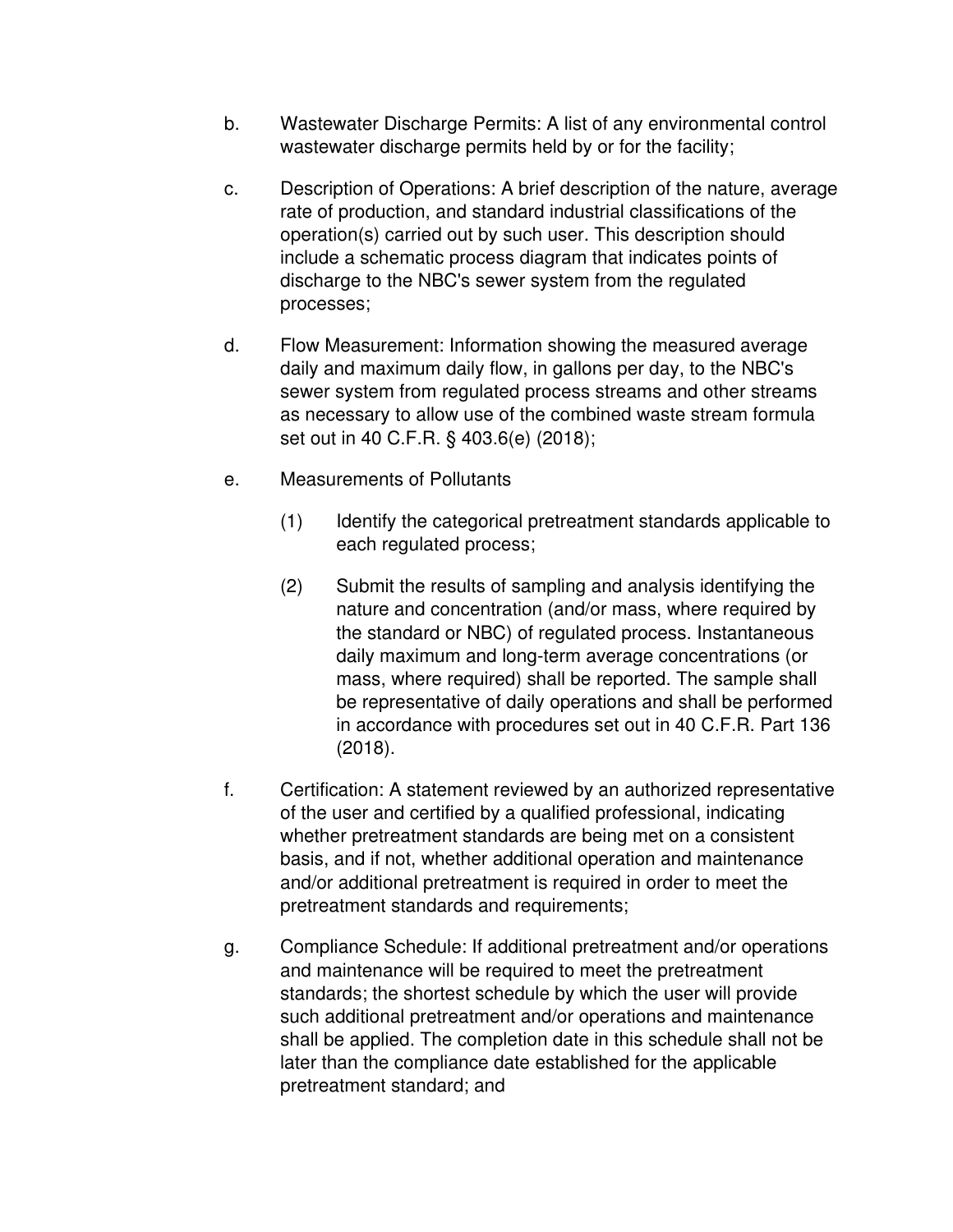b. Wastewater Discharge Permits: A list of any environmental control wastewater discharge permits held by or for the facility;

c. Description of Operations: A brief description of the nature, average rate of production, and standard industrial classifications of the operation(s) carried out by such user. This description should include a schematic process diagram that indicates points of discharge to the NBC's sewer system from the regulated processes;

d. Flow Measurement: Information showing the measured average daily and maximum daily flow, in gallons per day, to the NBC's sewer system from regulated process streams and other streams as necessary to allow use of the combined waste stream formula set out in 40 C.F.R. § 403.6(e) (2018);

e. Measurements of Pollutants

   (1) Identify the categorical pretreatment standards applicable to each regulated process;

   (2) Submit the results of sampling and analysis identifying the nature and concentration (and/or mass, where required by the standard or NBC) of regulated process. Instantaneous daily maximum and long-term average concentrations (or mass, where required) shall be reported. The sample shall be representative of daily operations and shall be performed in accordance with procedures set out in 40 C.F.R. Part 136 (2018).

f. Certification: A statement reviewed by an authorized representative of the user and certified by a qualified professional, indicating whether pretreatment standards are being met on a consistent basis, and if not, whether additional operation and maintenance and/or additional pretreatment is required in order to meet the pretreatment standards and requirements;

g. Compliance Schedule: If additional pretreatment and/or operations and maintenance will be required to meet the pretreatment standards; the shortest schedule by which the user will provide such additional pretreatment and/or operations and maintenance shall be applied. The completion date in this schedule shall not be later than the compliance date established for the applicable pretreatment standard; and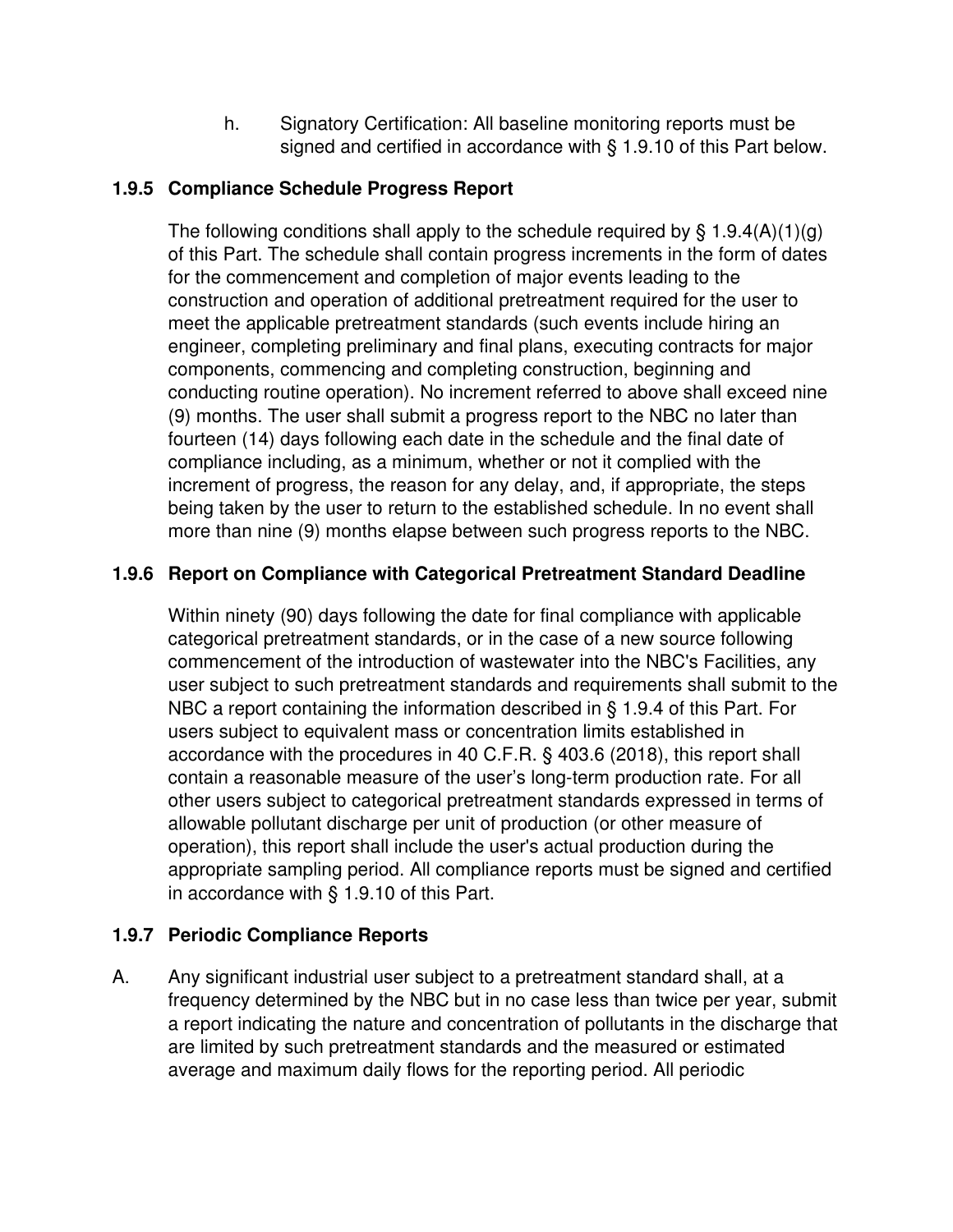h. Signatory Certification: All baseline monitoring reports must be signed and certified in accordance with § 1.9.10 of this Part below.

### 1.9.5 Compliance Schedule Progress Report

The following conditions shall apply to the schedule required by § 1.9.4(A)(1)(g) of this Part. The schedule shall contain progress increments in the form of dates for the commencement and completion of major events leading to the construction and operation of additional pretreatment required for the user to meet the applicable pretreatment standards (such events include hiring an engineer, completing preliminary and final plans, executing contracts for major components, commencing and completing construction, beginning and conducting routine operation). No increment referred to above shall exceed nine (9) months. The user shall submit a progress report to the NBC no later than fourteen (14) days following each date in the schedule and the final date of compliance including, as a minimum, whether or not it complied with the increment of progress, the reason for any delay, and, if appropriate, the steps being taken by the user to return to the established schedule. In no event shall more than nine (9) months elapse between such progress reports to the NBC.

### 1.9.6 Report on Compliance with Categorical Pretreatment Standard Deadline

Within ninety (90) days following the date for final compliance with applicable categorical pretreatment standards, or in the case of a new source following commencement of the introduction of wastewater into the NBC's Facilities, any user subject to such pretreatment standards and requirements shall submit to the NBC a report containing the information described in § 1.9.4 of this Part. For users subject to equivalent mass or concentration limits established in accordance with the procedures in 40 C.F.R. § 403.6 (2018), this report shall contain a reasonable measure of the user's long-term production rate. For all other users subject to categorical pretreatment standards expressed in terms of allowable pollutant discharge per unit of production (or other measure of operation), this report shall include the user's actual production during the appropriate sampling period. All compliance reports must be signed and certified in accordance with § 1.9.10 of this Part.

### 1.9.7 Periodic Compliance Reports

A. Any significant industrial user subject to a pretreatment standard shall, at a frequency determined by the NBC but in no case less than twice per year, submit a report indicating the nature and concentration of pollutants in the discharge that are limited by such pretreatment standards and the measured or estimated average and maximum daily flows for the reporting period. All periodic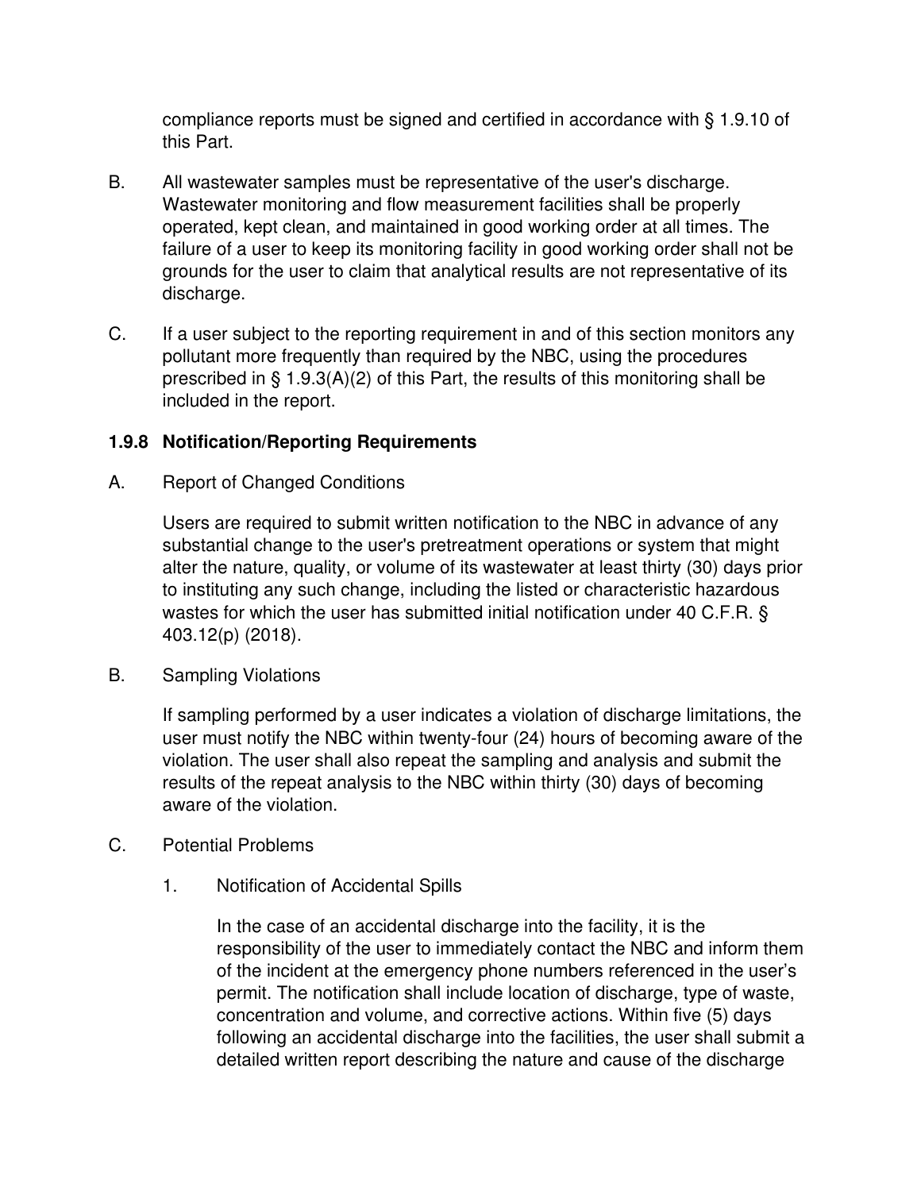compliance reports must be signed and certified in accordance with § 1.9.10 of this Part.

B. All wastewater samples must be representative of the user's discharge. Wastewater monitoring and flow measurement facilities shall be properly operated, kept clean, and maintained in good working order at all times. The failure of a user to keep its monitoring facility in good working order shall not be grounds for the user to claim that analytical results are not representative of its discharge.

C. If a user subject to the reporting requirement in and of this section monitors any pollutant more frequently than required by the NBC, using the procedures prescribed in § 1.9.3(A)(2) of this Part, the results of this monitoring shall be included in the report.

### 1.9.8 Notification/Reporting Requirements

A. Report of Changed Conditions

Users are required to submit written notification to the NBC in advance of any substantial change to the user's pretreatment operations or system that might alter the nature, quality, or volume of its wastewater at least thirty (30) days prior to instituting any such change, including the listed or characteristic hazardous wastes for which the user has submitted initial notification under 40 C.F.R. § 403.12(p) (2018).

B. Sampling Violations

If sampling performed by a user indicates a violation of discharge limitations, the user must notify the NBC within twenty-four (24) hours of becoming aware of the violation. The user shall also repeat the sampling and analysis and submit the results of the repeat analysis to the NBC within thirty (30) days of becoming aware of the violation.

C. Potential Problems

1. Notification of Accidental Spills

   In the case of an accidental discharge into the facility, it is the responsibility of the user to immediately contact the NBC and inform them of the incident at the emergency phone numbers referenced in the user's permit. The notification shall include location of discharge, type of waste, concentration and volume, and corrective actions. Within five (5) days following an accidental discharge into the facilities, the user shall submit a detailed written report describing the nature and cause of the discharge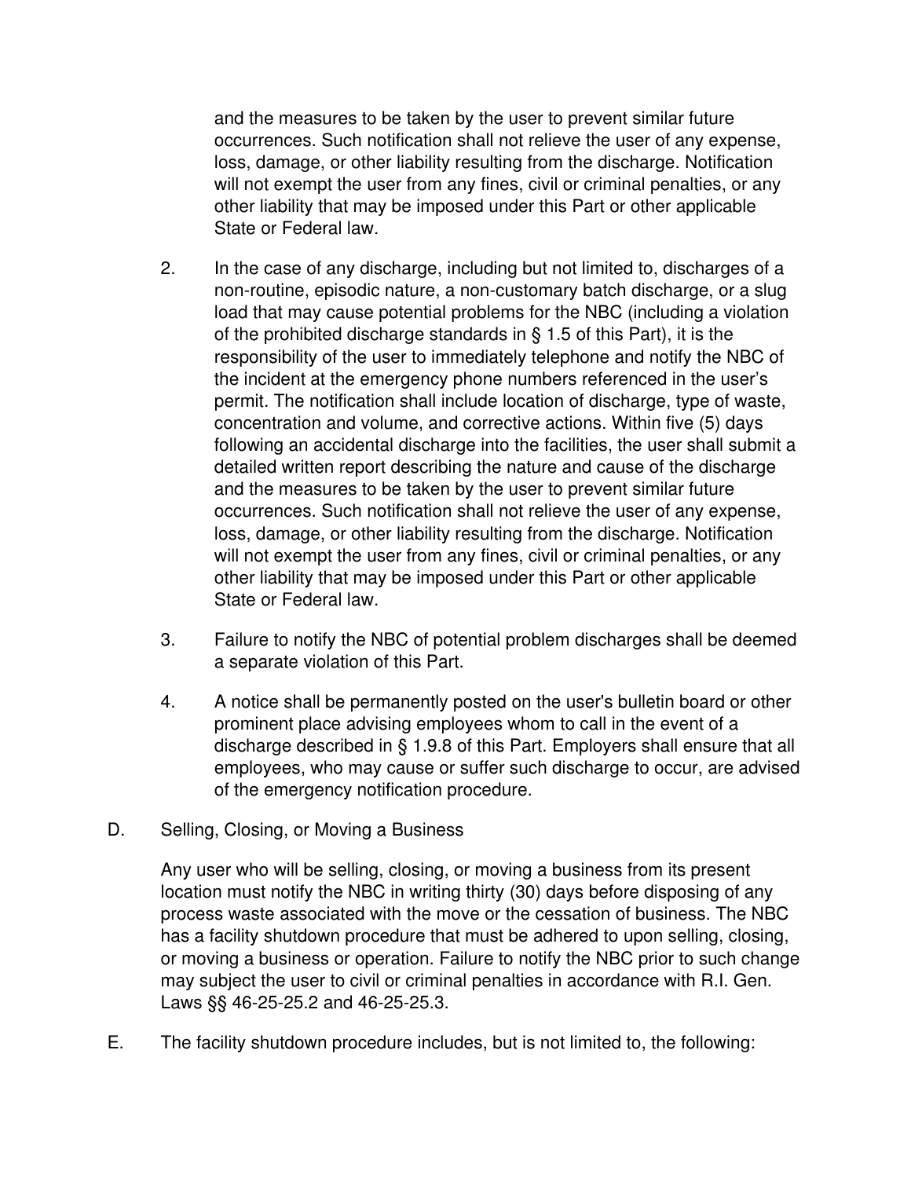and the measures to be taken by the user to prevent similar future occurrences. Such notification shall not relieve the user of any expense, loss, damage, or other liability resulting from the discharge. Notification will not exempt the user from any fines, civil or criminal penalties, or any other liability that may be imposed under this Part or other applicable State or Federal law.

2. In the case of any discharge, including but not limited to, discharges of a non-routine, episodic nature, a non-customary batch discharge, or a slug load that may cause potential problems for the NBC (including a violation of the prohibited discharge standards in § 1.5 of this Part), it is the responsibility of the user to immediately telephone and notify the NBC of the incident at the emergency phone numbers referenced in the user's permit. The notification shall include location of discharge, type of waste, concentration and volume, and corrective actions. Within five (5) days following an accidental discharge into the facilities, the user shall submit a detailed written report describing the nature and cause of the discharge and the measures to be taken by the user to prevent similar future occurrences. Such notification shall not relieve the user of any expense, loss, damage, or other liability resulting from the discharge. Notification will not exempt the user from any fines, civil or criminal penalties, or any other liability that may be imposed under this Part or other applicable State or Federal law.

3. Failure to notify the NBC of potential problem discharges shall be deemed a separate violation of this Part.

4. A notice shall be permanently posted on the user's bulletin board or other prominent place advising employees whom to call in the event of a discharge described in § 1.9.8 of this Part. Employers shall ensure that all employees, who may cause or suffer such discharge to occur, are advised of the emergency notification procedure.

D. Selling, Closing, or Moving a Business

Any user who will be selling, closing, or moving a business from its present location must notify the NBC in writing thirty (30) days before disposing of any process waste associated with the move or the cessation of business. The NBC has a facility shutdown procedure that must be adhered to upon selling, closing, or moving a business or operation. Failure to notify the NBC prior to such change may subject the user to civil or criminal penalties in accordance with R.I. Gen. Laws §§ 46-25-25.2 and 46-25-25.3.

E. The facility shutdown procedure includes, but is not limited to, the following: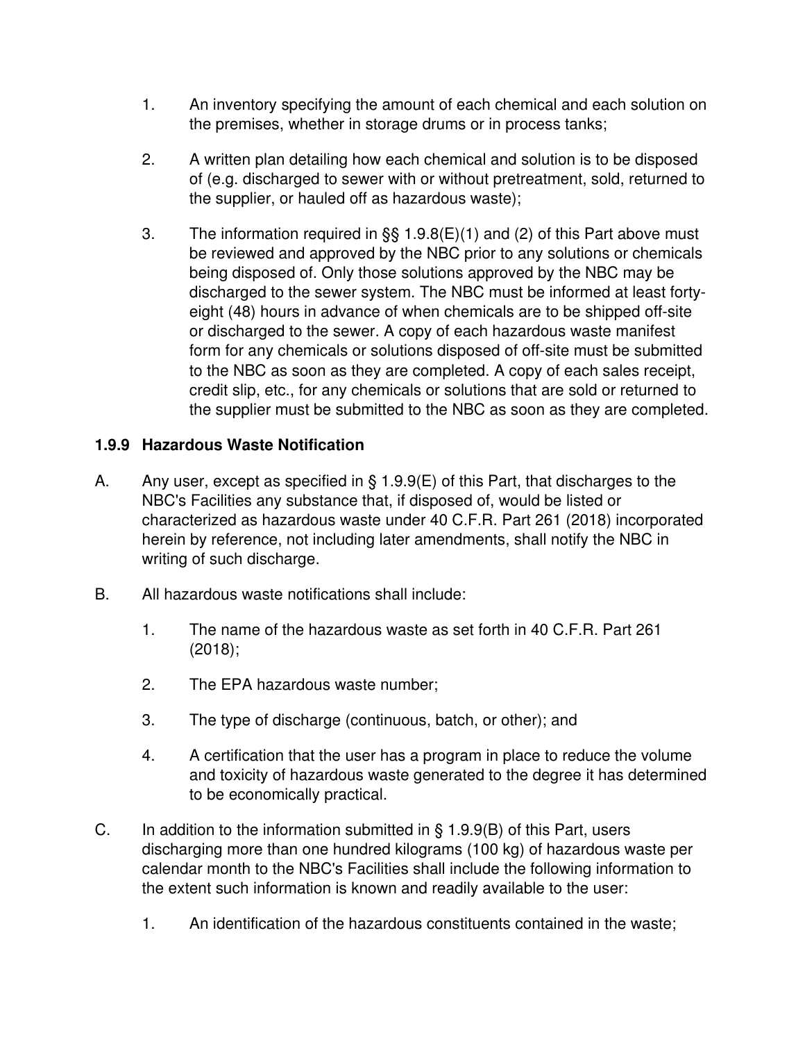1. An inventory specifying the amount of each chemical and each solution on the premises, whether in storage drums or in process tanks;

2. A written plan detailing how each chemical and solution is to be disposed of (e.g. discharged to sewer with or without pretreatment, sold, returned to the supplier, or hauled off as hazardous waste);

3. The information required in §§ 1.9.8(E)(1) and (2) of this Part above must be reviewed and approved by the NBC prior to any solutions or chemicals being disposed of. Only those solutions approved by the NBC may be discharged to the sewer system. The NBC must be informed at least forty-eight (48) hours in advance of when chemicals are to be shipped off-site or discharged to the sewer. A copy of each hazardous waste manifest form for any chemicals or solutions disposed of off-site must be submitted to the NBC as soon as they are completed. A copy of each sales receipt, credit slip, etc., for any chemicals or solutions that are sold or returned to the supplier must be submitted to the NBC as soon as they are completed.

### 1.9.9 Hazardous Waste Notification

A. Any user, except as specified in § 1.9.9(E) of this Part, that discharges to the NBC's Facilities any substance that, if disposed of, would be listed or characterized as hazardous waste under 40 C.F.R. Part 261 (2018) incorporated herein by reference, not including later amendments, shall notify the NBC in writing of such discharge.

B. All hazardous waste notifications shall include:

   1. The name of the hazardous waste as set forth in 40 C.F.R. Part 261 (2018);

   2. The EPA hazardous waste number;

   3. The type of discharge (continuous, batch, or other); and

   4. A certification that the user has a program in place to reduce the volume and toxicity of hazardous waste generated to the degree it has determined to be economically practical.

C. In addition to the information submitted in § 1.9.9(B) of this Part, users discharging more than one hundred kilograms (100 kg) of hazardous waste per calendar month to the NBC's Facilities shall include the following information to the extent such information is known and readily available to the user:

   1. An identification of the hazardous constituents contained in the waste;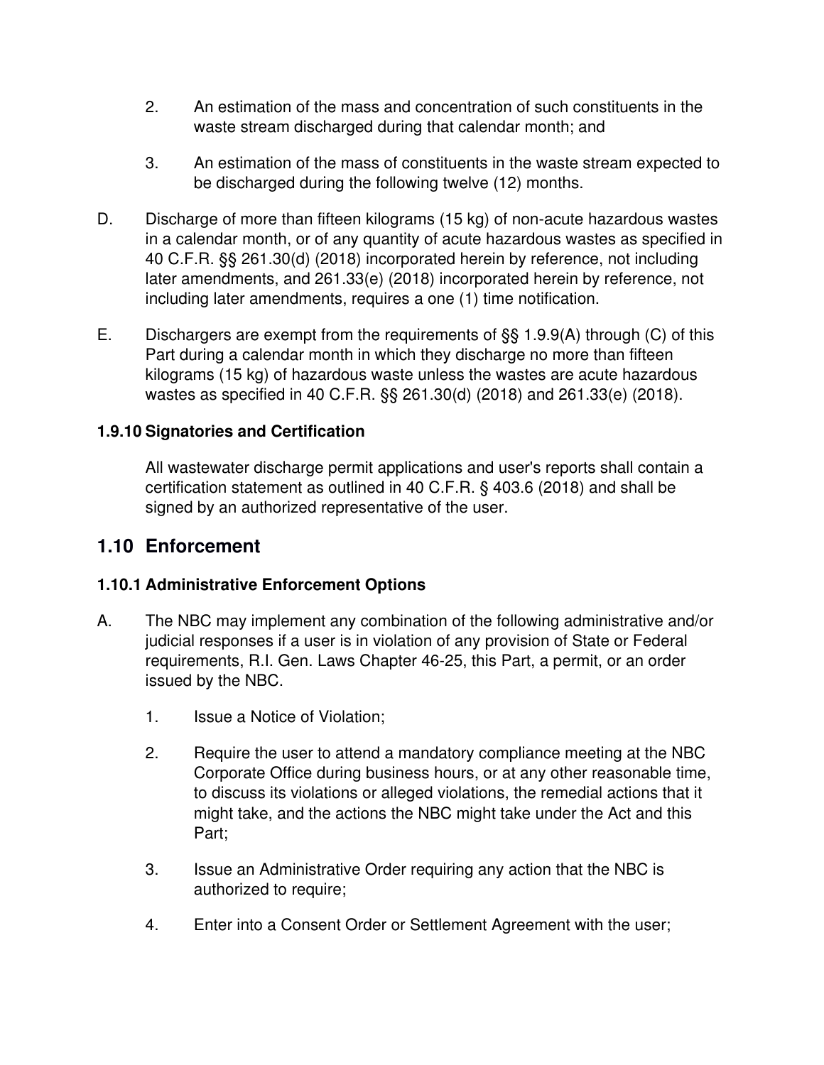2. An estimation of the mass and concentration of such constituents in the waste stream discharged during that calendar month; and

3. An estimation of the mass of constituents in the waste stream expected to be discharged during the following twelve (12) months.

D. Discharge of more than fifteen kilograms (15 kg) of non-acute hazardous wastes in a calendar month, or of any quantity of acute hazardous wastes as specified in 40 C.F.R. §§ 261.30(d) (2018) incorporated herein by reference, not including later amendments, and 261.33(e) (2018) incorporated herein by reference, not including later amendments, requires a one (1) time notification.

E. Dischargers are exempt from the requirements of §§ 1.9.9(A) through (C) of this Part during a calendar month in which they discharge no more than fifteen kilograms (15 kg) of hazardous waste unless the wastes are acute hazardous wastes as specified in 40 C.F.R. §§ 261.30(d) (2018) and 261.33(e) (2018).

### 1.9.10 Signatories and Certification

All wastewater discharge permit applications and user's reports shall contain a certification statement as outlined in 40 C.F.R. § 403.6 (2018) and shall be signed by an authorized representative of the user.

## 1.10 Enforcement

### 1.10.1 Administrative Enforcement Options

A. The NBC may implement any combination of the following administrative and/or judicial responses if a user is in violation of any provision of State or Federal requirements, R.I. Gen. Laws Chapter 46-25, this Part, a permit, or an order issued by the NBC.

1. Issue a Notice of Violation;

2. Require the user to attend a mandatory compliance meeting at the NBC Corporate Office during business hours, or at any other reasonable time, to discuss its violations or alleged violations, the remedial actions that it might take, and the actions the NBC might take under the Act and this Part;

3. Issue an Administrative Order requiring any action that the NBC is authorized to require;

4. Enter into a Consent Order or Settlement Agreement with the user;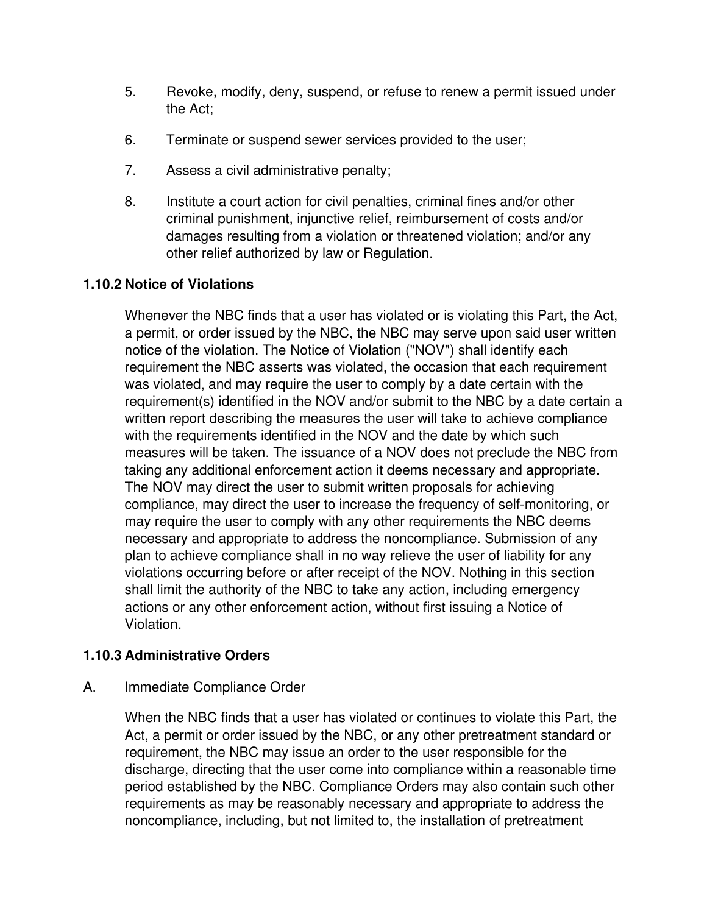5. Revoke, modify, deny, suspend, or refuse to renew a permit issued under the Act;

6. Terminate or suspend sewer services provided to the user;

7. Assess a civil administrative penalty;

8. Institute a court action for civil penalties, criminal fines and/or other criminal punishment, injunctive relief, reimbursement of costs and/or damages resulting from a violation or threatened violation; and/or any other relief authorized by law or Regulation.

### 1.10.2 Notice of Violations

Whenever the NBC finds that a user has violated or is violating this Part, the Act, a permit, or order issued by the NBC, the NBC may serve upon said user written notice of the violation. The Notice of Violation ("NOV") shall identify each requirement the NBC asserts was violated, the occasion that each requirement was violated, and may require the user to comply by a date certain with the requirement(s) identified in the NOV and/or submit to the NBC by a date certain a written report describing the measures the user will take to achieve compliance with the requirements identified in the NOV and the date by which such measures will be taken. The issuance of a NOV does not preclude the NBC from taking any additional enforcement action it deems necessary and appropriate. The NOV may direct the user to submit written proposals for achieving compliance, may direct the user to increase the frequency of self-monitoring, or may require the user to comply with any other requirements the NBC deems necessary and appropriate to address the noncompliance. Submission of any plan to achieve compliance shall in no way relieve the user of liability for any violations occurring before or after receipt of the NOV. Nothing in this section shall limit the authority of the NBC to take any action, including emergency actions or any other enforcement action, without first issuing a Notice of Violation.

### 1.10.3 Administrative Orders

A. Immediate Compliance Order

When the NBC finds that a user has violated or continues to violate this Part, the Act, a permit or order issued by the NBC, or any other pretreatment standard or requirement, the NBC may issue an order to the user responsible for the discharge, directing that the user come into compliance within a reasonable time period established by the NBC. Compliance Orders may also contain such other requirements as may be reasonably necessary and appropriate to address the noncompliance, including, but not limited to, the installation of pretreatment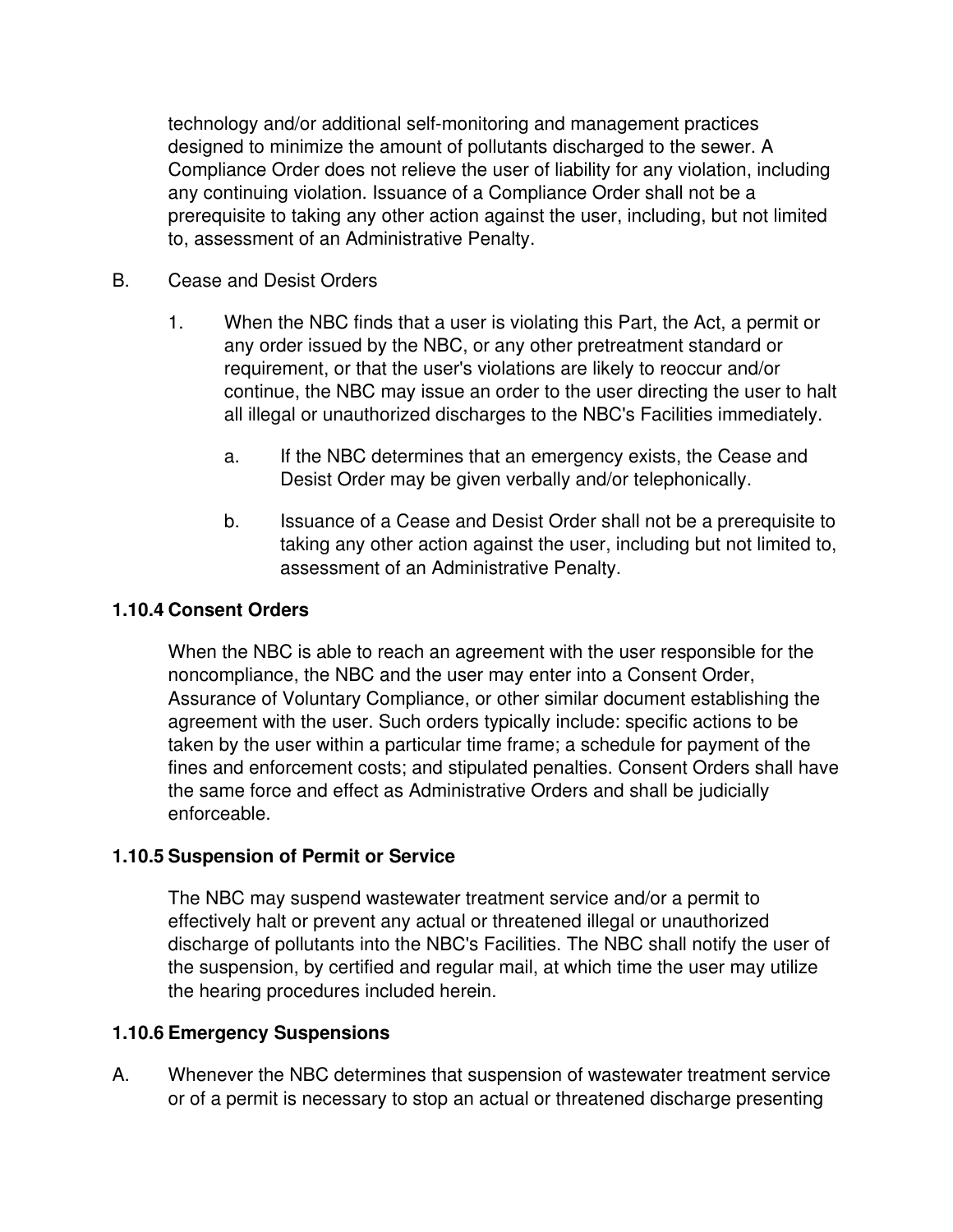technology and/or additional self-monitoring and management practices designed to minimize the amount of pollutants discharged to the sewer. A Compliance Order does not relieve the user of liability for any violation, including any continuing violation. Issuance of a Compliance Order shall not be a prerequisite to taking any other action against the user, including, but not limited to, assessment of an Administrative Penalty.

B. Cease and Desist Orders

1. When the NBC finds that a user is violating this Part, the Act, a permit or any order issued by the NBC, or any other pretreatment standard or requirement, or that the user's violations are likely to reoccur and/or continue, the NBC may issue an order to the user directing the user to halt all illegal or unauthorized discharges to the NBC's Facilities immediately.

   a. If the NBC determines that an emergency exists, the Cease and Desist Order may be given verbally and/or telephonically.

   b. Issuance of a Cease and Desist Order shall not be a prerequisite to taking any other action against the user, including but not limited to, assessment of an Administrative Penalty.

**1.10.4 Consent Orders**

When the NBC is able to reach an agreement with the user responsible for the noncompliance, the NBC and the user may enter into a Consent Order, Assurance of Voluntary Compliance, or other similar document establishing the agreement with the user. Such orders typically include: specific actions to be taken by the user within a particular time frame; a schedule for payment of the fines and enforcement costs; and stipulated penalties. Consent Orders shall have the same force and effect as Administrative Orders and shall be judicially enforceable.

**1.10.5 Suspension of Permit or Service**

The NBC may suspend wastewater treatment service and/or a permit to effectively halt or prevent any actual or threatened illegal or unauthorized discharge of pollutants into the NBC's Facilities. The NBC shall notify the user of the suspension, by certified and regular mail, at which time the user may utilize the hearing procedures included herein.

**1.10.6 Emergency Suspensions**

A. Whenever the NBC determines that suspension of wastewater treatment service or of a permit is necessary to stop an actual or threatened discharge presenting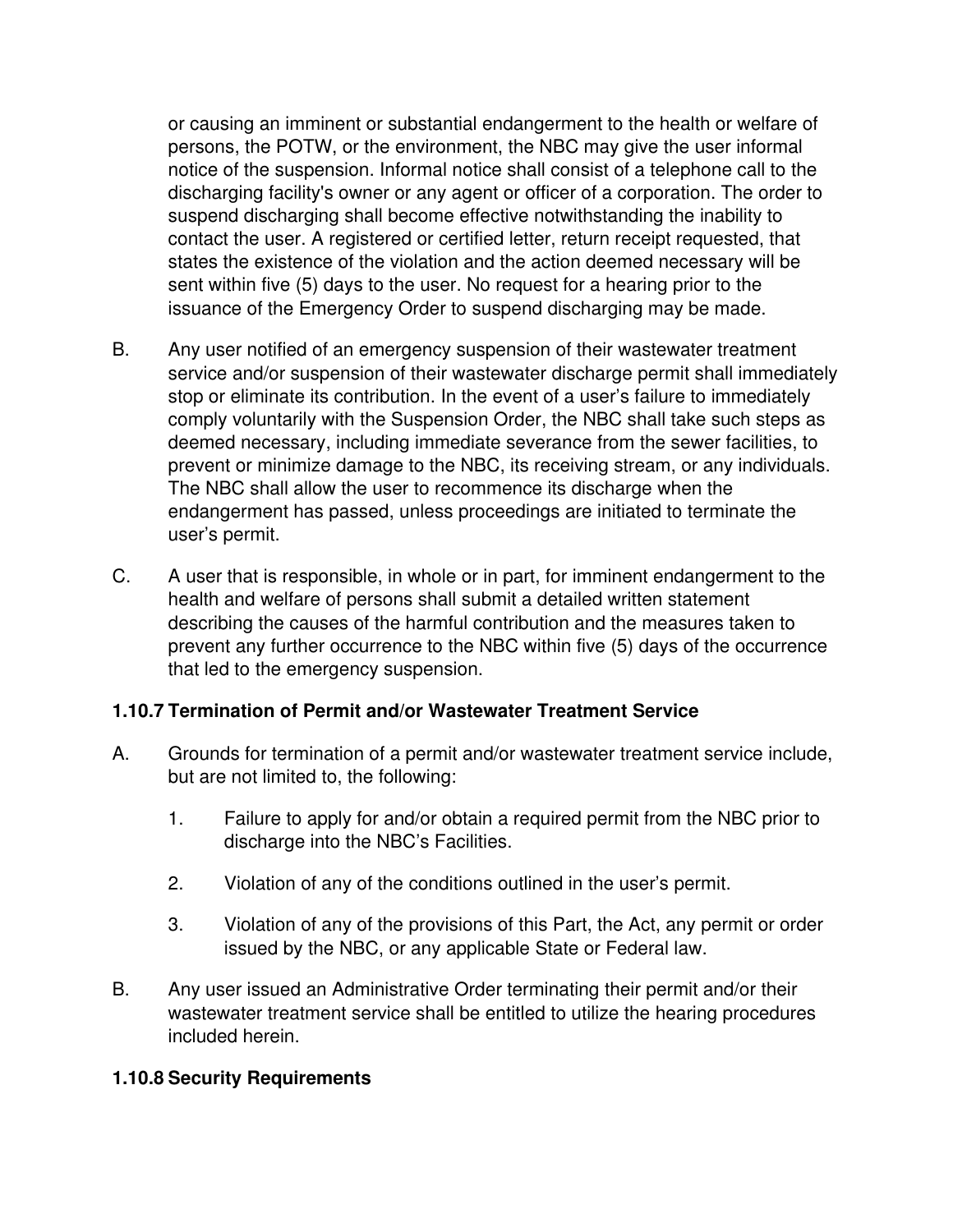or causing an imminent or substantial endangerment to the health or welfare of persons, the POTW, or the environment, the NBC may give the user informal notice of the suspension. Informal notice shall consist of a telephone call to the discharging facility's owner or any agent or officer of a corporation. The order to suspend discharging shall become effective notwithstanding the inability to contact the user. A registered or certified letter, return receipt requested, that states the existence of the violation and the action deemed necessary will be sent within five (5) days to the user. No request for a hearing prior to the issuance of the Emergency Order to suspend discharging may be made.

B. Any user notified of an emergency suspension of their wastewater treatment service and/or suspension of their wastewater discharge permit shall immediately stop or eliminate its contribution. In the event of a user's failure to immediately comply voluntarily with the Suspension Order, the NBC shall take such steps as deemed necessary, including immediate severance from the sewer facilities, to prevent or minimize damage to the NBC, its receiving stream, or any individuals. The NBC shall allow the user to recommence its discharge when the endangerment has passed, unless proceedings are initiated to terminate the user's permit.

C. A user that is responsible, in whole or in part, for imminent endangerment to the health and welfare of persons shall submit a detailed written statement describing the causes of the harmful contribution and the measures taken to prevent any further occurrence to the NBC within five (5) days of the occurrence that led to the emergency suspension.

**1.10.7 Termination of Permit and/or Wastewater Treatment Service**

A. Grounds for termination of a permit and/or wastewater treatment service include, but are not limited to, the following:

   1. Failure to apply for and/or obtain a required permit from the NBC prior to discharge into the NBC's Facilities.

   2. Violation of any of the conditions outlined in the user's permit.

   3. Violation of any of the provisions of this Part, the Act, any permit or order issued by the NBC, or any applicable State or Federal law.

B. Any user issued an Administrative Order terminating their permit and/or their wastewater treatment service shall be entitled to utilize the hearing procedures included herein.

**1.10.8 Security Requirements**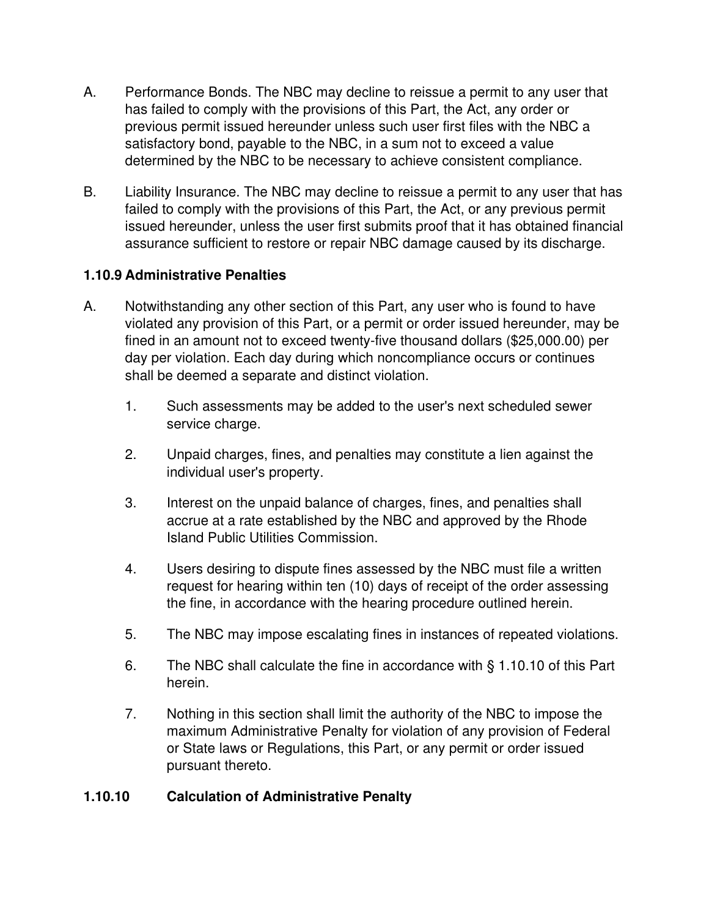A. Performance Bonds. The NBC may decline to reissue a permit to any user that has failed to comply with the provisions of this Part, the Act, any order or previous permit issued hereunder unless such user first files with the NBC a satisfactory bond, payable to the NBC, in a sum not to exceed a value determined by the NBC to be necessary to achieve consistent compliance.

B. Liability Insurance. The NBC may decline to reissue a permit to any user that has failed to comply with the provisions of this Part, the Act, or any previous permit issued hereunder, unless the user first submits proof that it has obtained financial assurance sufficient to restore or repair NBC damage caused by its discharge.

### 1.10.9 Administrative Penalties

A. Notwithstanding any other section of this Part, any user who is found to have violated any provision of this Part, or a permit or order issued hereunder, may be fined in an amount not to exceed twenty-five thousand dollars ($25,000.00) per day per violation. Each day during which noncompliance occurs or continues shall be deemed a separate and distinct violation.

   1. Such assessments may be added to the user's next scheduled sewer service charge.

   2. Unpaid charges, fines, and penalties may constitute a lien against the individual user's property.

   3. Interest on the unpaid balance of charges, fines, and penalties shall accrue at a rate established by the NBC and approved by the Rhode Island Public Utilities Commission.

   4. Users desiring to dispute fines assessed by the NBC must file a written request for hearing within ten (10) days of receipt of the order assessing the fine, in accordance with the hearing procedure outlined herein.

   5. The NBC may impose escalating fines in instances of repeated violations.

   6. The NBC shall calculate the fine in accordance with § 1.10.10 of this Part herein.

   7. Nothing in this section shall limit the authority of the NBC to impose the maximum Administrative Penalty for violation of any provision of Federal or State laws or Regulations, this Part, or any permit or order issued pursuant thereto.

### 1.10.10 Calculation of Administrative Penalty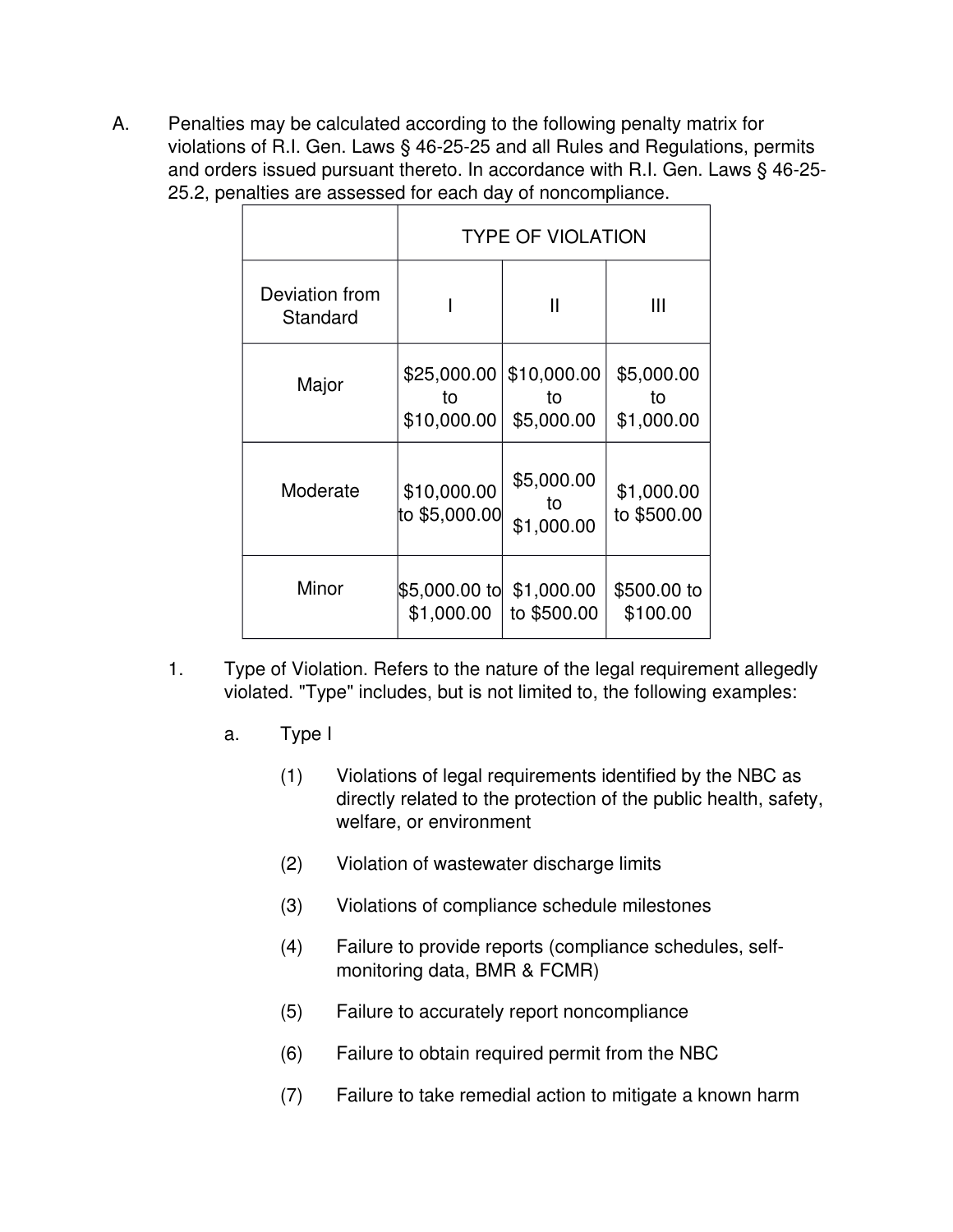A. Penalties may be calculated according to the following penalty matrix for violations of R.I. Gen. Laws § 46-25-25 and all Rules and Regulations, permits and orders issued pursuant thereto. In accordance with R.I. Gen. Laws § 46-25-25.2, penalties are assessed for each day of noncompliance.

| | TYPE OF VIOLATION | | |
|---|---|---|---|
| Deviation from Standard | I | II | III |
| Major | $25,000.00 to $10,000.00 | $10,000.00 to $5,000.00 | $5,000.00 to $1,000.00 |
| Moderate | $10,000.00 to $5,000.00 | $5,000.00 to $1,000.00 | $1,000.00 to $500.00 |
| Minor | $5,000.00 to $1,000.00 | $1,000.00 to $500.00 | $500.00 to $100.00 |

1. Type of Violation. Refers to the nature of the legal requirement allegedly violated. "Type" includes, but is not limited to, the following examples:

   a. Type I

      (1) Violations of legal requirements identified by the NBC as directly related to the protection of the public health, safety, welfare, or environment

      (2) Violation of wastewater discharge limits

      (3) Violations of compliance schedule milestones

      (4) Failure to provide reports (compliance schedules, self-monitoring data, BMR & FCMR)

      (5) Failure to accurately report noncompliance

      (6) Failure to obtain required permit from the NBC

      (7) Failure to take remedial action to mitigate a known harm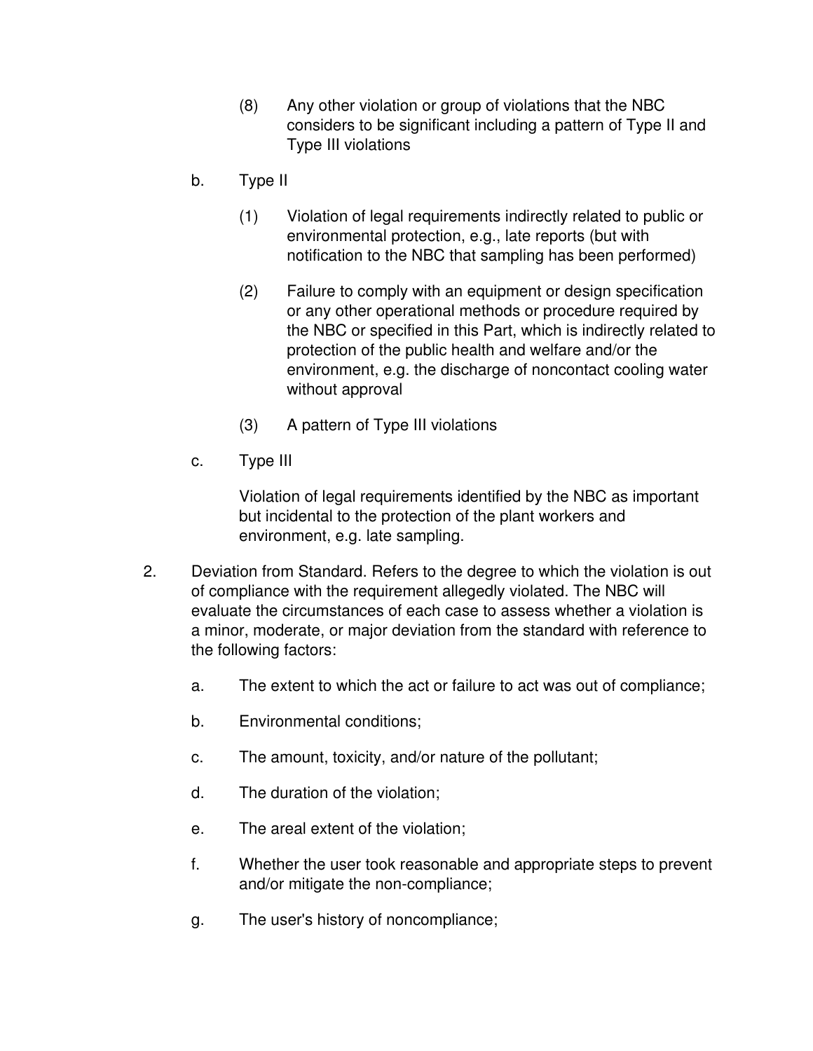(8) Any other violation or group of violations that the NBC considers to be significant including a pattern of Type II and Type III violations

b. Type II

(1) Violation of legal requirements indirectly related to public or environmental protection, e.g., late reports (but with notification to the NBC that sampling has been performed)

(2) Failure to comply with an equipment or design specification or any other operational methods or procedure required by the NBC or specified in this Part, which is indirectly related to protection of the public health and welfare and/or the environment, e.g. the discharge of noncontact cooling water without approval

(3) A pattern of Type III violations

c. Type III

Violation of legal requirements identified by the NBC as important but incidental to the protection of the plant workers and environment, e.g. late sampling.

2. Deviation from Standard. Refers to the degree to which the violation is out of compliance with the requirement allegedly violated. The NBC will evaluate the circumstances of each case to assess whether a violation is a minor, moderate, or major deviation from the standard with reference to the following factors:

a. The extent to which the act or failure to act was out of compliance;

b. Environmental conditions;

c. The amount, toxicity, and/or nature of the pollutant;

d. The duration of the violation;

e. The areal extent of the violation;

f. Whether the user took reasonable and appropriate steps to prevent and/or mitigate the non-compliance;

g. The user's history of noncompliance;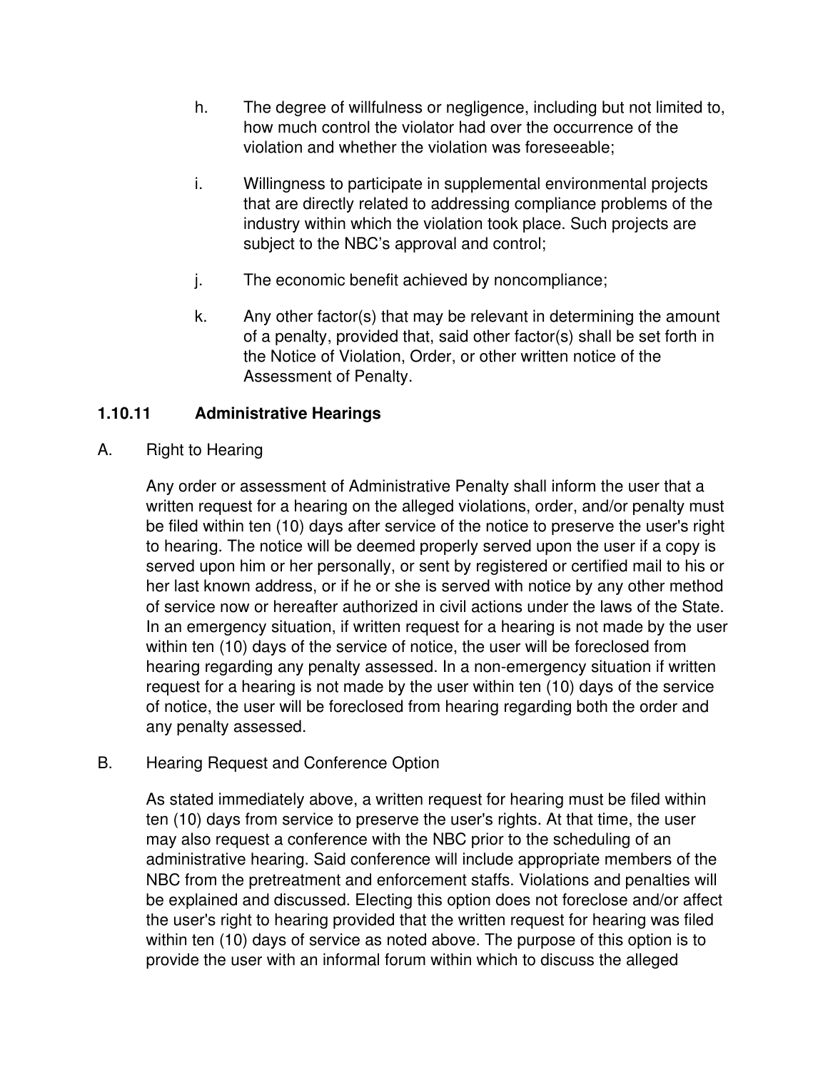h. The degree of willfulness or negligence, including but not limited to, how much control the violator had over the occurrence of the violation and whether the violation was foreseeable;

i. Willingness to participate in supplemental environmental projects that are directly related to addressing compliance problems of the industry within which the violation took place. Such projects are subject to the NBC's approval and control;

j. The economic benefit achieved by noncompliance;

k. Any other factor(s) that may be relevant in determining the amount of a penalty, provided that, said other factor(s) shall be set forth in the Notice of Violation, Order, or other written notice of the Assessment of Penalty.

### 1.10.11 Administrative Hearings

A. Right to Hearing

Any order or assessment of Administrative Penalty shall inform the user that a written request for a hearing on the alleged violations, order, and/or penalty must be filed within ten (10) days after service of the notice to preserve the user's right to hearing. The notice will be deemed properly served upon the user if a copy is served upon him or her personally, or sent by registered or certified mail to his or her last known address, or if he or she is served with notice by any other method of service now or hereafter authorized in civil actions under the laws of the State. In an emergency situation, if written request for a hearing is not made by the user within ten (10) days of the service of notice, the user will be foreclosed from hearing regarding any penalty assessed. In a non-emergency situation if written request for a hearing is not made by the user within ten (10) days of the service of notice, the user will be foreclosed from hearing regarding both the order and any penalty assessed.

B. Hearing Request and Conference Option

As stated immediately above, a written request for hearing must be filed within ten (10) days from service to preserve the user's rights. At that time, the user may also request a conference with the NBC prior to the scheduling of an administrative hearing. Said conference will include appropriate members of the NBC from the pretreatment and enforcement staffs. Violations and penalties will be explained and discussed. Electing this option does not foreclose and/or affect the user's right to hearing provided that the written request for hearing was filed within ten (10) days of service as noted above. The purpose of this option is to provide the user with an informal forum within which to discuss the alleged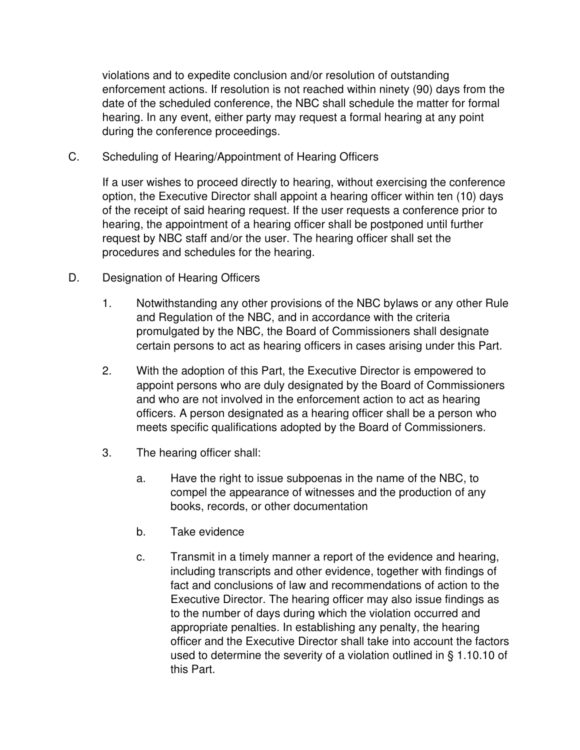violations and to expedite conclusion and/or resolution of outstanding enforcement actions. If resolution is not reached within ninety (90) days from the date of the scheduled conference, the NBC shall schedule the matter for formal hearing. In any event, either party may request a formal hearing at any point during the conference proceedings.

C. Scheduling of Hearing/Appointment of Hearing Officers

If a user wishes to proceed directly to hearing, without exercising the conference option, the Executive Director shall appoint a hearing officer within ten (10) days of the receipt of said hearing request. If the user requests a conference prior to hearing, the appointment of a hearing officer shall be postponed until further request by NBC staff and/or the user. The hearing officer shall set the procedures and schedules for the hearing.

D. Designation of Hearing Officers

1. Notwithstanding any other provisions of the NBC bylaws or any other Rule and Regulation of the NBC, and in accordance with the criteria promulgated by the NBC, the Board of Commissioners shall designate certain persons to act as hearing officers in cases arising under this Part.

2. With the adoption of this Part, the Executive Director is empowered to appoint persons who are duly designated by the Board of Commissioners and who are not involved in the enforcement action to act as hearing officers. A person designated as a hearing officer shall be a person who meets specific qualifications adopted by the Board of Commissioners.

3. The hearing officer shall:

   a. Have the right to issue subpoenas in the name of the NBC, to compel the appearance of witnesses and the production of any books, records, or other documentation

   b. Take evidence

   c. Transmit in a timely manner a report of the evidence and hearing, including transcripts and other evidence, together with findings of fact and conclusions of law and recommendations of action to the Executive Director. The hearing officer may also issue findings as to the number of days during which the violation occurred and appropriate penalties. In establishing any penalty, the hearing officer and the Executive Director shall take into account the factors used to determine the severity of a violation outlined in § 1.10.10 of this Part.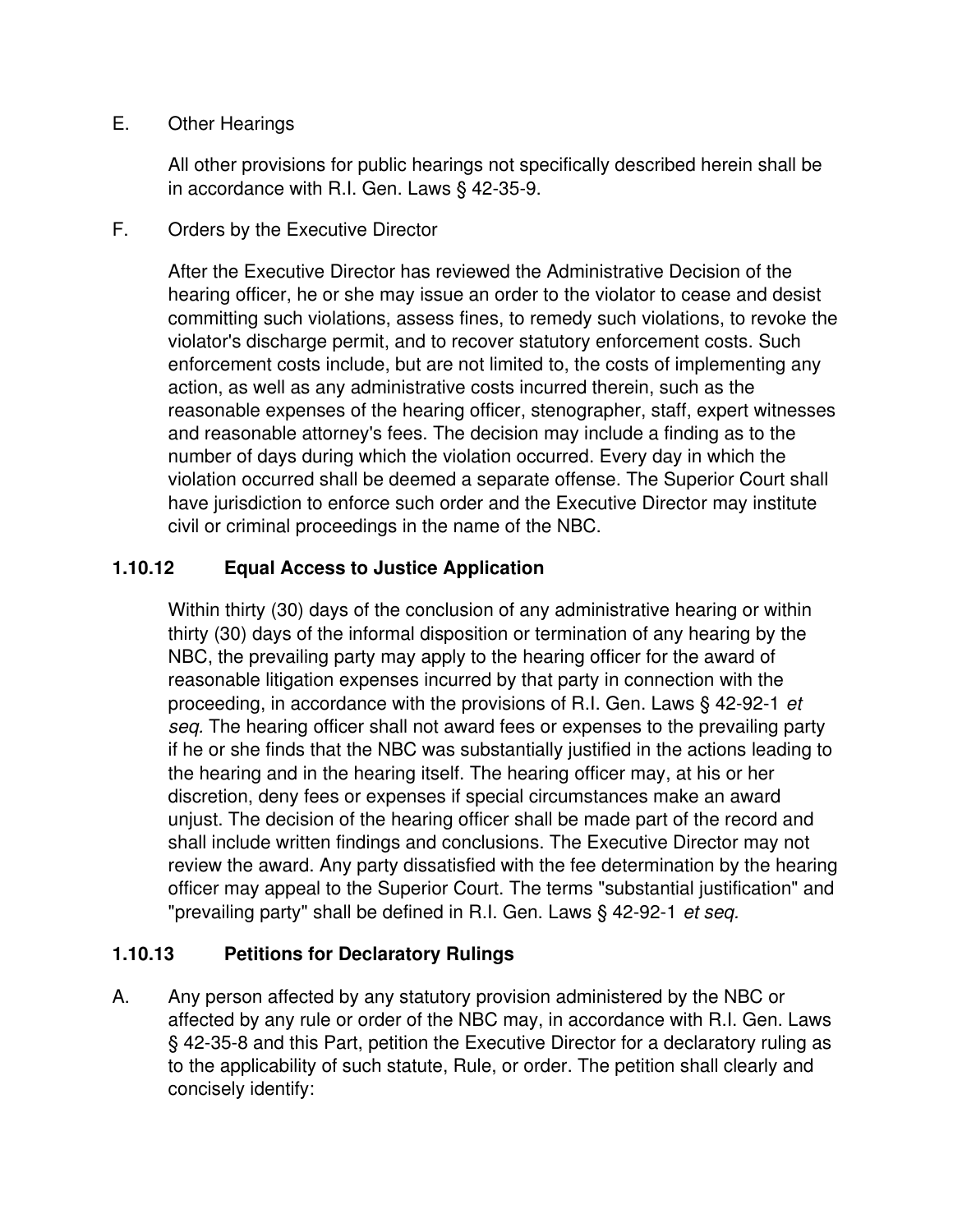E. Other Hearings

All other provisions for public hearings not specifically described herein shall be in accordance with R.I. Gen. Laws § 42-35-9.

F. Orders by the Executive Director

After the Executive Director has reviewed the Administrative Decision of the hearing officer, he or she may issue an order to the violator to cease and desist committing such violations, assess fines, to remedy such violations, to revoke the violator's discharge permit, and to recover statutory enforcement costs. Such enforcement costs include, but are not limited to, the costs of implementing any action, as well as any administrative costs incurred therein, such as the reasonable expenses of the hearing officer, stenographer, staff, expert witnesses and reasonable attorney's fees. The decision may include a finding as to the number of days during which the violation occurred. Every day in which the violation occurred shall be deemed a separate offense. The Superior Court shall have jurisdiction to enforce such order and the Executive Director may institute civil or criminal proceedings in the name of the NBC.

### 1.10.12 Equal Access to Justice Application

Within thirty (30) days of the conclusion of any administrative hearing or within thirty (30) days of the informal disposition or termination of any hearing by the NBC, the prevailing party may apply to the hearing officer for the award of reasonable litigation expenses incurred by that party in connection with the proceeding, in accordance with the provisions of R.I. Gen. Laws § 42-92-1 *et seq*. The hearing officer shall not award fees or expenses to the prevailing party if he or she finds that the NBC was substantially justified in the actions leading to the hearing and in the hearing itself. The hearing officer may, at his or her discretion, deny fees or expenses if special circumstances make an award unjust. The decision of the hearing officer shall be made part of the record and shall include written findings and conclusions. The Executive Director may not review the award. Any party dissatisfied with the fee determination by the hearing officer may appeal to the Superior Court. The terms "substantial justification" and "prevailing party" shall be defined in R.I. Gen. Laws § 42-92-1 *et seq*.

### 1.10.13 Petitions for Declaratory Rulings

A. Any person affected by any statutory provision administered by the NBC or affected by any rule or order of the NBC may, in accordance with R.I. Gen. Laws § 42-35-8 and this Part, petition the Executive Director for a declaratory ruling as to the applicability of such statute, Rule, or order. The petition shall clearly and concisely identify: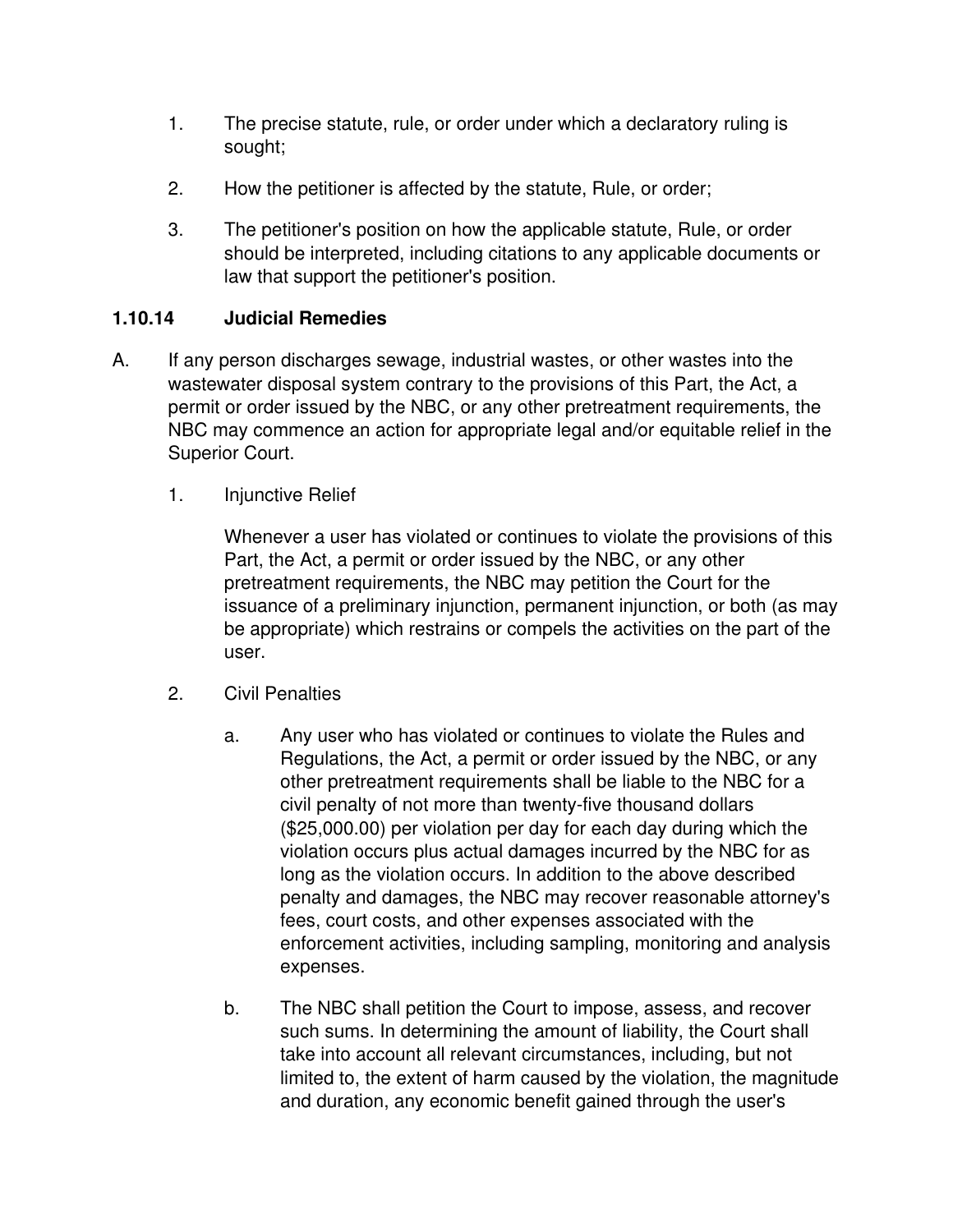1. The precise statute, rule, or order under which a declaratory ruling is sought;

2. How the petitioner is affected by the statute, Rule, or order;

3. The petitioner's position on how the applicable statute, Rule, or order should be interpreted, including citations to any applicable documents or law that support the petitioner's position.

### 1.10.14 Judicial Remedies

A. If any person discharges sewage, industrial wastes, or other wastes into the wastewater disposal system contrary to the provisions of this Part, the Act, a permit or order issued by the NBC, or any other pretreatment requirements, the NBC may commence an action for appropriate legal and/or equitable relief in the Superior Court.

   1. Injunctive Relief

      Whenever a user has violated or continues to violate the provisions of this Part, the Act, a permit or order issued by the NBC, or any other pretreatment requirements, the NBC may petition the Court for the issuance of a preliminary injunction, permanent injunction, or both (as may be appropriate) which restrains or compels the activities on the part of the user.

   2. Civil Penalties

      a. Any user who has violated or continues to violate the Rules and Regulations, the Act, a permit or order issued by the NBC, or any other pretreatment requirements shall be liable to the NBC for a civil penalty of not more than twenty-five thousand dollars ($25,000.00) per violation per day for each day during which the violation occurs plus actual damages incurred by the NBC for as long as the violation occurs. In addition to the above described penalty and damages, the NBC may recover reasonable attorney's fees, court costs, and other expenses associated with the enforcement activities, including sampling, monitoring and analysis expenses.

      b. The NBC shall petition the Court to impose, assess, and recover such sums. In determining the amount of liability, the Court shall take into account all relevant circumstances, including, but not limited to, the extent of harm caused by the violation, the magnitude and duration, any economic benefit gained through the user's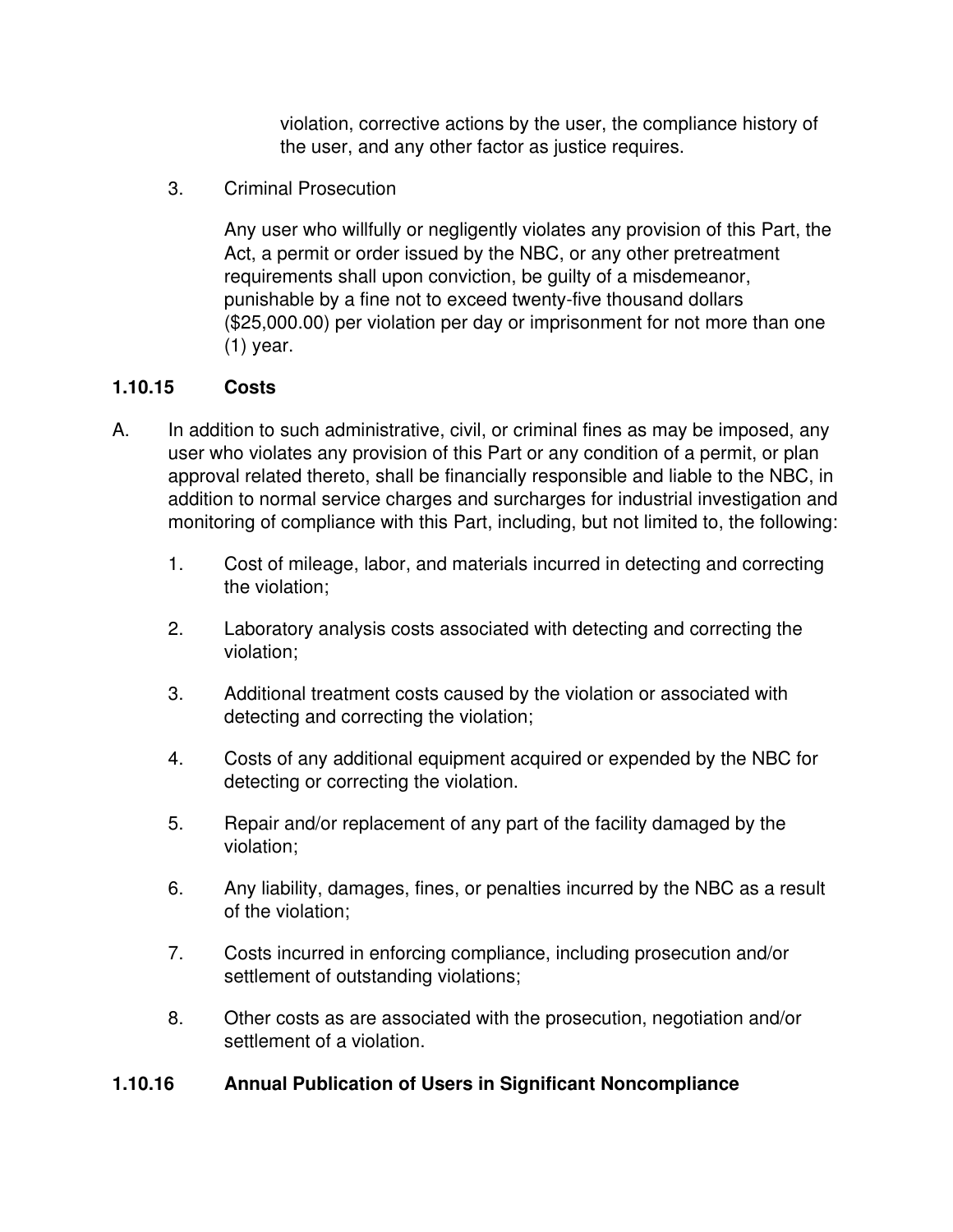violation, corrective actions by the user, the compliance history of the user, and any other factor as justice requires.

3. Criminal Prosecution

   Any user who willfully or negligently violates any provision of this Part, the Act, a permit or order issued by the NBC, or any other pretreatment requirements shall upon conviction, be guilty of a misdemeanor, punishable by a fine not to exceed twenty-five thousand dollars ($25,000.00) per violation per day or imprisonment for not more than one (1) year.

### 1.10.15 Costs

A. In addition to such administrative, civil, or criminal fines as may be imposed, any user who violates any provision of this Part or any condition of a permit, or plan approval related thereto, shall be financially responsible and liable to the NBC, in addition to normal service charges and surcharges for industrial investigation and monitoring of compliance with this Part, including, but not limited to, the following:

   1. Cost of mileage, labor, and materials incurred in detecting and correcting the violation;

   2. Laboratory analysis costs associated with detecting and correcting the violation;

   3. Additional treatment costs caused by the violation or associated with detecting and correcting the violation;

   4. Costs of any additional equipment acquired or expended by the NBC for detecting or correcting the violation.

   5. Repair and/or replacement of any part of the facility damaged by the violation;

   6. Any liability, damages, fines, or penalties incurred by the NBC as a result of the violation;

   7. Costs incurred in enforcing compliance, including prosecution and/or settlement of outstanding violations;

   8. Other costs as are associated with the prosecution, negotiation and/or settlement of a violation.

### 1.10.16 Annual Publication of Users in Significant Noncompliance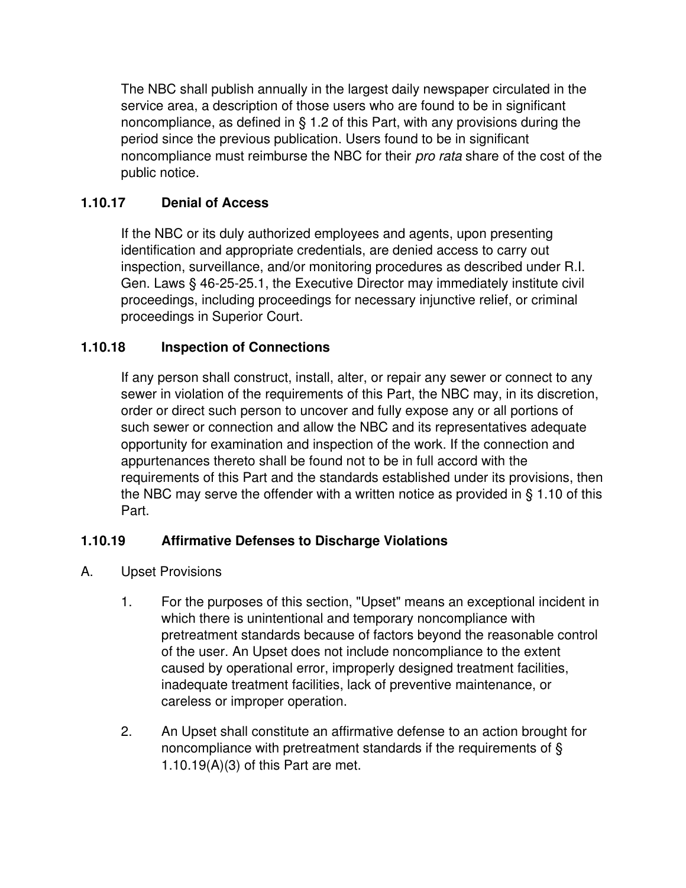The NBC shall publish annually in the largest daily newspaper circulated in the service area, a description of those users who are found to be in significant noncompliance, as defined in § 1.2 of this Part, with any provisions during the period since the previous publication. Users found to be in significant noncompliance must reimburse the NBC for their *pro rata* share of the cost of the public notice.

### 1.10.17 Denial of Access

If the NBC or its duly authorized employees and agents, upon presenting identification and appropriate credentials, are denied access to carry out inspection, surveillance, and/or monitoring procedures as described under R.I. Gen. Laws § 46-25-25.1, the Executive Director may immediately institute civil proceedings, including proceedings for necessary injunctive relief, or criminal proceedings in Superior Court.

### 1.10.18 Inspection of Connections

If any person shall construct, install, alter, or repair any sewer or connect to any sewer in violation of the requirements of this Part, the NBC may, in its discretion, order or direct such person to uncover and fully expose any or all portions of such sewer or connection and allow the NBC and its representatives adequate opportunity for examination and inspection of the work. If the connection and appurtenances thereto shall be found not to be in full accord with the requirements of this Part and the standards established under its provisions, then the NBC may serve the offender with a written notice as provided in § 1.10 of this Part.

### 1.10.19 Affirmative Defenses to Discharge Violations

A. Upset Provisions

1. For the purposes of this section, "Upset" means an exceptional incident in which there is unintentional and temporary noncompliance with pretreatment standards because of factors beyond the reasonable control of the user. An Upset does not include noncompliance to the extent caused by operational error, improperly designed treatment facilities, inadequate treatment facilities, lack of preventive maintenance, or careless or improper operation.

2. An Upset shall constitute an affirmative defense to an action brought for noncompliance with pretreatment standards if the requirements of § 1.10.19(A)(3) of this Part are met.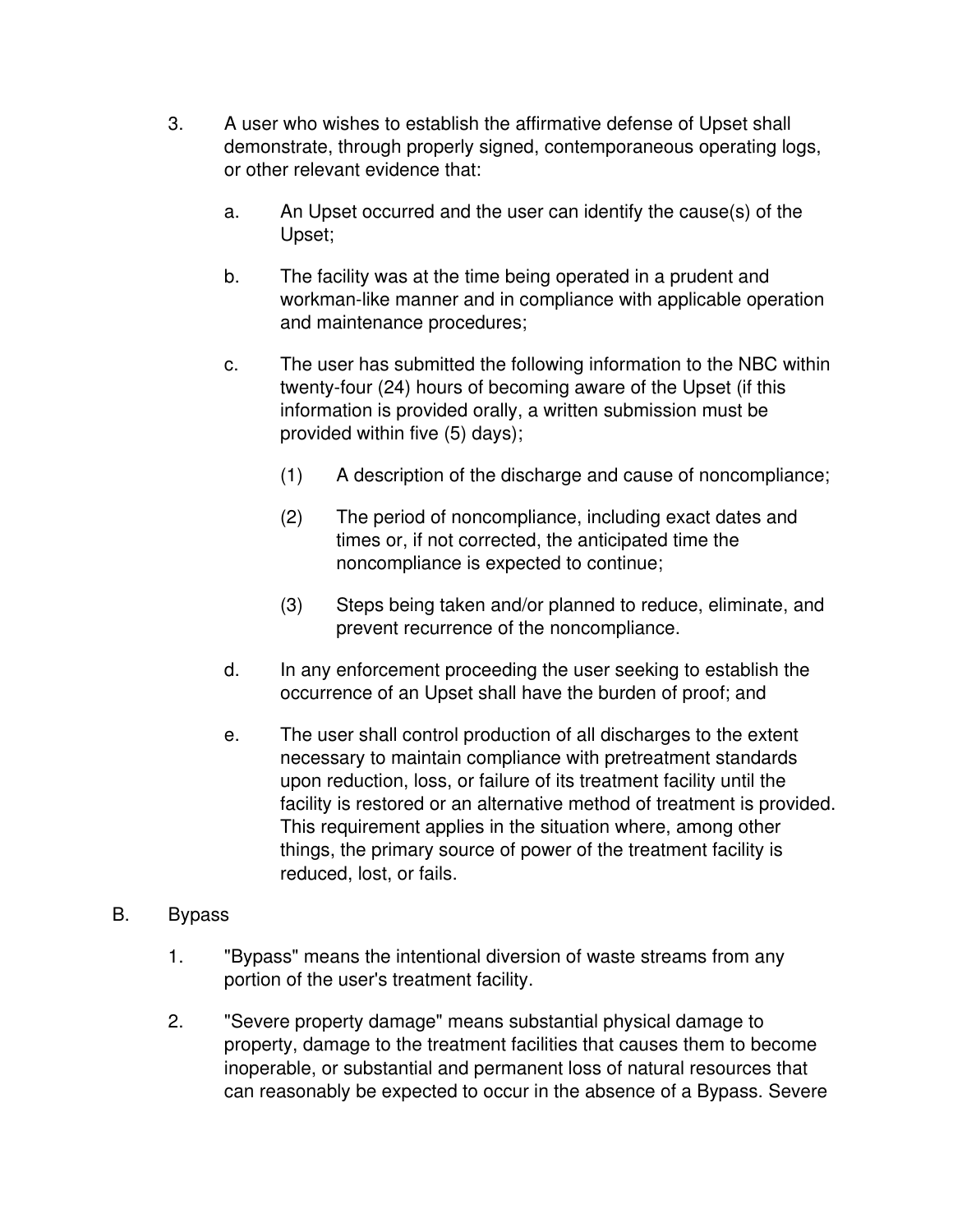3. A user who wishes to establish the affirmative defense of Upset shall demonstrate, through properly signed, contemporaneous operating logs, or other relevant evidence that:

    a. An Upset occurred and the user can identify the cause(s) of the Upset;

    b. The facility was at the time being operated in a prudent and workman-like manner and in compliance with applicable operation and maintenance procedures;

    c. The user has submitted the following information to the NBC within twenty-four (24) hours of becoming aware of the Upset (if this information is provided orally, a written submission must be provided within five (5) days);

        (1) A description of the discharge and cause of noncompliance;

        (2) The period of noncompliance, including exact dates and times or, if not corrected, the anticipated time the noncompliance is expected to continue;

        (3) Steps being taken and/or planned to reduce, eliminate, and prevent recurrence of the noncompliance.

    d. In any enforcement proceeding the user seeking to establish the occurrence of an Upset shall have the burden of proof; and

    e. The user shall control production of all discharges to the extent necessary to maintain compliance with pretreatment standards upon reduction, loss, or failure of its treatment facility until the facility is restored or an alternative method of treatment is provided. This requirement applies in the situation where, among other things, the primary source of power of the treatment facility is reduced, lost, or fails.

B. Bypass

1. "Bypass" means the intentional diversion of waste streams from any portion of the user's treatment facility.

2. "Severe property damage" means substantial physical damage to property, damage to the treatment facilities that causes them to become inoperable, or substantial and permanent loss of natural resources that can reasonably be expected to occur in the absence of a Bypass. Severe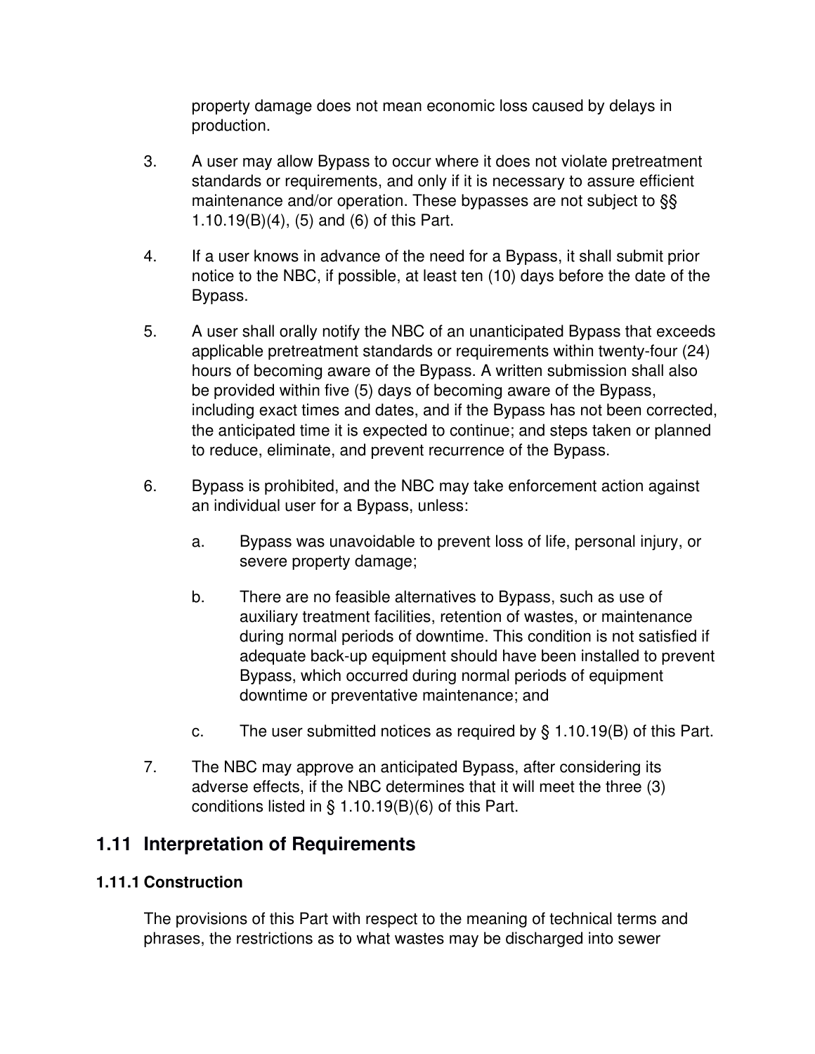property damage does not mean economic loss caused by delays in production.

3. A user may allow Bypass to occur where it does not violate pretreatment standards or requirements, and only if it is necessary to assure efficient maintenance and/or operation. These bypasses are not subject to §§ 1.10.19(B)(4), (5) and (6) of this Part.

4. If a user knows in advance of the need for a Bypass, it shall submit prior notice to the NBC, if possible, at least ten (10) days before the date of the Bypass.

5. A user shall orally notify the NBC of an unanticipated Bypass that exceeds applicable pretreatment standards or requirements within twenty-four (24) hours of becoming aware of the Bypass. A written submission shall also be provided within five (5) days of becoming aware of the Bypass, including exact times and dates, and if the Bypass has not been corrected, the anticipated time it is expected to continue; and steps taken or planned to reduce, eliminate, and prevent recurrence of the Bypass.

6. Bypass is prohibited, and the NBC may take enforcement action against an individual user for a Bypass, unless:

   a. Bypass was unavoidable to prevent loss of life, personal injury, or severe property damage;

   b. There are no feasible alternatives to Bypass, such as use of auxiliary treatment facilities, retention of wastes, or maintenance during normal periods of downtime. This condition is not satisfied if adequate back-up equipment should have been installed to prevent Bypass, which occurred during normal periods of equipment downtime or preventative maintenance; and

   c. The user submitted notices as required by § 1.10.19(B) of this Part.

7. The NBC may approve an anticipated Bypass, after considering its adverse effects, if the NBC determines that it will meet the three (3) conditions listed in § 1.10.19(B)(6) of this Part.

## 1.11 Interpretation of Requirements

### 1.11.1 Construction

The provisions of this Part with respect to the meaning of technical terms and phrases, the restrictions as to what wastes may be discharged into sewer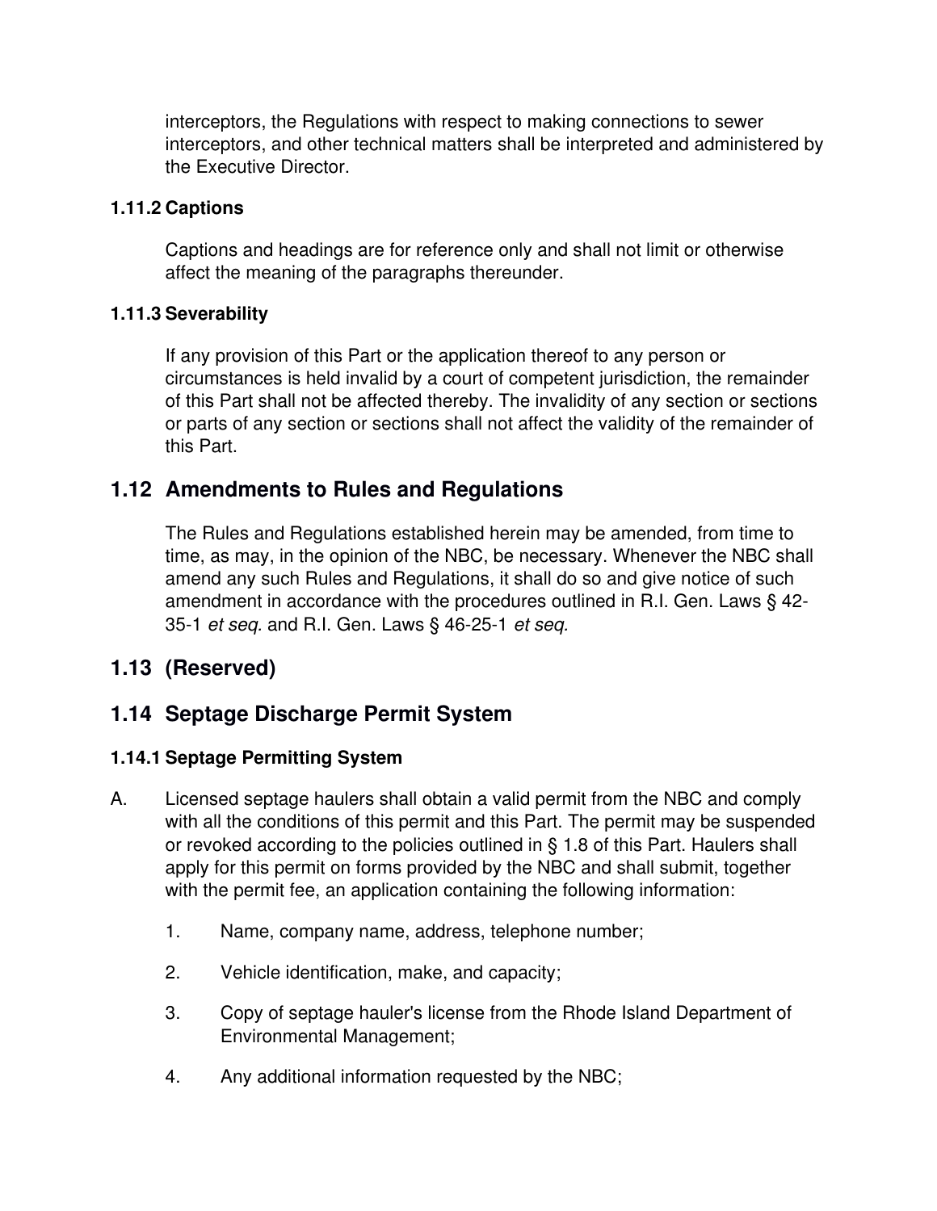interceptors, the Regulations with respect to making connections to sewer interceptors, and other technical matters shall be interpreted and administered by the Executive Director.

### 1.11.2 Captions

Captions and headings are for reference only and shall not limit or otherwise affect the meaning of the paragraphs thereunder.

### 1.11.3 Severability

If any provision of this Part or the application thereof to any person or circumstances is held invalid by a court of competent jurisdiction, the remainder of this Part shall not be affected thereby. The invalidity of any section or sections or parts of any section or sections shall not affect the validity of the remainder of this Part.

## 1.12 Amendments to Rules and Regulations

The Rules and Regulations established herein may be amended, from time to time, as may, in the opinion of the NBC, be necessary. Whenever the NBC shall amend any such Rules and Regulations, it shall do so and give notice of such amendment in accordance with the procedures outlined in R.I. Gen. Laws § 42-35-1 *et seq.* and R.I. Gen. Laws § 46-25-1 *et seq.*

## 1.13 (Reserved)

## 1.14 Septage Discharge Permit System

### 1.14.1 Septage Permitting System

A. Licensed septage haulers shall obtain a valid permit from the NBC and comply with all the conditions of this permit and this Part. The permit may be suspended or revoked according to the policies outlined in § 1.8 of this Part. Haulers shall apply for this permit on forms provided by the NBC and shall submit, together with the permit fee, an application containing the following information:

   1. Name, company name, address, telephone number;

   2. Vehicle identification, make, and capacity;

   3. Copy of septage hauler's license from the Rhode Island Department of Environmental Management;

   4. Any additional information requested by the NBC;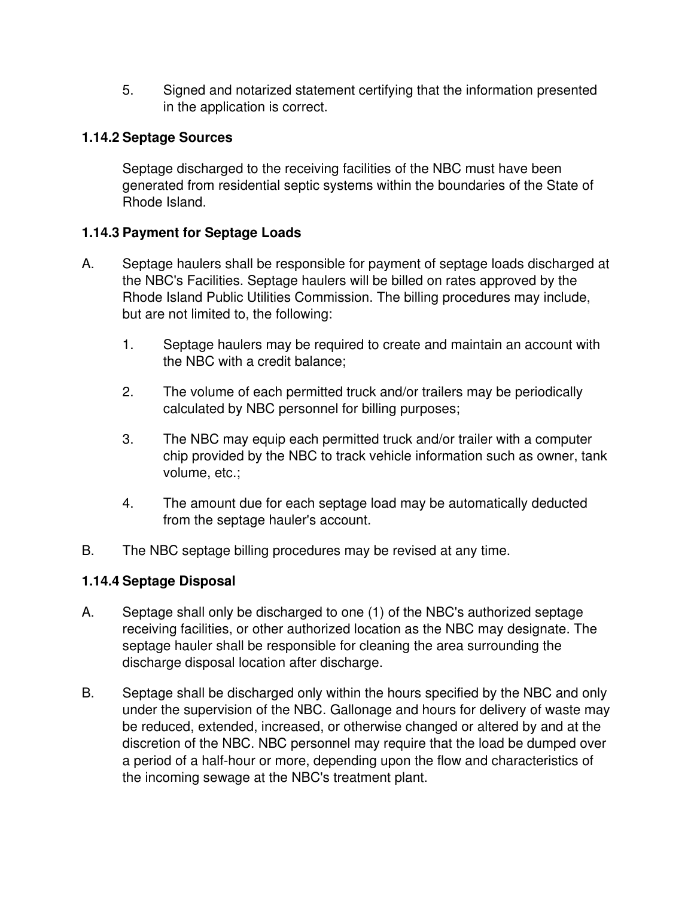5. Signed and notarized statement certifying that the information presented in the application is correct.

### 1.14.2 Septage Sources

Septage discharged to the receiving facilities of the NBC must have been generated from residential septic systems within the boundaries of the State of Rhode Island.

### 1.14.3 Payment for Septage Loads

A. Septage haulers shall be responsible for payment of septage loads discharged at the NBC's Facilities. Septage haulers will be billed on rates approved by the Rhode Island Public Utilities Commission. The billing procedures may include, but are not limited to, the following:

   1. Septage haulers may be required to create and maintain an account with the NBC with a credit balance;

   2. The volume of each permitted truck and/or trailers may be periodically calculated by NBC personnel for billing purposes;

   3. The NBC may equip each permitted truck and/or trailer with a computer chip provided by the NBC to track vehicle information such as owner, tank volume, etc.;

   4. The amount due for each septage load may be automatically deducted from the septage hauler's account.

B. The NBC septage billing procedures may be revised at any time.

### 1.14.4 Septage Disposal

A. Septage shall only be discharged to one (1) of the NBC's authorized septage receiving facilities, or other authorized location as the NBC may designate. The septage hauler shall be responsible for cleaning the area surrounding the discharge disposal location after discharge.

B. Septage shall be discharged only within the hours specified by the NBC and only under the supervision of the NBC. Gallonage and hours for delivery of waste may be reduced, extended, increased, or otherwise changed or altered by and at the discretion of the NBC. NBC personnel may require that the load be dumped over a period of a half-hour or more, depending upon the flow and characteristics of the incoming sewage at the NBC's treatment plant.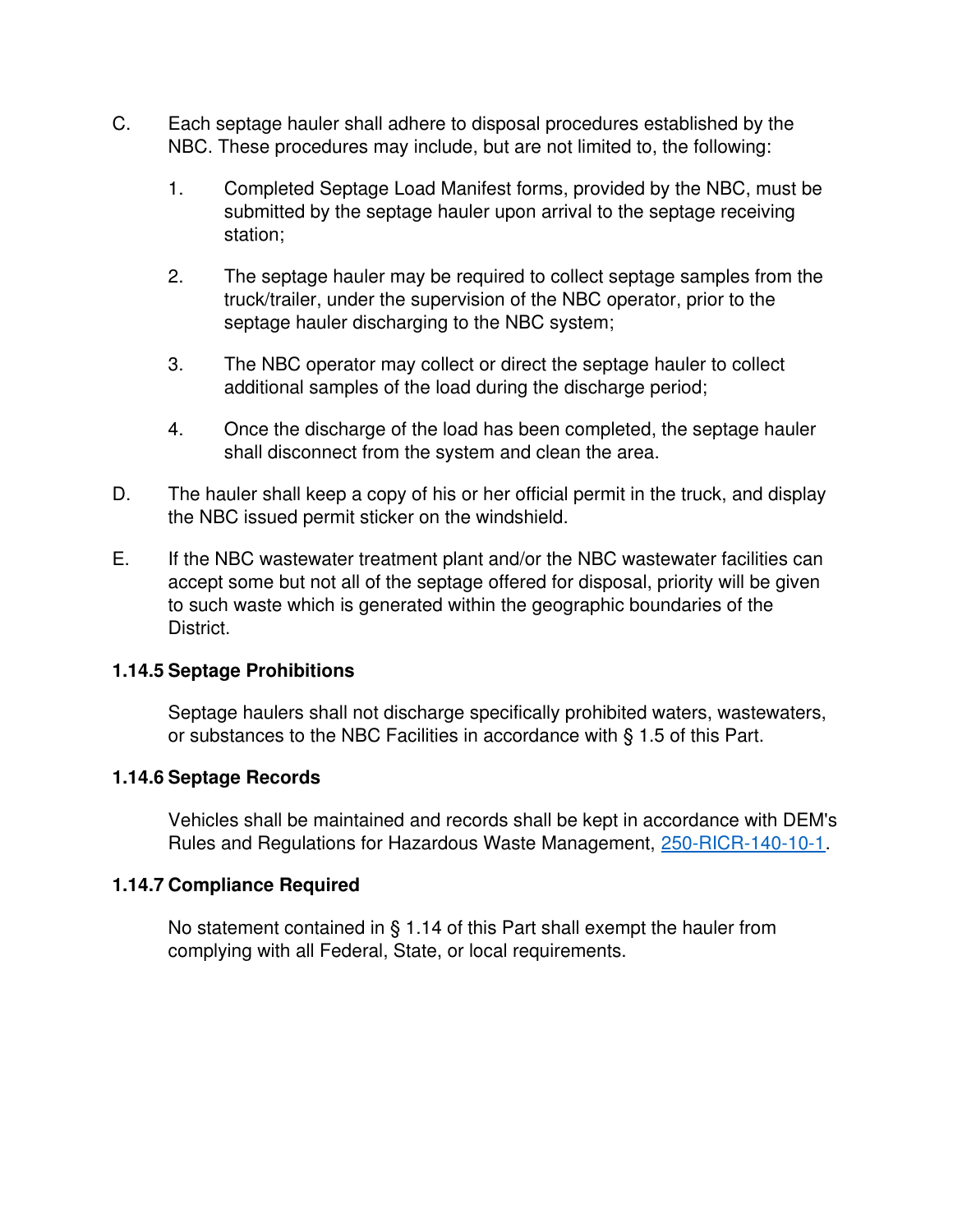C. Each septage hauler shall adhere to disposal procedures established by the NBC. These procedures may include, but are not limited to, the following:

1. Completed Septage Load Manifest forms, provided by the NBC, must be submitted by the septage hauler upon arrival to the septage receiving station;

2. The septage hauler may be required to collect septage samples from the truck/trailer, under the supervision of the NBC operator, prior to the septage hauler discharging to the NBC system;

3. The NBC operator may collect or direct the septage hauler to collect additional samples of the load during the discharge period;

4. Once the discharge of the load has been completed, the septage hauler shall disconnect from the system and clean the area.

D. The hauler shall keep a copy of his or her official permit in the truck, and display the NBC issued permit sticker on the windshield.

E. If the NBC wastewater treatment plant and/or the NBC wastewater facilities can accept some but not all of the septage offered for disposal, priority will be given to such waste which is generated within the geographic boundaries of the District.

### 1.14.5 Septage Prohibitions

Septage haulers shall not discharge specifically prohibited waters, wastewaters, or substances to the NBC Facilities in accordance with § 1.5 of this Part.

### 1.14.6 Septage Records

Vehicles shall be maintained and records shall be kept in accordance with DEM's Rules and Regulations for Hazardous Waste Management, 250-RICR-140-10-1.

### 1.14.7 Compliance Required

No statement contained in § 1.14 of this Part shall exempt the hauler from complying with all Federal, State, or local requirements.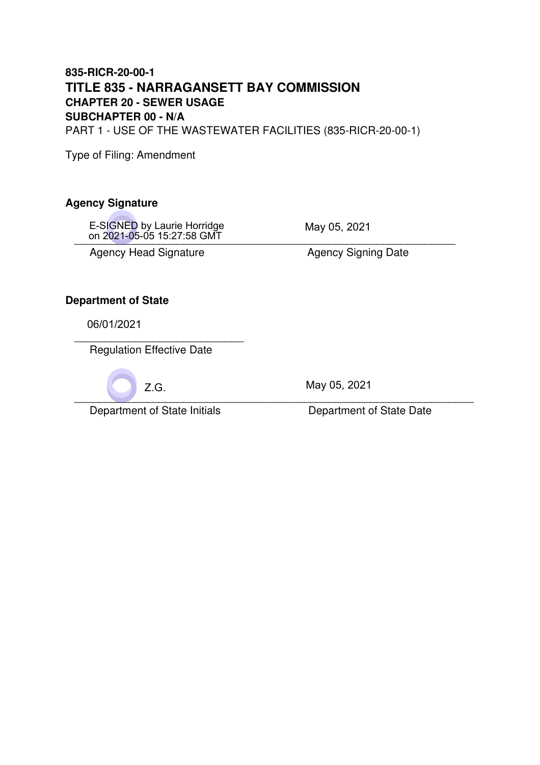**835-RICR-20-00-1**

## TITLE 835 - NARRAGANSETT BAY COMMISSION

**CHAPTER 20 - SEWER USAGE**

**SUBCHAPTER 00 - N/A**

PART 1 - USE OF THE WASTEWATER FACILITIES (835-RICR-20-00-1)

Type of Filing: Amendment

**Agency Signature**

| | |
|---|---|
| E-SIGNED by Laurie Horridge on 2021-05-05 15:27:58 GMT | May 05, 2021 |
| Agency Head Signature | Agency Signing Date |

**Department of State**

06/01/2021

Regulation Effective Date

| | |
|---|---|
| Z.G. | May 05, 2021 |
| Department of State Initials | Department of State Date |